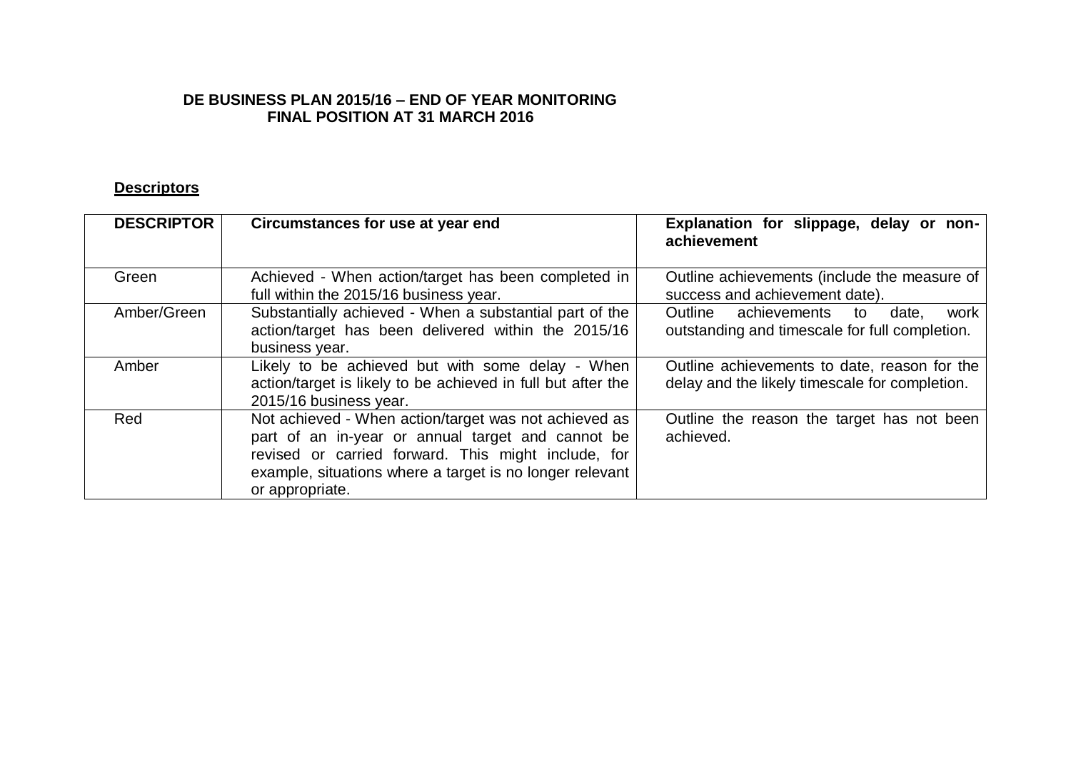# DE BUSINESS PLAN 2015/16 – END OF YEAR MONITORING
## FINAL POSITION AT 31 MARCH 2016

**Descriptors**

| DESCRIPTOR | Circumstances for use at year end | Explanation for slippage, delay or non-achievement |
|---|---|---|
| Green | Achieved - When action/target has been completed in full within the 2015/16 business year. | Outline achievements (include the measure of success and achievement date). |
| Amber/Green | Substantially achieved - When a substantial part of the action/target has been delivered within the 2015/16 business year. | Outline achievements to date, work outstanding and timescale for full completion. |
| Amber | Likely to be achieved but with some delay - When action/target is likely to be achieved in full but after the 2015/16 business year. | Outline achievements to date, reason for the delay and the likely timescale for completion. |
| Red | Not achieved - When action/target was not achieved as part of an in-year or annual target and cannot be revised or carried forward. This might include, for example, situations where a target is no longer relevant or appropriate. | Outline the reason the target has not been achieved. |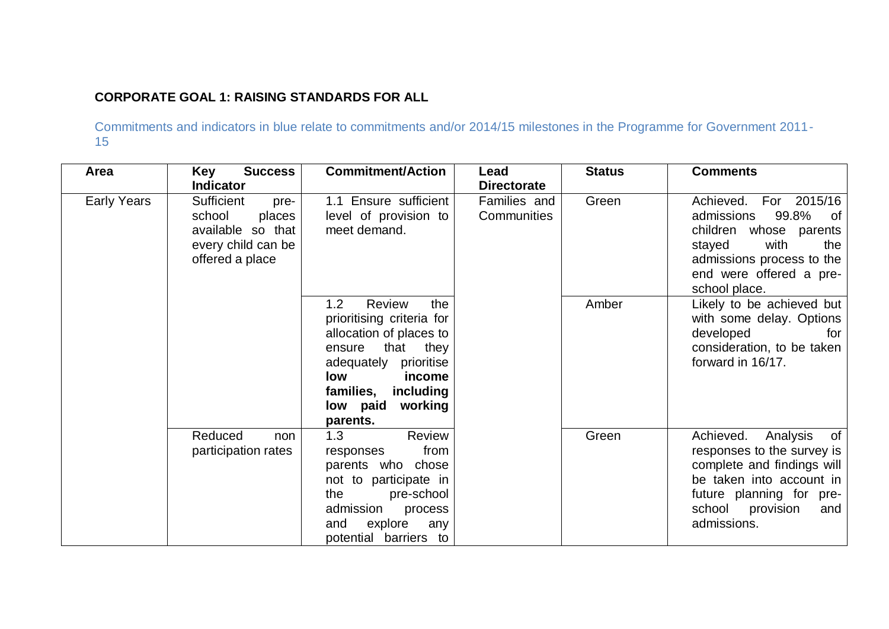**CORPORATE GOAL 1: RAISING STANDARDS FOR ALL**

Commitments and indicators in blue relate to commitments and/or 2014/15 milestones in the Programme for Government 2011-15

| Area | Key Success Indicator | Commitment/Action | Lead Directorate | Status | Comments |
|---|---|---|---|---|---|
| Early Years | Sufficient pre-school places available so that every child can be offered a place | 1.1 Ensure sufficient level of provision to meet demand. | Families and Communities | Green | Achieved. For 2015/16 admissions 99.8% of children whose parents stayed with the admissions process to the end were offered a pre-school place. |
| | | 1.2 Review the prioritising criteria for allocation of places to ensure that they adequately prioritise **low income families, including low paid working parents.** | | Amber | Likely to be achieved but with some delay. Options developed for consideration, to be taken forward in 16/17. |
| | Reduced non participation rates | 1.3 Review responses from parents who chose not to participate in the pre-school admission process and explore any potential barriers to | | Green | Achieved. Analysis of responses to the survey is complete and findings will be taken into account in future planning for pre-school provision and admissions. |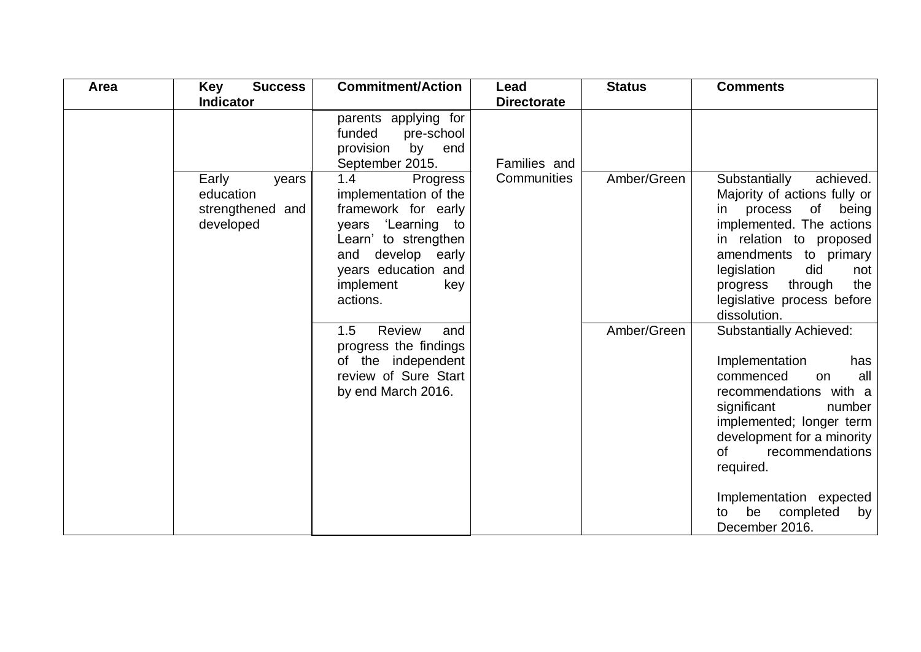| Area | Key Success Indicator | Commitment/Action | Lead Directorate | Status | Comments |
|---|---|---|---|---|---|
| | | parents applying for funded pre-school provision by end September 2015. | Families and Communities | | |
| | Early years education strengthened and developed | 1.4 Progress implementation of the framework for early years 'Learning to Learn' to strengthen and develop early years education and implement key actions. | | Amber/Green | Substantially achieved. Majority of actions fully or in process of being implemented. The actions in relation to proposed amendments to primary legislation did not progress through the legislative process before dissolution. |
| | | 1.5 Review and progress the findings of the independent review of Sure Start by end March 2016. | | Amber/Green | Substantially Achieved:<br><br>Implementation has commenced on all recommendations with a significant number implemented; longer term development for a minority of recommendations required.<br><br>Implementation expected to be completed by December 2016. |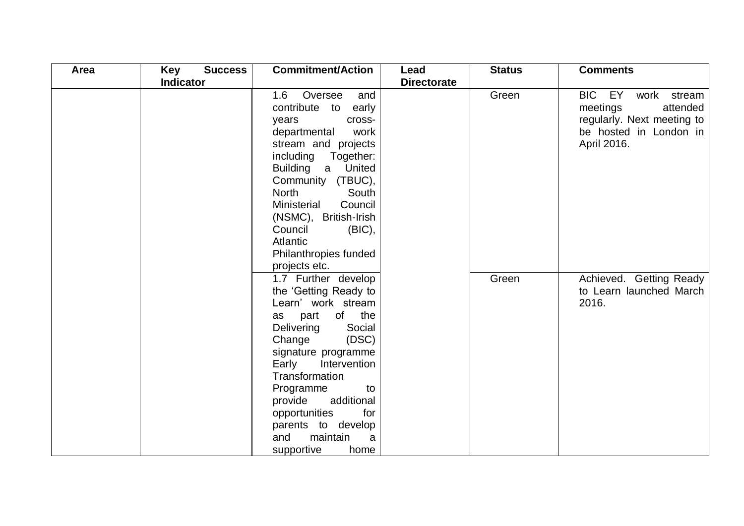| Area | Key Success Indicator | Commitment/Action | Lead Directorate | Status | Comments |
| --- | --- | --- | --- | --- | --- |
| | | 1.6 Oversee and contribute to early years cross-departmental work stream and projects including Together: Building a United Community (TBUC), North South Ministerial Council (NSMC), British-Irish Council (BIC), Atlantic Philanthropies funded projects etc. | | Green | BIC EY work stream meetings attended regularly. Next meeting to be hosted in London in April 2016. |
| | | 1.7 Further develop the 'Getting Ready to Learn' work stream as part of the Delivering Social Change (DSC) signature programme Early Intervention Transformation Programme to provide additional opportunities for parents to develop and maintain a supportive home | | Green | Achieved. Getting Ready to Learn launched March 2016. |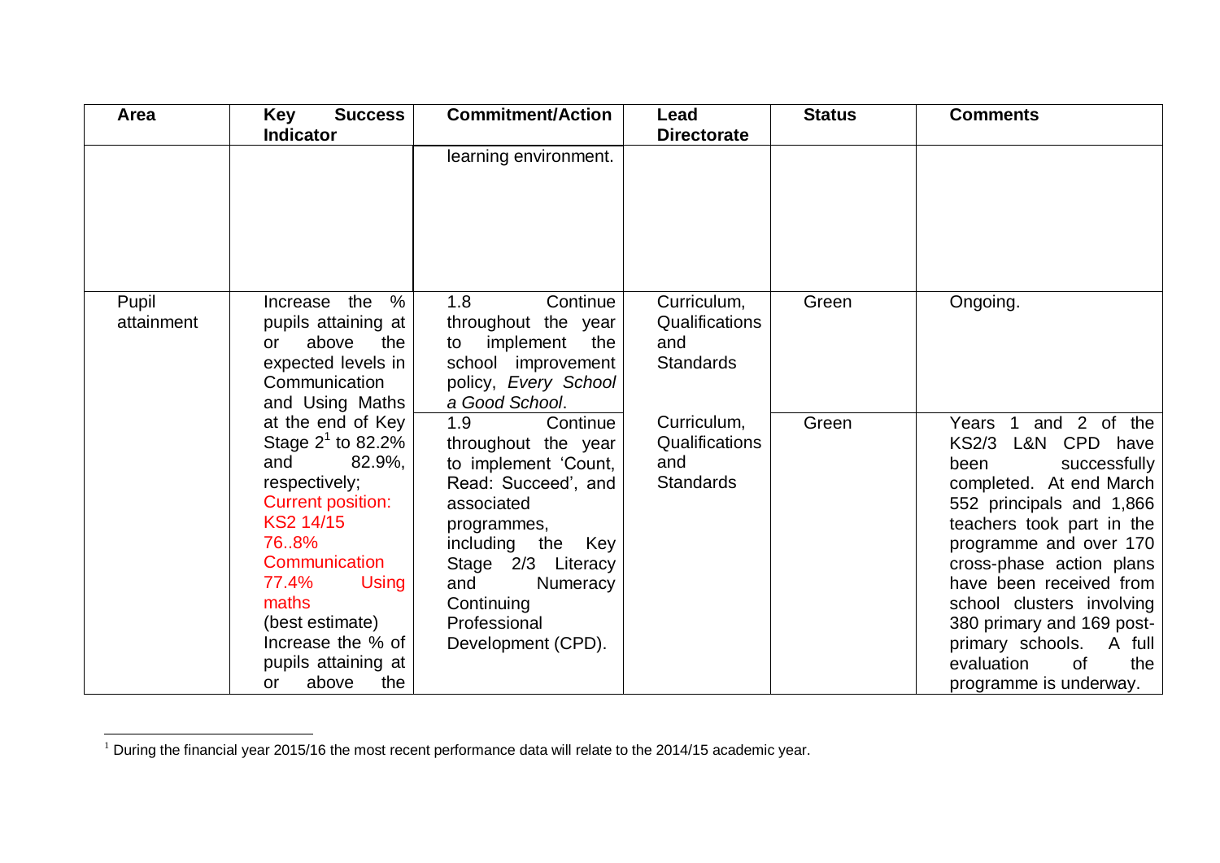| Area | Key Success Indicator | Commitment/Action | Lead Directorate | Status | Comments |
|---|---|---|---|---|---|
| | | learning environment. | | | |
| Pupil attainment | Increase the % pupils attaining at or above the expected levels in Communication and Using Maths at the end of Key Stage 2[1] to 82.2% and 82.9%, respectively; Current position: KS2 14/15 76..8% Communication 77.4% Using maths (best estimate) Increase the % of pupils attaining at or above the | 1.8 Continue throughout the year to implement the school improvement policy, *Every School a Good School*. | Curriculum, Qualifications and Standards | Green | Ongoing. |
| | | 1.9 Continue throughout the year to implement 'Count, Read: Succeed', and associated programmes, including the Key Stage 2/3 Literacy and Numeracy Continuing Professional Development (CPD). | Curriculum, Qualifications and Standards | Green | Years 1 and 2 of the KS2/3 L&N CPD have been successfully completed. At end March 552 principals and 1,866 teachers took part in the programme and over 170 cross-phase action plans have been received from school clusters involving 380 primary and 169 post-primary schools. A full evaluation of the programme is underway. |

[1] During the financial year 2015/16 the most recent performance data will relate to the 2014/15 academic year.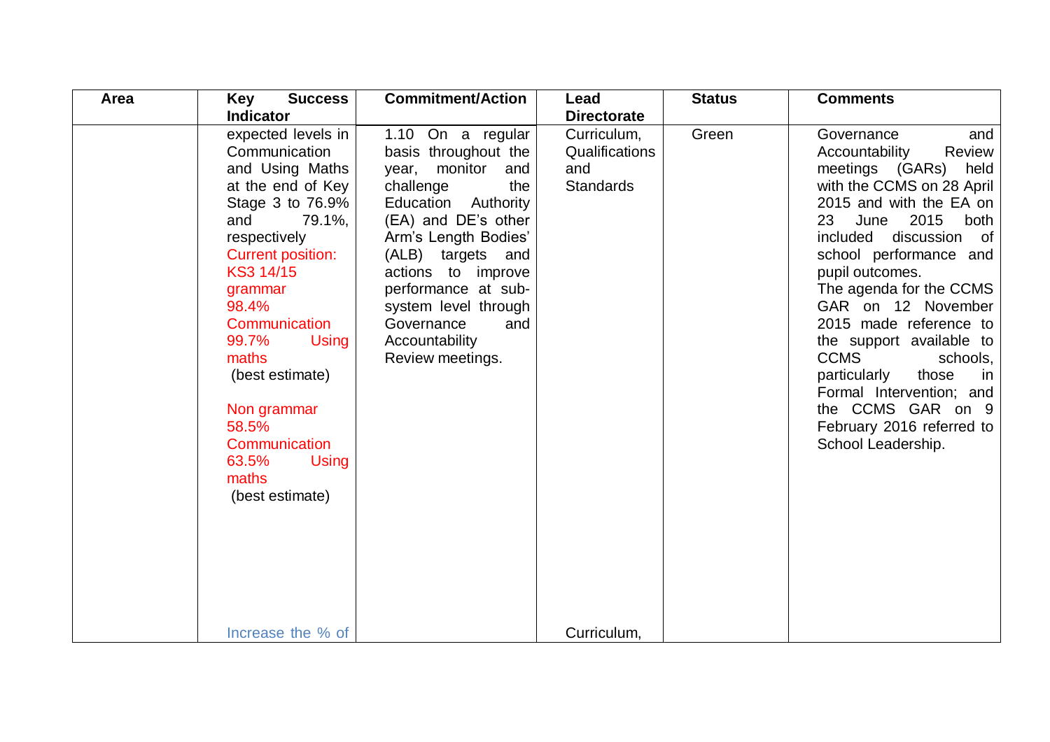| Area | Key Success Indicator | Commitment/Action | Lead Directorate | Status | Comments |
|---|---|---|---|---|---|
| | expected levels in Communication and Using Maths at the end of Key Stage 3 to 76.9% and 79.1%, respectively<br>Current position: KS3 14/15 grammar<br>98.4% Communication<br>99.7% Using maths<br>(best estimate)<br><br>Non grammar<br>58.5% Communication<br>63.5% Using maths<br>(best estimate)<br><br>Increase the % of | 1.10 On a regular basis throughout the year, monitor and challenge the Education Authority (EA) and DE's other Arm's Length Bodies' (ALB) targets and actions to improve performance at sub-system level through Governance and Accountability Review meetings. | Curriculum, Qualifications and Standards<br><br>Curriculum, | Green | Governance and Accountability Review meetings (GARs) held with the CCMS on 28 April 2015 and with the EA on 23 June 2015 both included discussion of school performance and pupil outcomes.<br>The agenda for the CCMS GAR on 12 November 2015 made reference to the support available to CCMS schools, particularly those in Formal Intervention; and the CCMS GAR on 9 February 2016 referred to School Leadership. |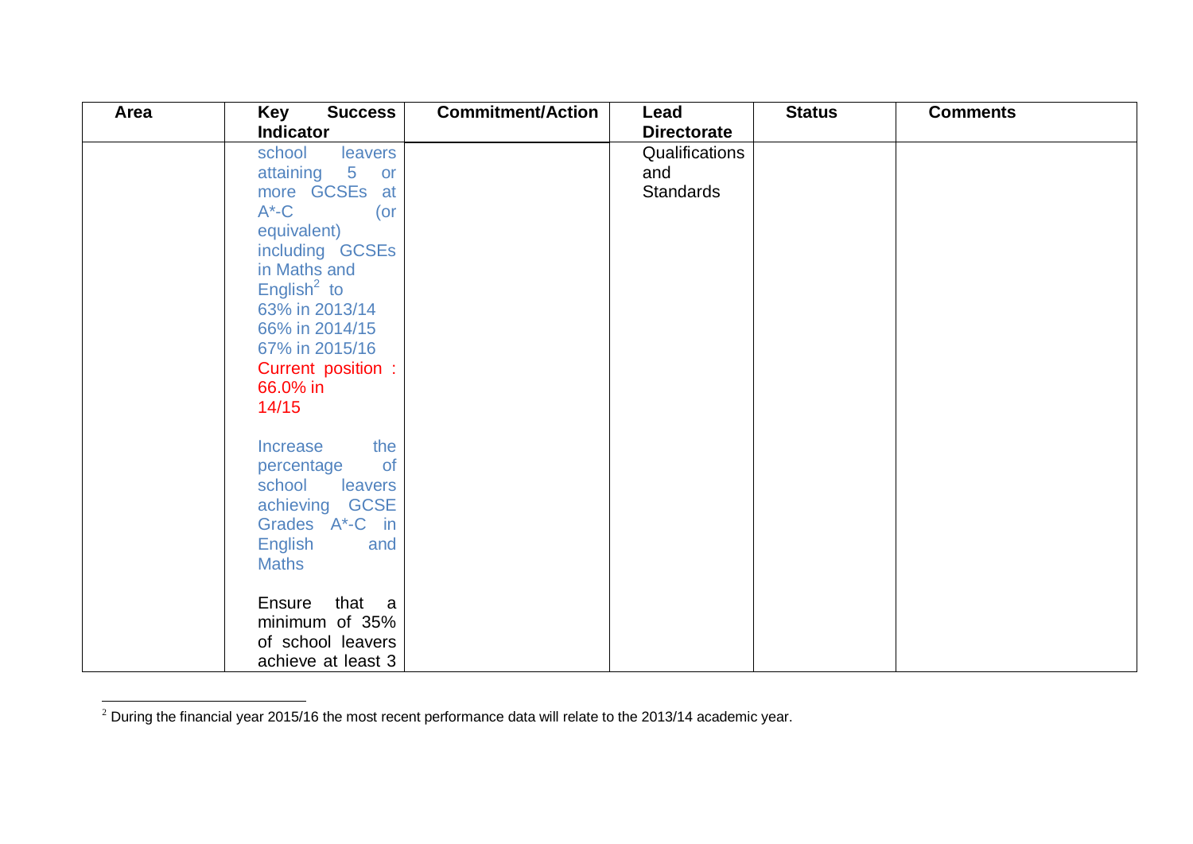| Area | Key Success Indicator | Commitment/Action | Lead Directorate | Status | Comments |
|---|---|---|---|---|---|
| | school leavers attaining 5 or more GCSEs at A*-C (or equivalent) including GCSEs in Maths and English[2] to<br>63% in 2013/14<br>66% in 2014/15<br>67% in 2015/16<br>Current position : 66.0% in 14/15<br><br>Increase the percentage of school leavers achieving GCSE Grades A*-C in English and Maths<br><br>Ensure that a minimum of 35% of school leavers achieve at least 3 | | Qualifications and Standards | | |

[2] During the financial year 2015/16 the most recent performance data will relate to the 2013/14 academic year.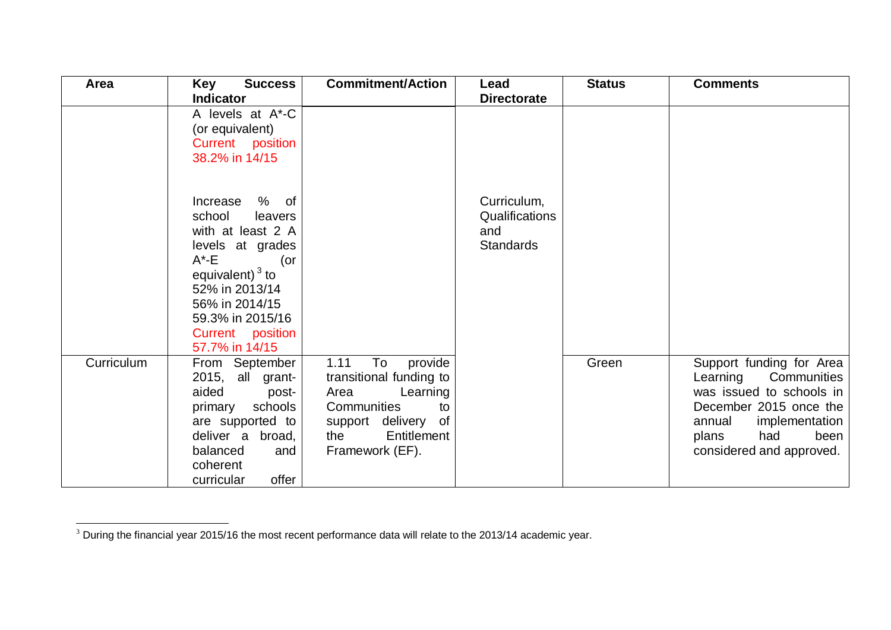| Area | Key Success Indicator | Commitment/Action | Lead Directorate | Status | Comments |
|---|---|---|---|---|---|
| | A levels at A*-C (or equivalent) Current position 38.2% in 14/15<br><br>Increase % of school leavers with at least 2 A levels at grades A*-E (or equivalent)[3] to 52% in 2013/14 56% in 2014/15 59.3% in 2015/16 Current position 57.7% in 14/15 | | Curriculum, Qualifications and Standards | | |
| Curriculum | From September 2015, all grant-aided post-primary schools are supported to deliver a broad, balanced and coherent curricular offer | 1.11 To provide transitional funding to Area Learning Communities to support delivery of the Entitlement Framework (EF). | | Green | Support funding for Area Learning Communities was issued to schools in December 2015 once the annual implementation plans had been considered and approved. |

[3] During the financial year 2015/16 the most recent performance data will relate to the 2013/14 academic year.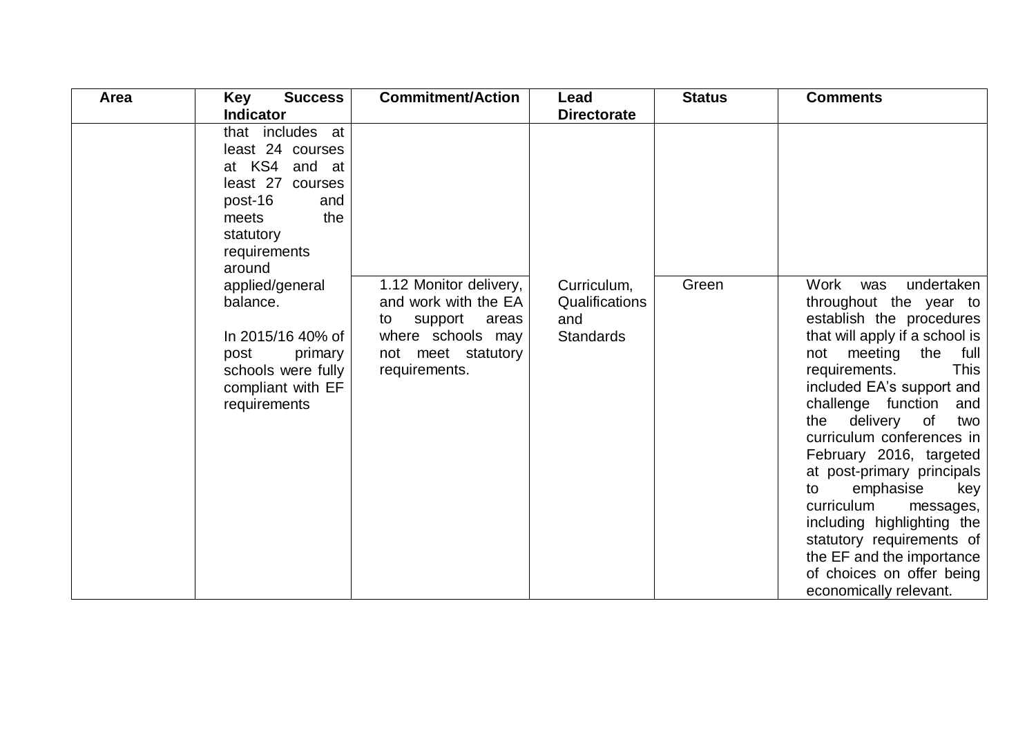| Area | Key Success Indicator | Commitment/Action | Lead Directorate | Status | Comments |
|---|---|---|---|---|---|
| | that includes at least 24 courses at KS4 and at least 27 courses post-16 and meets the statutory requirements around applied/general balance.<br><br>In 2015/16 40% of post primary schools were fully compliant with EF requirements | | | | |
| | | 1.12 Monitor delivery, and work with the EA to support areas where schools may not meet statutory requirements. | Curriculum, Qualifications and Standards | Green | Work was undertaken throughout the year to establish the procedures that will apply if a school is not meeting the full requirements. This included EA's support and challenge function and the delivery of two curriculum conferences in February 2016, targeted at post-primary principals to emphasise key curriculum messages, including highlighting the statutory requirements of the EF and the importance of choices on offer being economically relevant. |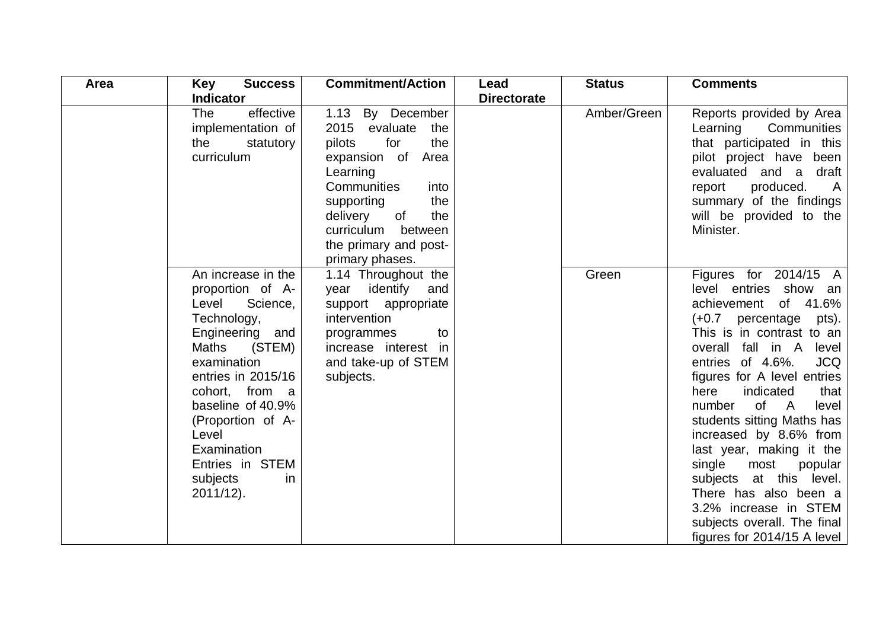| Area | Key Success Indicator | Commitment/Action | Lead Directorate | Status | Comments |
|---|---|---|---|---|---|
| | The effective implementation of the statutory curriculum | 1.13 By December 2015 evaluate the pilots for the expansion of Area Learning Communities into supporting the delivery of the curriculum between the primary and post-primary phases. | | Amber/Green | Reports provided by Area Learning Communities that participated in this pilot project have been evaluated and a draft report produced. A summary of the findings will be provided to the Minister. |
| | An increase in the proportion of A-Level Science, Technology, Engineering and Maths (STEM) examination entries in 2015/16 cohort, from a baseline of 40.9% (Proportion of A-Level Examination Entries in STEM subjects in 2011/12). | 1.14 Throughout the year identify and support appropriate intervention programmes to increase interest in and take-up of STEM subjects. | | Green | Figures for 2014/15 A level entries show an achievement of 41.6% (+0.7 percentage pts). This is in contrast to an overall fall in A level entries of 4.6%. JCQ figures for A level entries here indicated that number of A level students sitting Maths has increased by 8.6% from last year, making it the single most popular subjects at this level. There has also been a 3.2% increase in STEM subjects overall. The final figures for 2014/15 A level |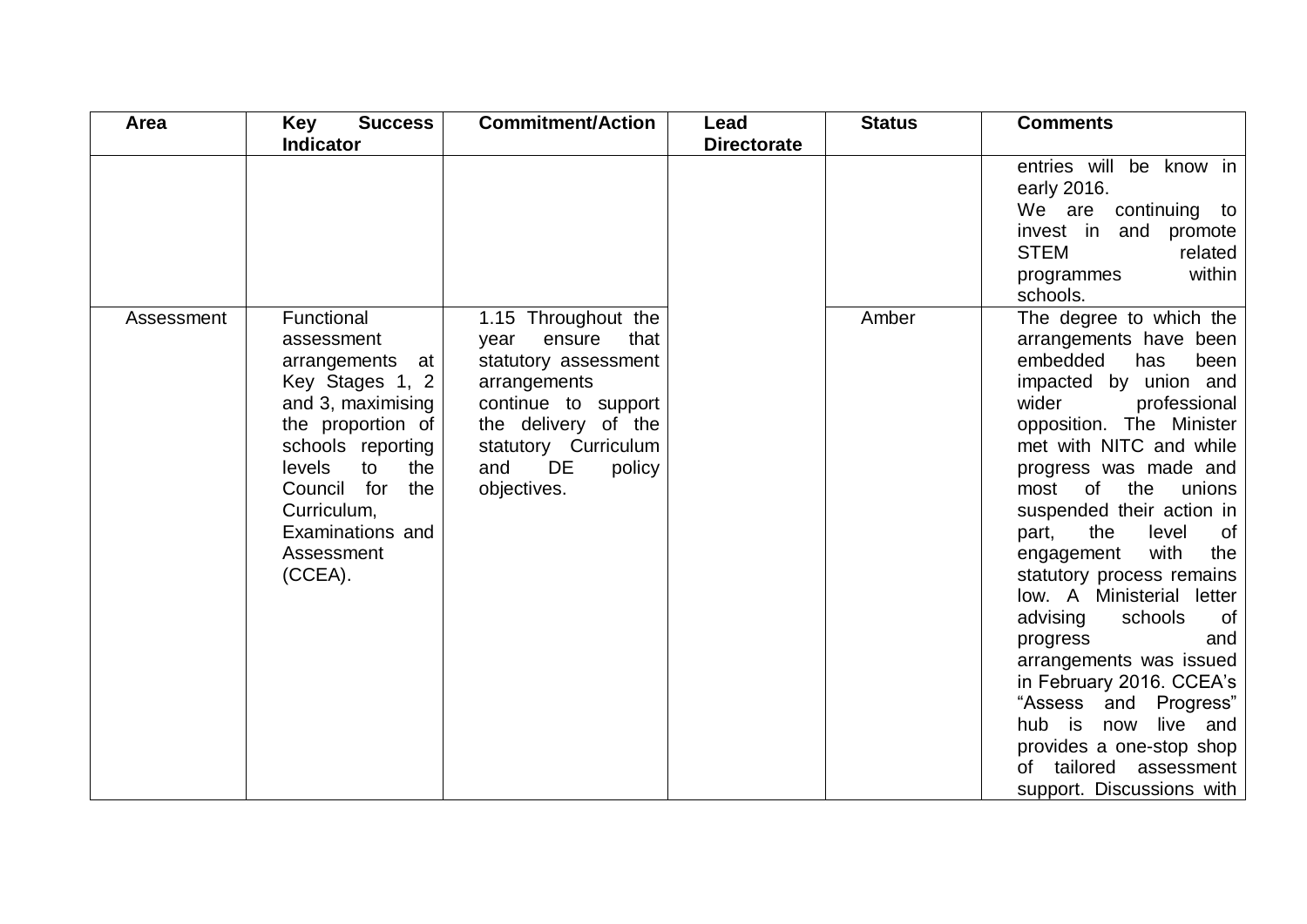| Area | Key Success Indicator | Commitment/Action | Lead Directorate | Status | Comments |
|---|---|---|---|---|---|
| | | | | | entries will be know in early 2016. We are continuing to invest in and promote STEM related programmes within schools. |
| Assessment | Functional assessment arrangements at Key Stages 1, 2 and 3, maximising the proportion of schools reporting levels to the Council for the Curriculum, Examinations and Assessment (CCEA). | 1.15 Throughout the year ensure that statutory assessment arrangements continue to support the delivery of the statutory Curriculum and DE policy objectives. | | Amber | The degree to which the arrangements have been embedded has been impacted by union and wider professional opposition. The Minister met with NITC and while progress was made and most of the unions suspended their action in part, the level of engagement with the statutory process remains low. A Ministerial letter advising schools of progress and arrangements was issued in February 2016. CCEA's "Assess and Progress" hub is now live and provides a one-stop shop of tailored assessment support. Discussions with |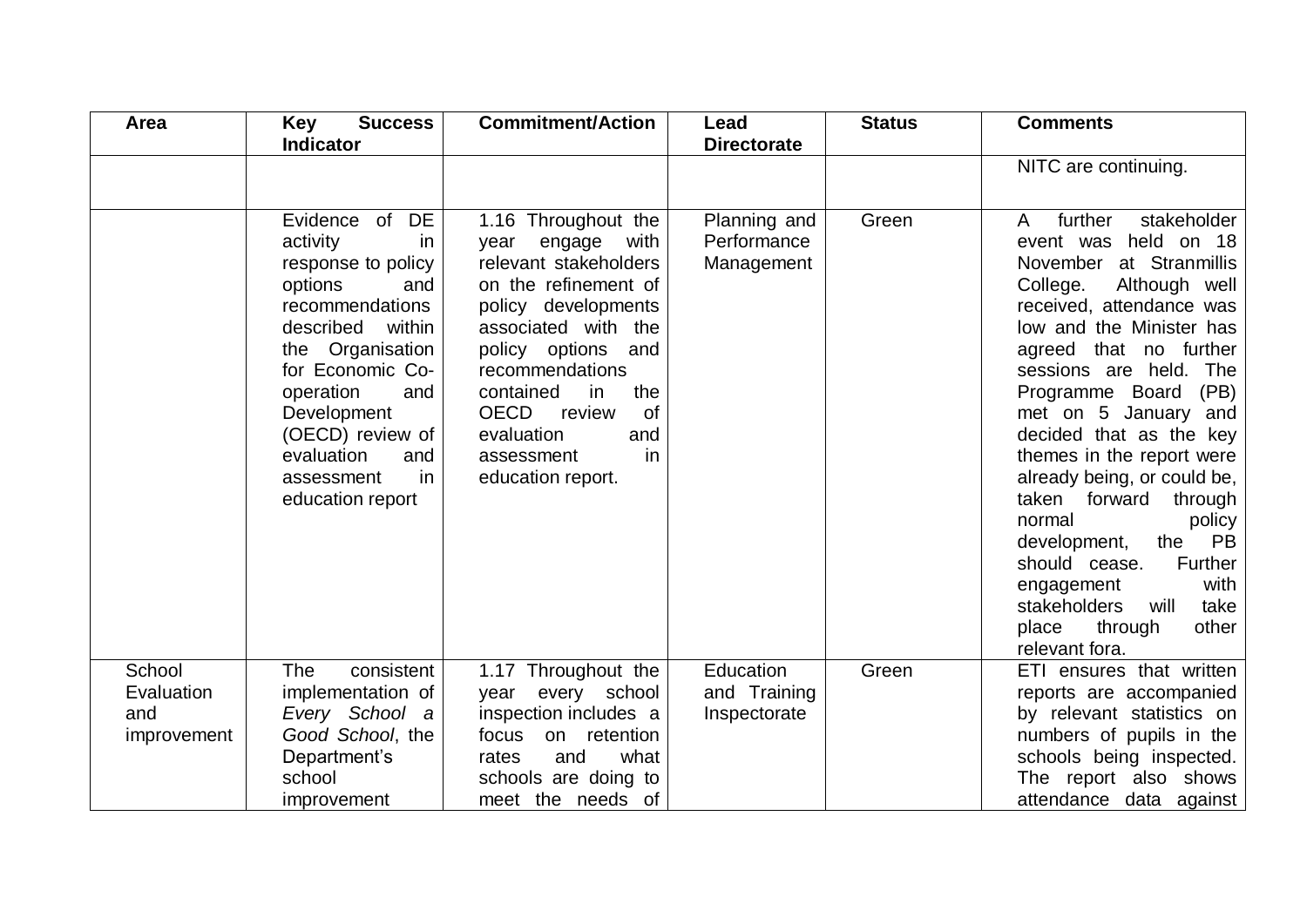| Area | Key Success Indicator | Commitment/Action | Lead Directorate | Status | Comments |
|---|---|---|---|---|---|
| | | | | | NITC are continuing. |
| | Evidence of DE activity in response to policy options and recommendations described within the Organisation for Economic Co-operation and Development (OECD) review of evaluation and assessment in education report | 1.16 Throughout the year engage with relevant stakeholders on the refinement of policy developments associated with the policy options and recommendations contained in the OECD review of evaluation and assessment in education report. | Planning and Performance Management | Green | A further stakeholder event was held on 18 November at Stranmillis College. Although well received, attendance was low and the Minister has agreed that no further sessions are held. The Programme Board (PB) met on 5 January and decided that as the key themes in the report were already being, or could be, taken forward through normal policy development, the PB should cease. Further engagement with stakeholders will take place through other relevant fora. |
| School Evaluation and improvement | The consistent implementation of *Every School a Good School*, the Department's school improvement | 1.17 Throughout the year every school inspection includes a focus on retention rates and what schools are doing to meet the needs of | Education and Training Inspectorate | Green | ETI ensures that written reports are accompanied by relevant statistics on numbers of pupils in the schools being inspected. The report also shows attendance data against |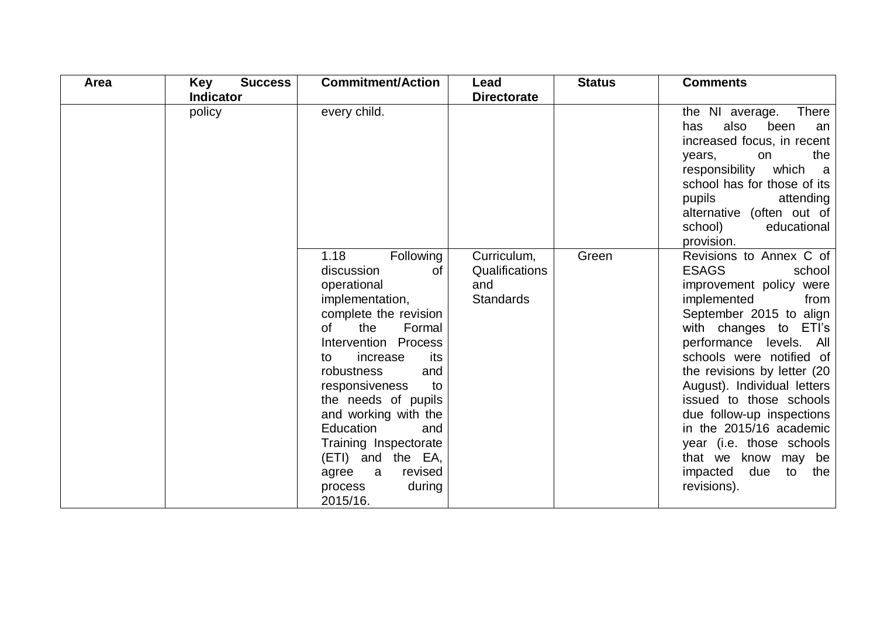| Area | Key Success Indicator | Commitment/Action | Lead Directorate | Status | Comments |
|---|---|---|---|---|---|
| | policy | every child. | | | the NI average. There has also been an increased focus, in recent years, on the responsibility which a school has for those of its pupils attending alternative (often out of school) educational provision. |
| | | 1.18 Following discussion of operational implementation, complete the revision of the Formal Intervention Process to increase its robustness and responsiveness to the needs of pupils and working with the Education and Training Inspectorate (ETI) and the EA, agree a revised process during 2015/16. | Curriculum, Qualifications and Standards | Green | Revisions to Annex C of ESAGS school improvement policy were implemented from September 2015 to align with changes to ETI's performance levels. All schools were notified of the revisions by letter (20 August). Individual letters issued to those schools due follow-up inspections in the 2015/16 academic year (i.e. those schools that we know may be impacted due to the revisions). |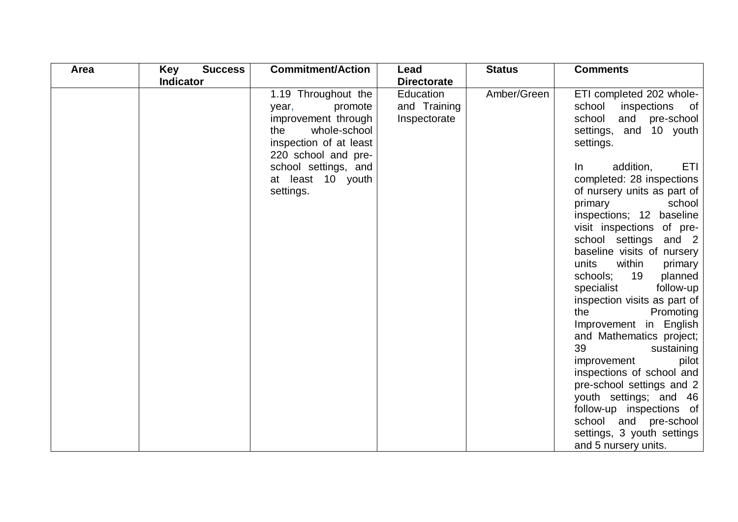| Area | Key Success Indicator | Commitment/Action | Lead Directorate | Status | Comments |
|---|---|---|---|---|---|
| | | 1.19 Throughout the year, promote improvement through the whole-school inspection of at least 220 school and pre-school settings, and at least 10 youth settings. | Education and Training Inspectorate | Amber/Green | ETI completed 202 whole-school inspections of school and pre-school settings, and 10 youth settings.<br><br>In addition, ETI completed: 28 inspections of nursery units as part of primary school inspections; 12 baseline visit inspections of pre-school settings and 2 baseline visits of nursery units within primary schools; 19 planned specialist follow-up inspection visits as part of the Promoting Improvement in English and Mathematics project; 39 sustaining improvement pilot inspections of school and pre-school settings and 2 youth settings; and 46 follow-up inspections of school and pre-school settings, 3 youth settings and 5 nursery units. |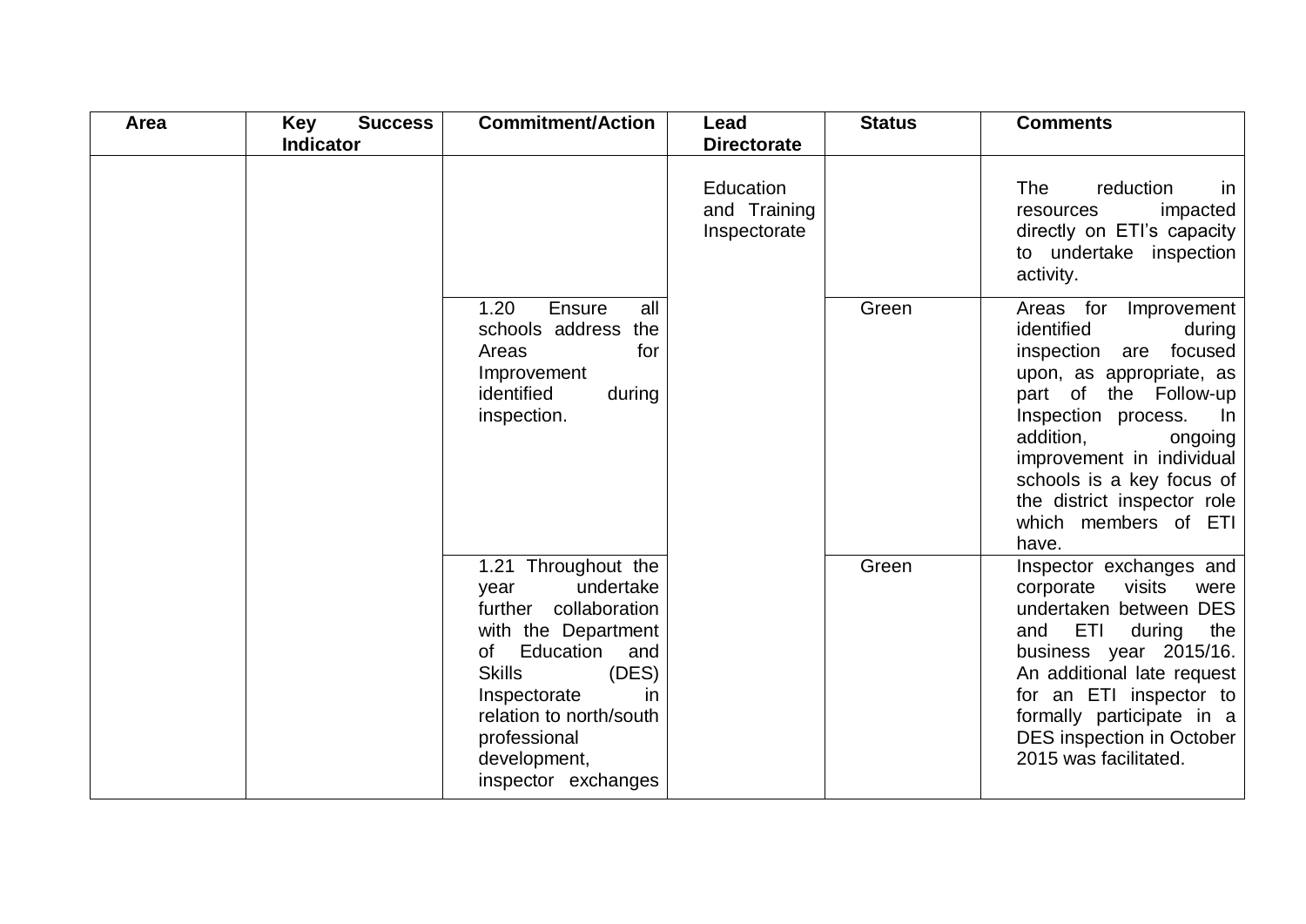| Area | Key Success Indicator | Commitment/Action | Lead Directorate | Status | Comments |
|---|---|---|---|---|---|
| | | | Education and Training Inspectorate | | The reduction in resources impacted directly on ETI's capacity to undertake inspection activity. |
| | | 1.20 Ensure all schools address the Areas for Improvement identified during inspection. | | Green | Areas for Improvement identified during inspection are focused upon, as appropriate, as part of the Follow-up Inspection process. In addition, ongoing improvement in individual schools is a key focus of the district inspector role which members of ETI have. |
| | | 1.21 Throughout the year undertake further collaboration with the Department of Education and Skills (DES) Inspectorate in relation to north/south professional development, inspector exchanges | | Green | Inspector exchanges and corporate visits were undertaken between DES and ETI during the business year 2015/16. An additional late request for an ETI inspector to formally participate in a DES inspection in October 2015 was facilitated. |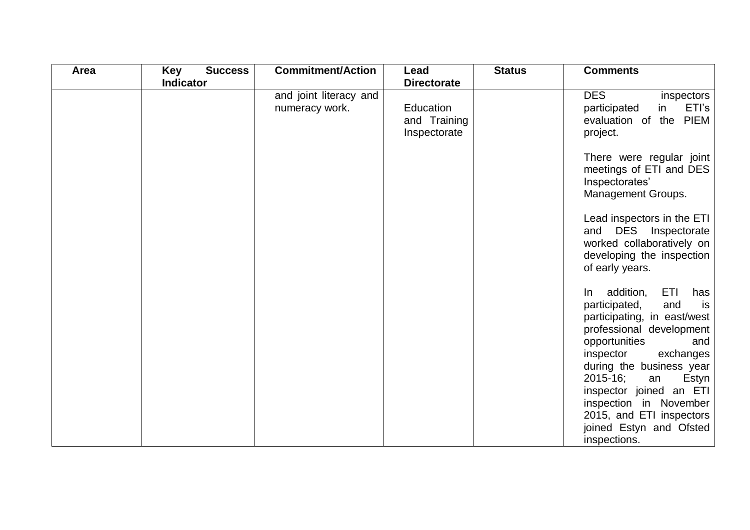| Area | Key Success Indicator | Commitment/Action | Lead Directorate | Status | Comments |
|---|---|---|---|---|---|
| | | and joint literacy and numeracy work. | Education and Training Inspectorate | | DES inspectors participated in ETI's evaluation of the PIEM project.<br><br>There were regular joint meetings of ETI and DES Inspectorates' Management Groups.<br><br>Lead inspectors in the ETI and DES Inspectorate worked collaboratively on developing the inspection of early years.<br><br>In addition, ETI has participated, and is participating, in east/west professional development opportunities and inspector exchanges during the business year 2015-16; an Estyn inspector joined an ETI inspection in November 2015, and ETI inspectors joined Estyn and Ofsted inspections. |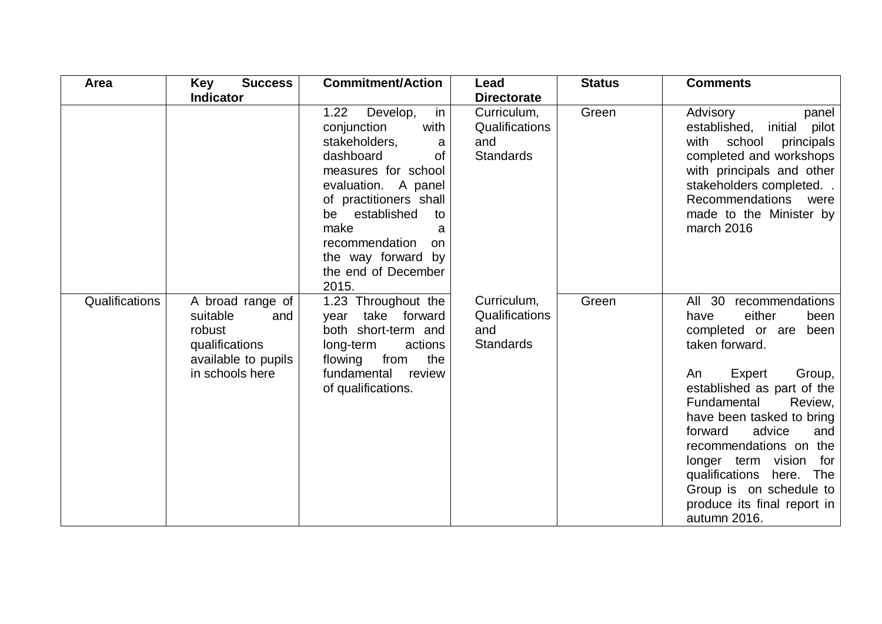| Area | Key Success Indicator | Commitment/Action | Lead Directorate | Status | Comments |
|---|---|---|---|---|---|
| | | 1.22 Develop, in conjunction with stakeholders, a dashboard of measures for school evaluation. A panel of practitioners shall be established to make a recommendation on the way forward by the end of December 2015. | Curriculum, Qualifications and Standards | Green | Advisory panel established, initial pilot with school principals completed and workshops with principals and other stakeholders completed. . Recommendations were made to the Minister by march 2016 |
| Qualifications | A broad range of suitable and robust qualifications available to pupils in schools here | 1.23 Throughout the year take forward both short-term and long-term actions flowing from the fundamental review of qualifications. | Curriculum, Qualifications and Standards | Green | All 30 recommendations have either been completed or are been taken forward.<br><br>An Expert Group, established as part of the Fundamental Review, have been tasked to bring forward advice and recommendations on the longer term vision for qualifications here. The Group is on schedule to produce its final report in autumn 2016. |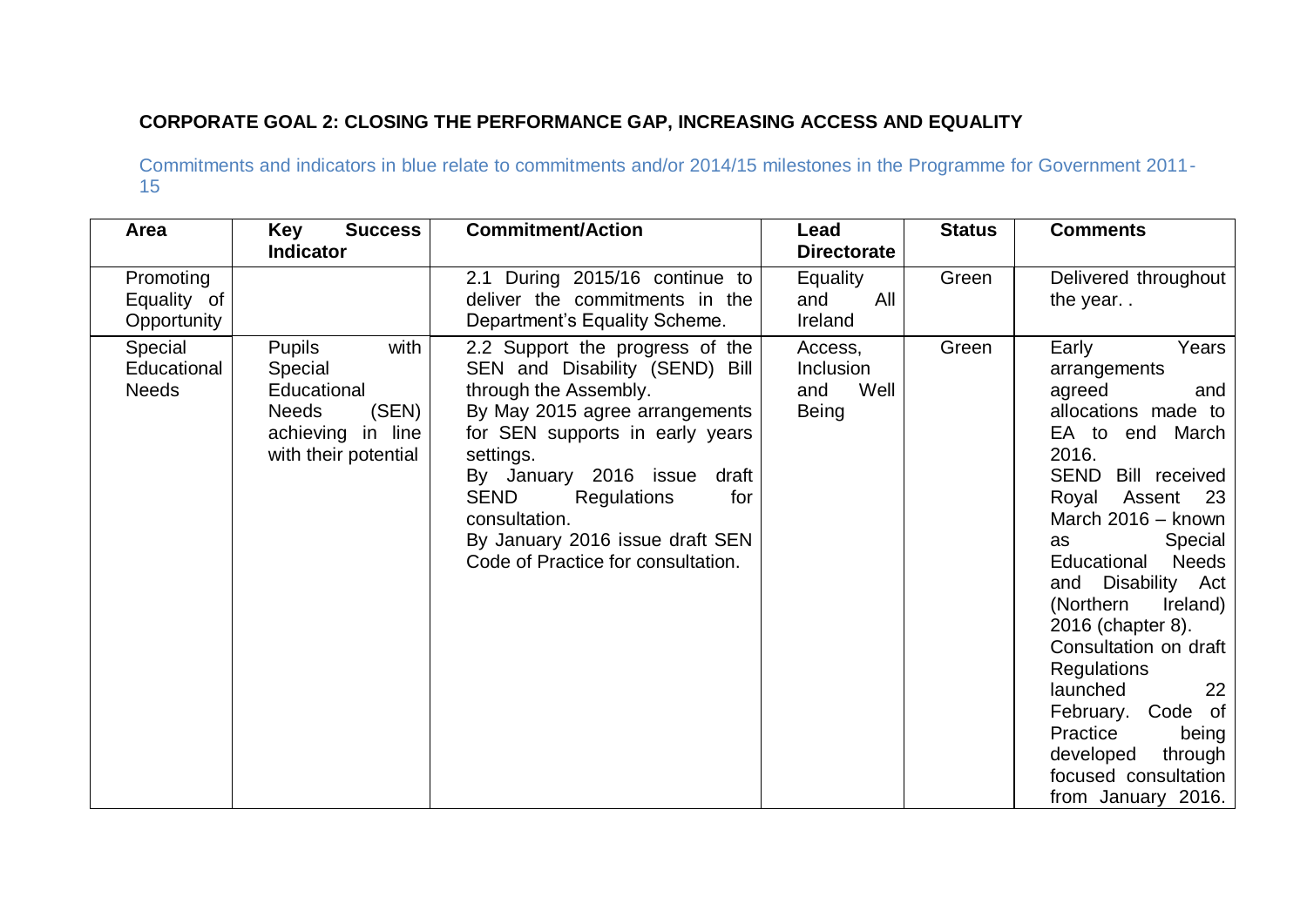**CORPORATE GOAL 2: CLOSING THE PERFORMANCE GAP, INCREASING ACCESS AND EQUALITY**

Commitments and indicators in blue relate to commitments and/or 2014/15 milestones in the Programme for Government 2011-15

| Area | Key Success Indicator | Commitment/Action | Lead Directorate | Status | Comments |
|---|---|---|---|---|---|
| Promoting Equality of Opportunity | | 2.1 During 2015/16 continue to deliver the commitments in the Department's Equality Scheme. | Equality and All Ireland | Green | Delivered throughout the year. . |
| Special Educational Needs | Pupils with Special Educational Needs (SEN) achieving in line with their potential | 2.2 Support the progress of the SEN and Disability (SEND) Bill through the Assembly.<br>By May 2015 agree arrangements for SEN supports in early years settings.<br>By January 2016 issue draft SEND Regulations for consultation.<br>By January 2016 issue draft SEN Code of Practice for consultation. | Access, Inclusion and Well Being | Green | Early Years arrangements agreed and allocations made to EA to end March 2016.<br>SEND Bill received Royal Assent 23 March 2016 – known as Special Educational Needs and Disability Act (Northern Ireland) 2016 (chapter 8).<br>Consultation on draft Regulations launched 22 February. Code of Practice being developed through focused consultation from January 2016. |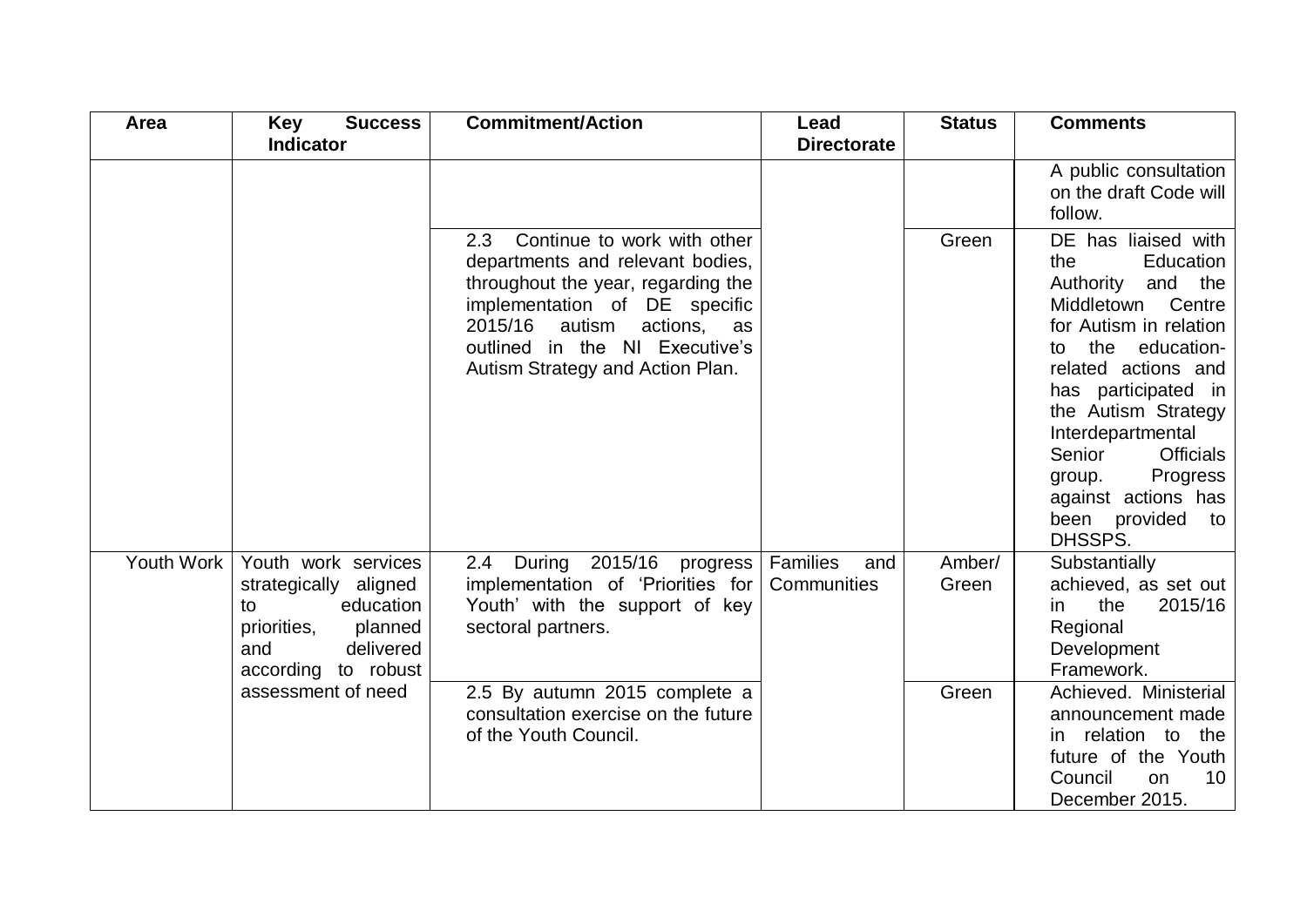| Area | Key Success Indicator | Commitment/Action | Lead Directorate | Status | Comments |
|---|---|---|---|---|---|
| | | | | | A public consultation on the draft Code will follow. |
| | | 2.3 Continue to work with other departments and relevant bodies, throughout the year, regarding the implementation of DE specific 2015/16 autism actions, as outlined in the NI Executive's Autism Strategy and Action Plan. | | Green | DE has liaised with the Education Authority and the Middletown Centre for Autism in relation to the education-related actions and has participated in the Autism Strategy Interdepartmental Senior Officials group. Progress against actions has been provided to DHSSPS. |
| Youth Work | Youth work services strategically aligned to education priorities, planned and delivered according to robust assessment of need | 2.4 During 2015/16 progress implementation of 'Priorities for Youth' with the support of key sectoral partners. | Families and Communities | Amber/ Green | Substantially achieved, as set out in the 2015/16 Regional Development Framework. |
| | | 2.5 By autumn 2015 complete a consultation exercise on the future of the Youth Council. | | Green | Achieved. Ministerial announcement made in relation to the future of the Youth Council on 10 December 2015. |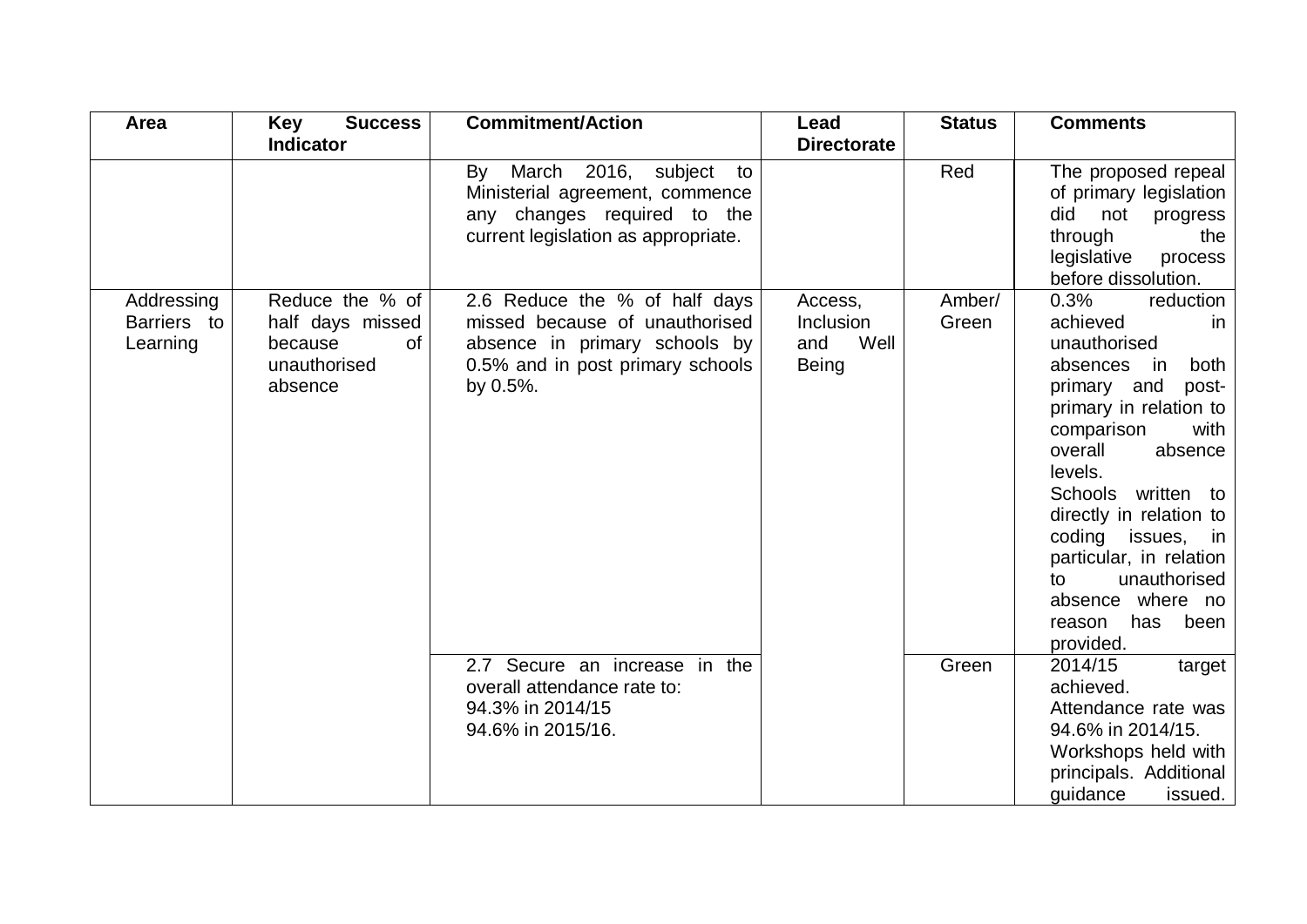| Area | Key Success Indicator | Commitment/Action | Lead Directorate | Status | Comments |
|---|---|---|---|---|---|
| | | By March 2016, subject to Ministerial agreement, commence any changes required to the current legislation as appropriate. | | Red | The proposed repeal of primary legislation did not progress through the legislative process before dissolution. |
| Addressing Barriers to Learning | Reduce the % of half days missed because of unauthorised absence | 2.6 Reduce the % of half days missed because of unauthorised absence in primary schools by 0.5% and in post primary schools by 0.5%. | Access, Inclusion and Well Being | Amber/ Green | 0.3% reduction achieved in unauthorised absences in both primary and post-primary in relation to comparison with overall absence levels. Schools written to directly in relation to coding issues, in particular, in relation to unauthorised absence where no reason has been provided. |
| | | 2.7 Secure an increase in the overall attendance rate to: 94.3% in 2014/15 94.6% in 2015/16. | | Green | 2014/15 target achieved. Attendance rate was 94.6% in 2014/15. Workshops held with principals. Additional guidance issued. |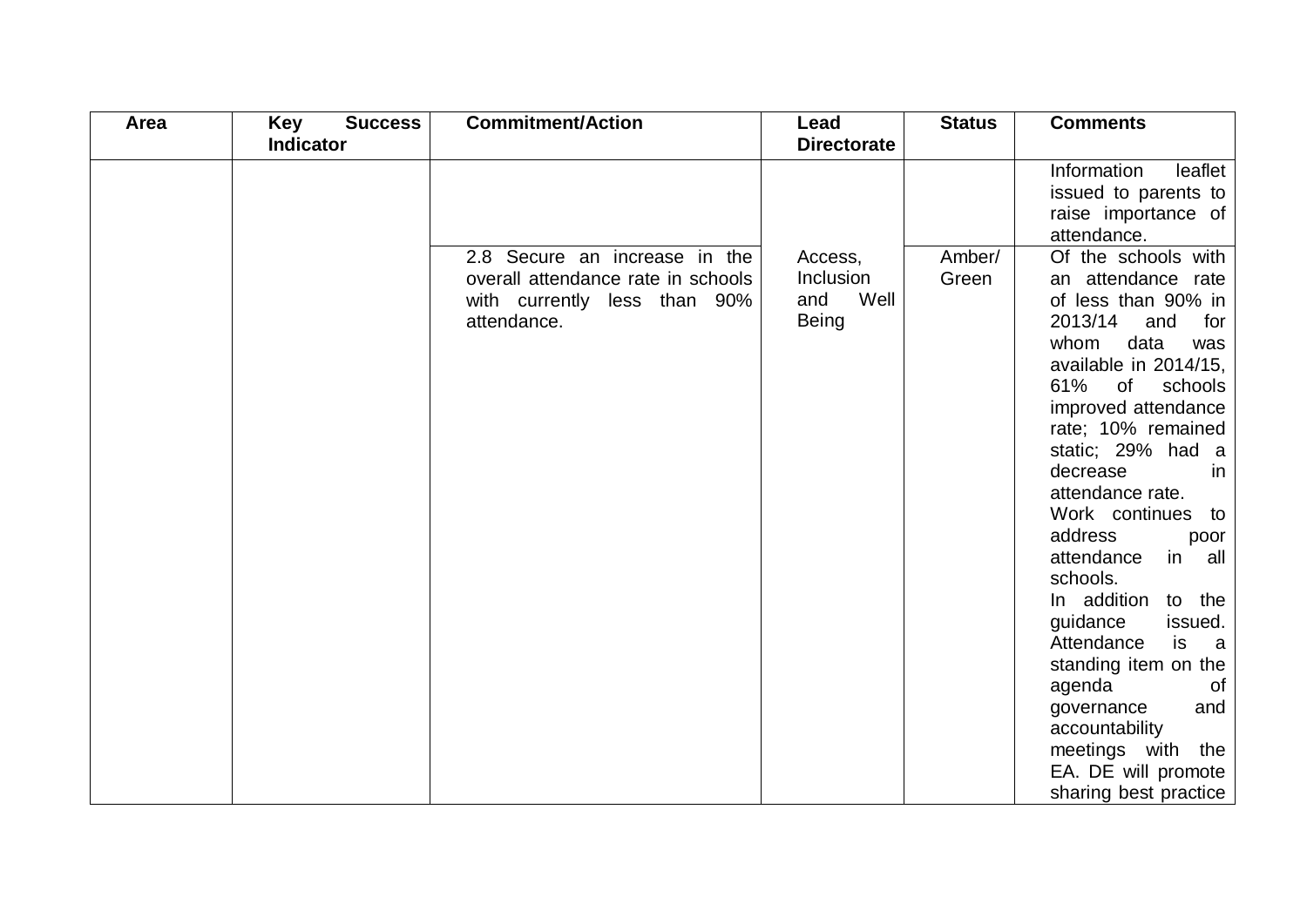| Area | Key Success Indicator | Commitment/Action | Lead Directorate | Status | Comments |
|---|---|---|---|---|---|
| | | | | | Information leaflet issued to parents to raise importance of attendance. |
| | | 2.8 Secure an increase in the overall attendance rate in schools with currently less than 90% attendance. | Access, Inclusion and Well Being | Amber/ Green | Of the schools with an attendance rate of less than 90% in 2013/14 and for whom data was available in 2014/15, 61% of schools improved attendance rate; 10% remained static; 29% had a decrease in attendance rate. Work continues to address poor attendance in all schools. In addition to the guidance issued. Attendance is a standing item on the agenda of governance and accountability meetings with the EA. DE will promote sharing best practice |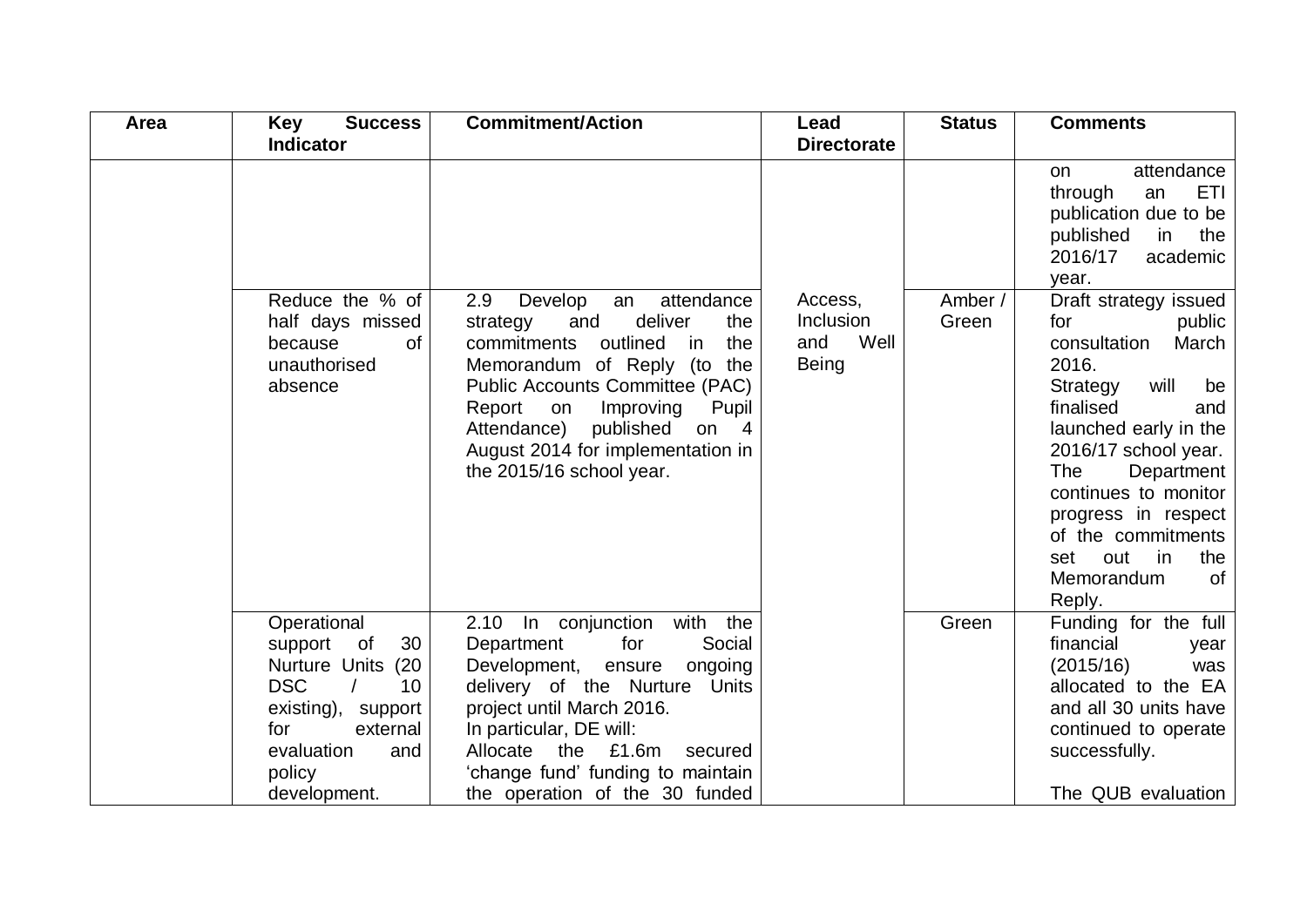| Area | Key Success Indicator | Commitment/Action | Lead Directorate | Status | Comments |
|---|---|---|---|---|---|
| | | | | | on attendance through an ETI publication due to be published in the 2016/17 academic year. |
| | Reduce the % of half days missed because of unauthorised absence | 2.9 Develop an attendance strategy and deliver the commitments outlined in the Memorandum of Reply (to the Public Accounts Committee (PAC) Report on Improving Pupil Attendance) published on 4 August 2014 for implementation in the 2015/16 school year. | Access, Inclusion and Well Being | Amber / Green | Draft strategy issued for public consultation March 2016.<br>Strategy will be finalised and launched early in the 2016/17 school year.<br>The Department continues to monitor progress in respect of the commitments set out in the Memorandum of Reply. |
| | Operational support of 30 Nurture Units (20 DSC / 10 existing), support for external evaluation and policy development. | 2.10 In conjunction with the Department for Social Development, ensure ongoing delivery of the Nurture Units project until March 2016.<br>In particular, DE will:<br>Allocate the £1.6m secured 'change fund' funding to maintain the operation of the 30 funded | | Green | Funding for the full financial year (2015/16) was allocated to the EA and all 30 units have continued to operate successfully.<br><br>The QUB evaluation |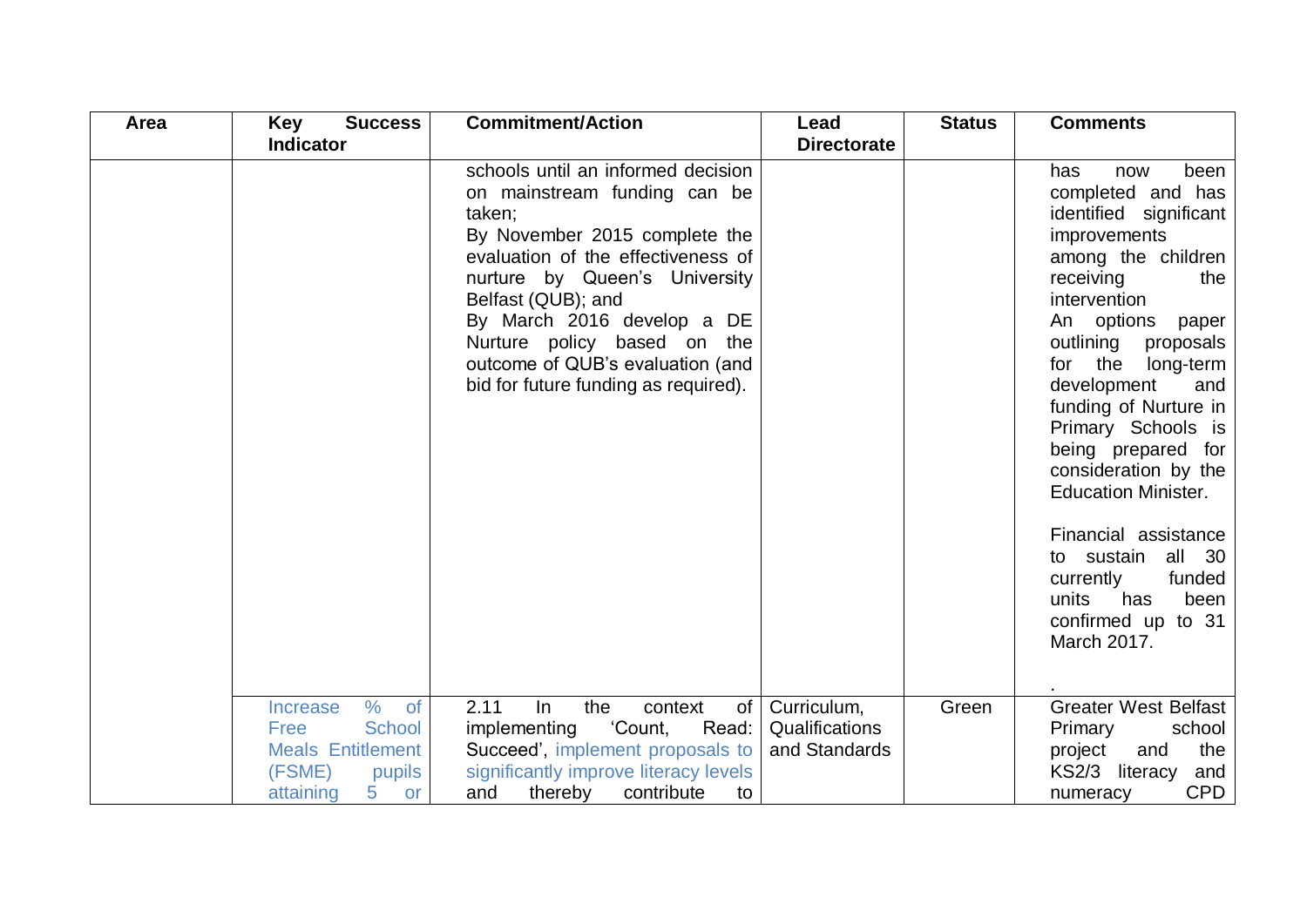| Area | Key Success Indicator | Commitment/Action | Lead Directorate | Status | Comments |
|---|---|---|---|---|---|
| | | schools until an informed decision on mainstream funding can be taken;<br>By November 2015 complete the evaluation of the effectiveness of nurture by Queen's University Belfast (QUB); and<br>By March 2016 develop a DE Nurture policy based on the outcome of QUB's evaluation (and bid for future funding as required). | | | has now been completed and has identified significant improvements among the children receiving the intervention<br>An options paper outlining proposals for the long-term development and funding of Nurture in Primary Schools is being prepared for consideration by the Education Minister.<br><br>Financial assistance to sustain all 30 currently funded units has been confirmed up to 31 March 2017.<br><br>. |
| | Increase % of Free School Meals Entitlement (FSME) pupils attaining 5 or | 2.11 In the context of implementing 'Count, Read: Succeed', implement proposals to significantly improve literacy levels and thereby contribute to | Curriculum, Qualifications and Standards | Green | Greater West Belfast Primary school project and the KS2/3 literacy and numeracy CPD |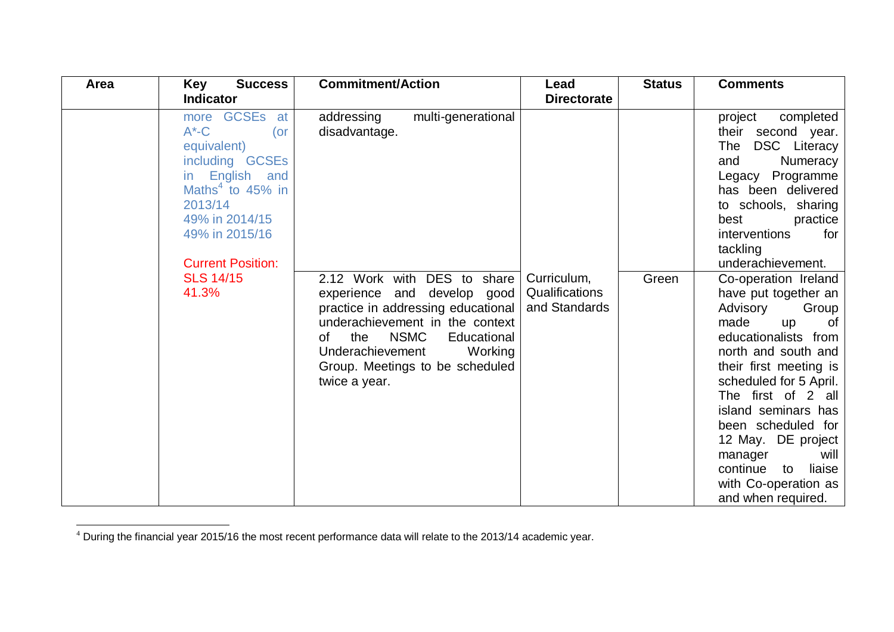| Area | Key Success Indicator | Commitment/Action | Lead Directorate | Status | Comments |
|---|---|---|---|---|---|
| | more GCSEs at A*-C (or equivalent) including GCSEs in English and Maths[4] to 45% in 2013/14<br>49% in 2014/15<br>49% in 2015/16<br><br>Current Position:<br>SLS 14/15<br>41.3% | addressing multi-generational disadvantage. | | | project completed their second year. The DSC Literacy and Numeracy Legacy Programme has been delivered to schools, sharing best practice interventions for tackling underachievement. |
| | | 2.12 Work with DES to share experience and develop good practice in addressing educational underachievement in the context of the NSMC Educational Underachievement Working Group. Meetings to be scheduled twice a year. | Curriculum, Qualifications and Standards | Green | Co-operation Ireland have put together an Advisory Group made up of educationalists from north and south and their first meeting is scheduled for 5 April. The first of 2 all island seminars has been scheduled for 12 May. DE project manager will continue to liaise with Co-operation as and when required. |

[4] During the financial year 2015/16 the most recent performance data will relate to the 2013/14 academic year.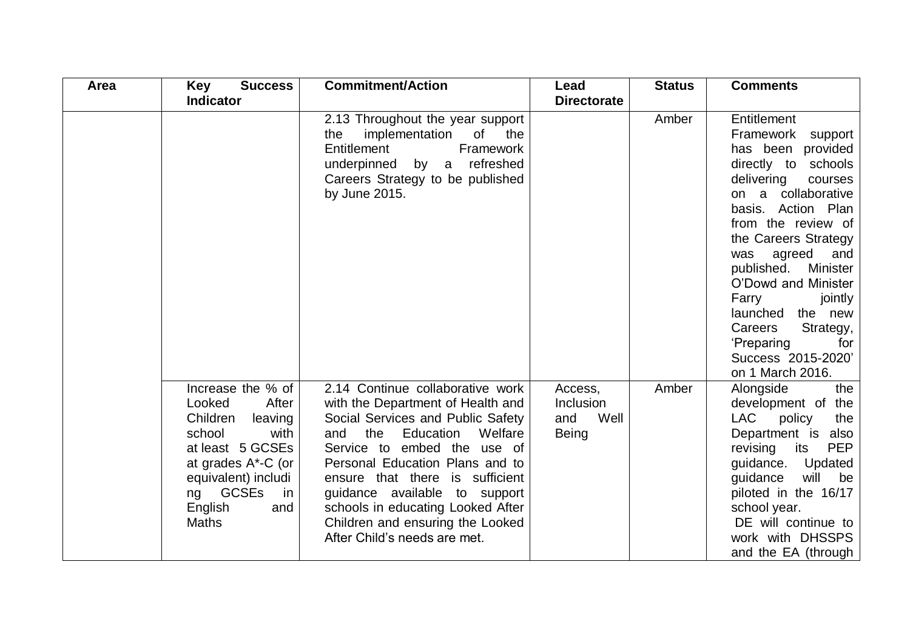| Area | Key Success Indicator | Commitment/Action | Lead Directorate | Status | Comments |
|---|---|---|---|---|---|
| | | 2.13 Throughout the year support the implementation of the Entitlement Framework underpinned by a refreshed Careers Strategy to be published by June 2015. | | Amber | Entitlement Framework support has been provided directly to schools delivering courses on a collaborative basis. Action Plan from the review of the Careers Strategy was agreed and published. Minister O'Dowd and Minister Farry jointly launched the new Careers Strategy, 'Preparing for Success 2015-2020' on 1 March 2016. |
| | Increase the % of Looked After Children leaving school with at least 5 GCSEs at grades A*-C (or equivalent) including GCSEs in English and Maths | 2.14 Continue collaborative work with the Department of Health and Social Services and Public Safety and the Education Welfare Service to embed the use of Personal Education Plans and to ensure that there is sufficient guidance available to support schools in educating Looked After Children and ensuring the Looked After Child's needs are met. | Access, Inclusion and Well Being | Amber | Alongside the development of the LAC policy the Department is also revising its PEP guidance. Updated guidance will be piloted in the 16/17 school year. DE will continue to work with DHSSPS and the EA (through |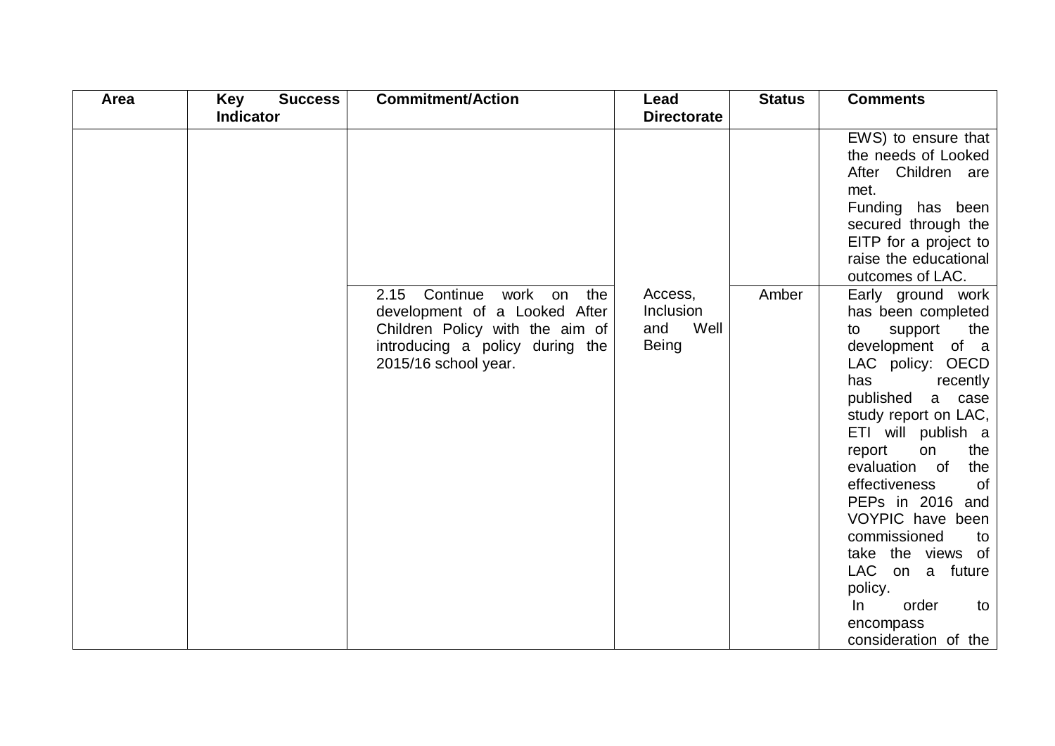| Area | Key Success Indicator | Commitment/Action | Lead Directorate | Status | Comments |
|---|---|---|---|---|---|
| | | | | | EWS) to ensure that the needs of Looked After Children are met. Funding has been secured through the EITP for a project to raise the educational outcomes of LAC. |
| | | 2.15 Continue work on the development of a Looked After Children Policy with the aim of introducing a policy during the 2015/16 school year. | Access, Inclusion and Well Being | Amber | Early ground work has been completed to support the development of a LAC policy: OECD has recently published a case study report on LAC, ETI will publish a report on the evaluation of the effectiveness of PEPs in 2016 and VOYPIC have been commissioned to take the views of LAC on a future policy. In order to encompass consideration of the |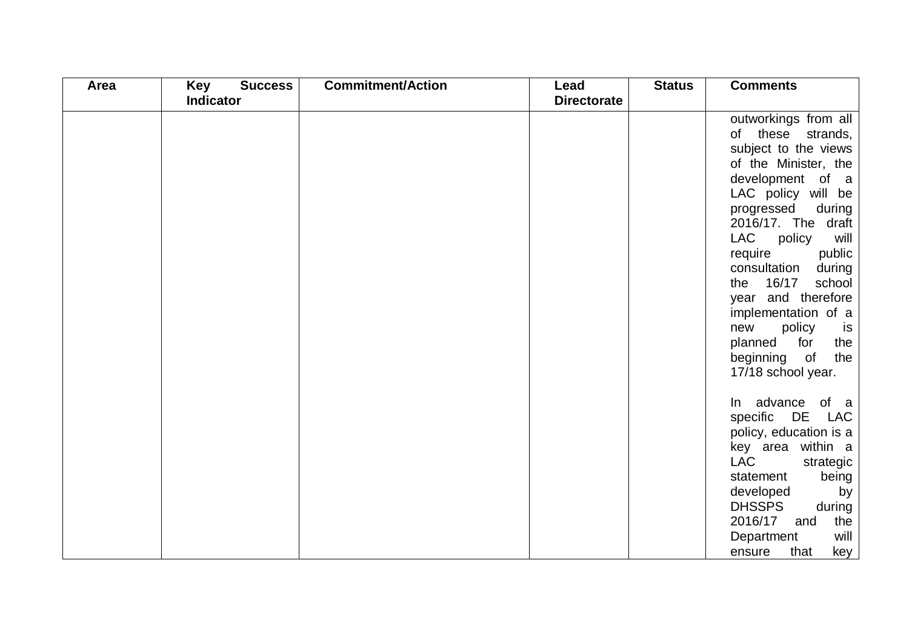| Area | Key Success Indicator | Commitment/Action | Lead Directorate | Status | Comments |
|---|---|---|---|---|---|
| | | | | | outworkings from all of these strands, subject to the views of the Minister, the development of a LAC policy will be progressed during 2016/17. The draft LAC policy will require public consultation during the 16/17 school year and therefore implementation of a new policy is planned for the beginning of the 17/18 school year.<br><br>In advance of a specific DE LAC policy, education is a key area within a LAC strategic statement being developed by DHSSPS during 2016/17 and the Department will ensure that key |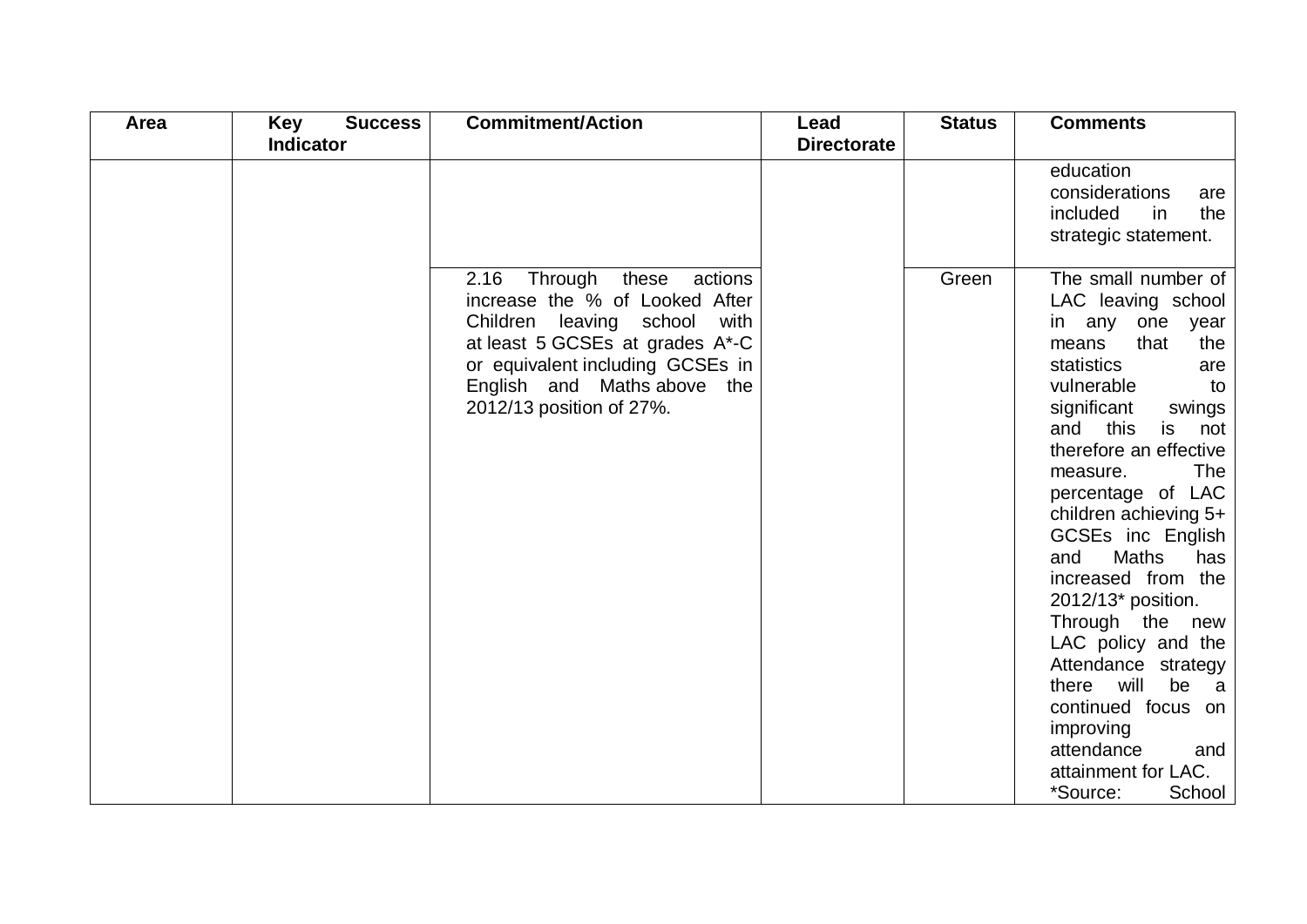| Area | Key Success Indicator | Commitment/Action | Lead Directorate | Status | Comments |
| --- | --- | --- | --- | --- | --- |
| | | | | | education considerations are included in the strategic statement. |
| | | 2.16 Through these actions increase the % of Looked After Children leaving school with at least 5 GCSEs at grades A*-C or equivalent including GCSEs in English and Maths above the 2012/13 position of 27%. | | Green | The small number of LAC leaving school in any one year means that the statistics are vulnerable to significant swings and this is not therefore an effective measure. The percentage of LAC children achieving 5+ GCSEs inc English and Maths has increased from the 2012/13* position. Through the new LAC policy and the Attendance strategy there will be a continued focus on improving attendance and attainment for LAC. *Source: School |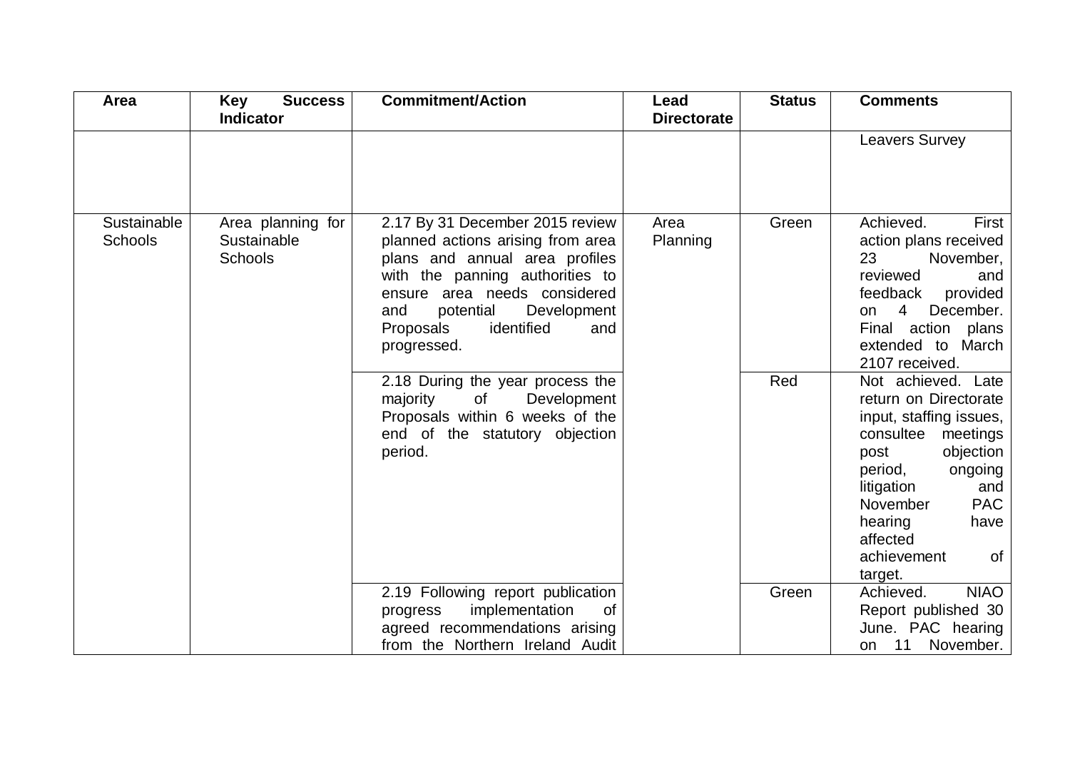| Area | Key Success Indicator | Commitment/Action | Lead Directorate | Status | Comments |
|---|---|---|---|---|---|
| | | | | | Leavers Survey |
| Sustainable Schools | Area planning for Sustainable Schools | 2.17 By 31 December 2015 review planned actions arising from area plans and annual area profiles with the panning authorities to ensure area needs considered and potential Development Proposals identified and progressed. | Area Planning | Green | Achieved. First action plans received 23 November, reviewed and feedback provided on 4 December. Final action plans extended to March 2107 received. |
| | | 2.18 During the year process the majority of Development Proposals within 6 weeks of the end of the statutory objection period. | | Red | Not achieved. Late return on Directorate input, staffing issues, consultee meetings post objection period, ongoing litigation and November PAC hearing have affected achievement of target. |
| | | 2.19 Following report publication progress implementation of agreed recommendations arising from the Northern Ireland Audit | | Green | Achieved. NIAO Report published 30 June. PAC hearing on 11 November. |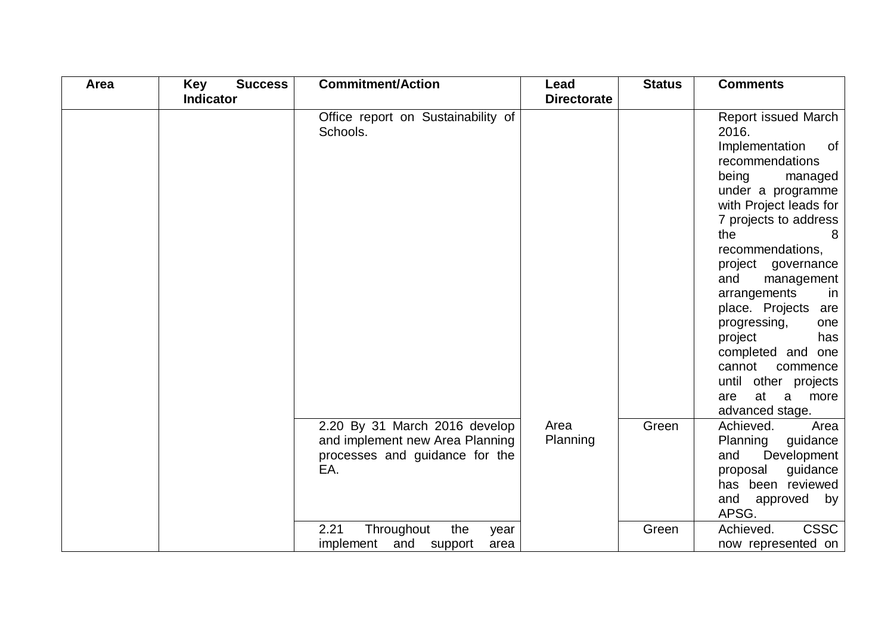| Area | Key Success Indicator | Commitment/Action | Lead Directorate | Status | Comments |
|---|---|---|---|---|---|
| | | Office report on Sustainability of Schools. | | | Report issued March 2016. Implementation of recommendations being managed under a programme with Project leads for 7 projects to address the 8 recommendations, project governance and management arrangements in place. Projects are progressing, one project has completed and one cannot commence until other projects are at a more advanced stage. |
| | | 2.20 By 31 March 2016 develop and implement new Area Planning processes and guidance for the EA. | Area Planning | Green | Achieved. Area Planning guidance and Development proposal guidance has been reviewed and approved by APSG. |
| | | 2.21 Throughout the year implement and support area | | Green | Achieved. CSSC now represented on |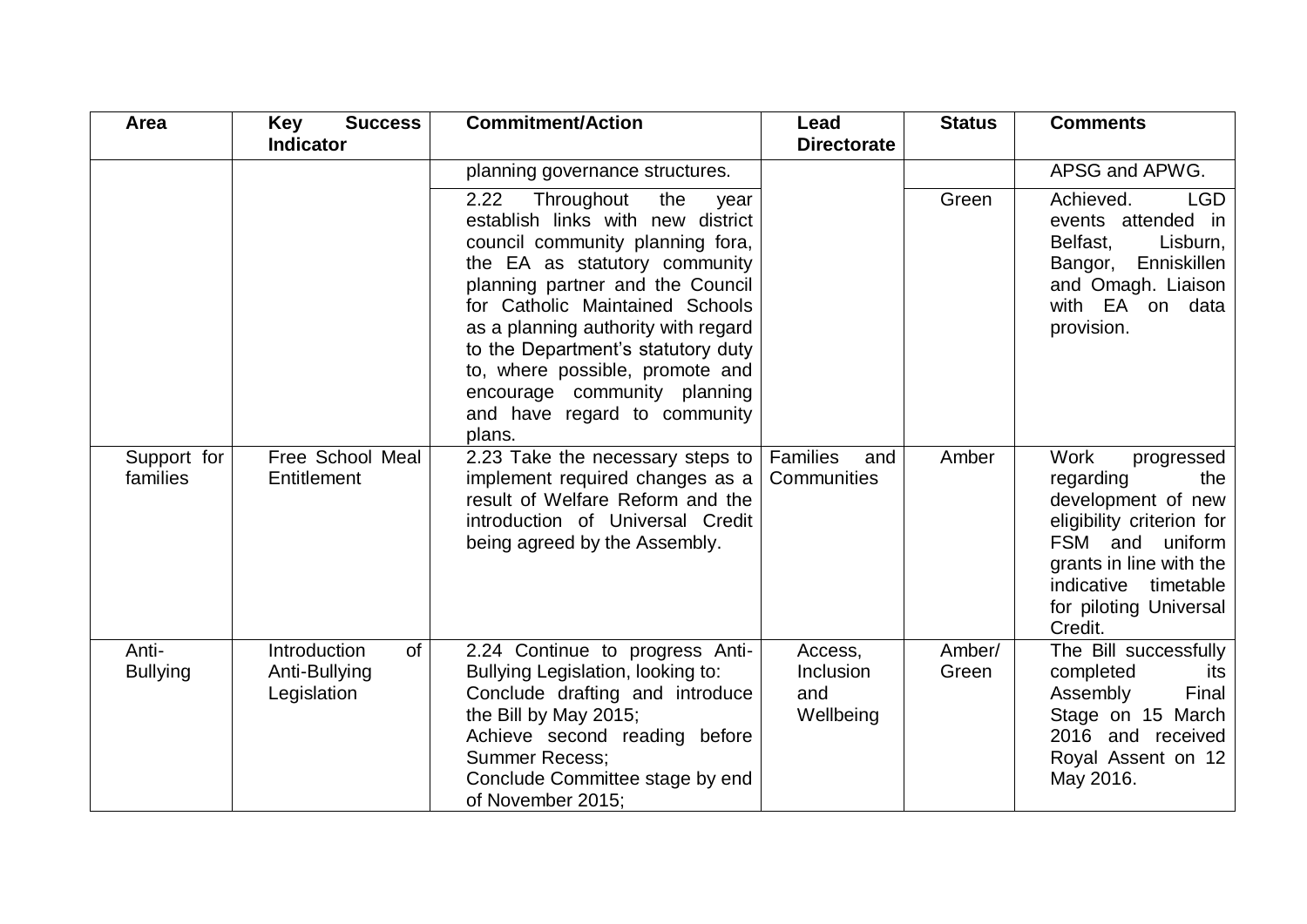| Area | Key Success Indicator | Commitment/Action | Lead Directorate | Status | Comments |
|---|---|---|---|---|---|
| | | planning governance structures. | | | APSG and APWG. |
| | | 2.22 Throughout the year establish links with new district council community planning fora, the EA as statutory community planning partner and the Council for Catholic Maintained Schools as a planning authority with regard to the Department's statutory duty to, where possible, promote and encourage community planning and have regard to community plans. | | Green | Achieved. LGD events attended in Belfast, Lisburn, Bangor, Enniskillen and Omagh. Liaison with EA on data provision. |
| Support for families | Free School Meal Entitlement | 2.23 Take the necessary steps to implement required changes as a result of Welfare Reform and the introduction of Universal Credit being agreed by the Assembly. | Families and Communities | Amber | Work progressed regarding the development of new eligibility criterion for FSM and uniform grants in line with the indicative timetable for piloting Universal Credit. |
| Anti-Bullying | Introduction of Anti-Bullying Legislation | 2.24 Continue to progress Anti-Bullying Legislation, looking to:<br>Conclude drafting and introduce the Bill by May 2015;<br>Achieve second reading before Summer Recess;<br>Conclude Committee stage by end of November 2015; | Access, Inclusion and Wellbeing | Amber/ Green | The Bill successfully completed its Assembly Final Stage on 15 March 2016 and received Royal Assent on 12 May 2016. |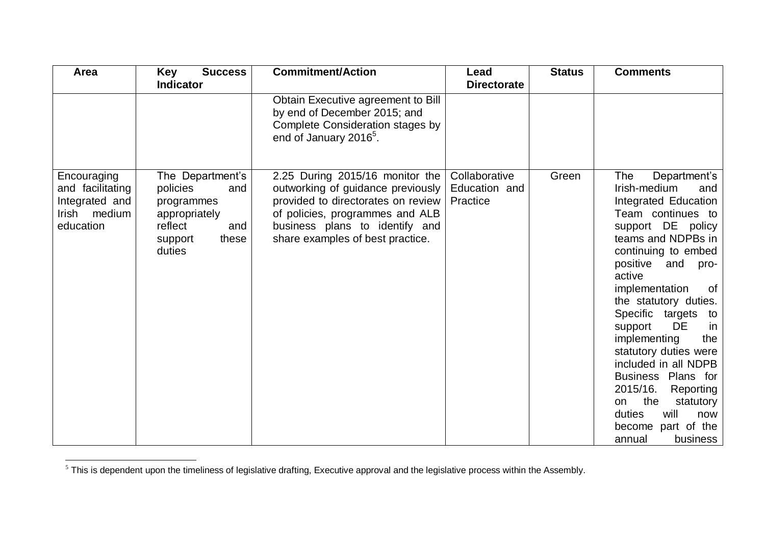| Area | Key Success Indicator | Commitment/Action | Lead Directorate | Status | Comments |
|---|---|---|---|---|---|
| | | Obtain Executive agreement to Bill by end of December 2015; and Complete Consideration stages by end of January 2016[5]. | | | |
| Encouraging and facilitating Integrated and Irish medium education | The Department's policies and programmes appropriately reflect and support these duties | 2.25 During 2015/16 monitor the outworking of guidance previously provided to directorates on review of policies, programmes and ALB business plans to identify and share examples of best practice. | Collaborative Education and Practice | Green | The Department's Irish-medium and Integrated Education Team continues to support DE policy teams and NDPBs in continuing to embed positive and pro-active implementation of the statutory duties. Specific targets to support DE in implementing the statutory duties were included in all NDPB Business Plans for 2015/16. Reporting on the statutory duties will now become part of the annual business |

[5] This is dependent upon the timeliness of legislative drafting, Executive approval and the legislative process within the Assembly.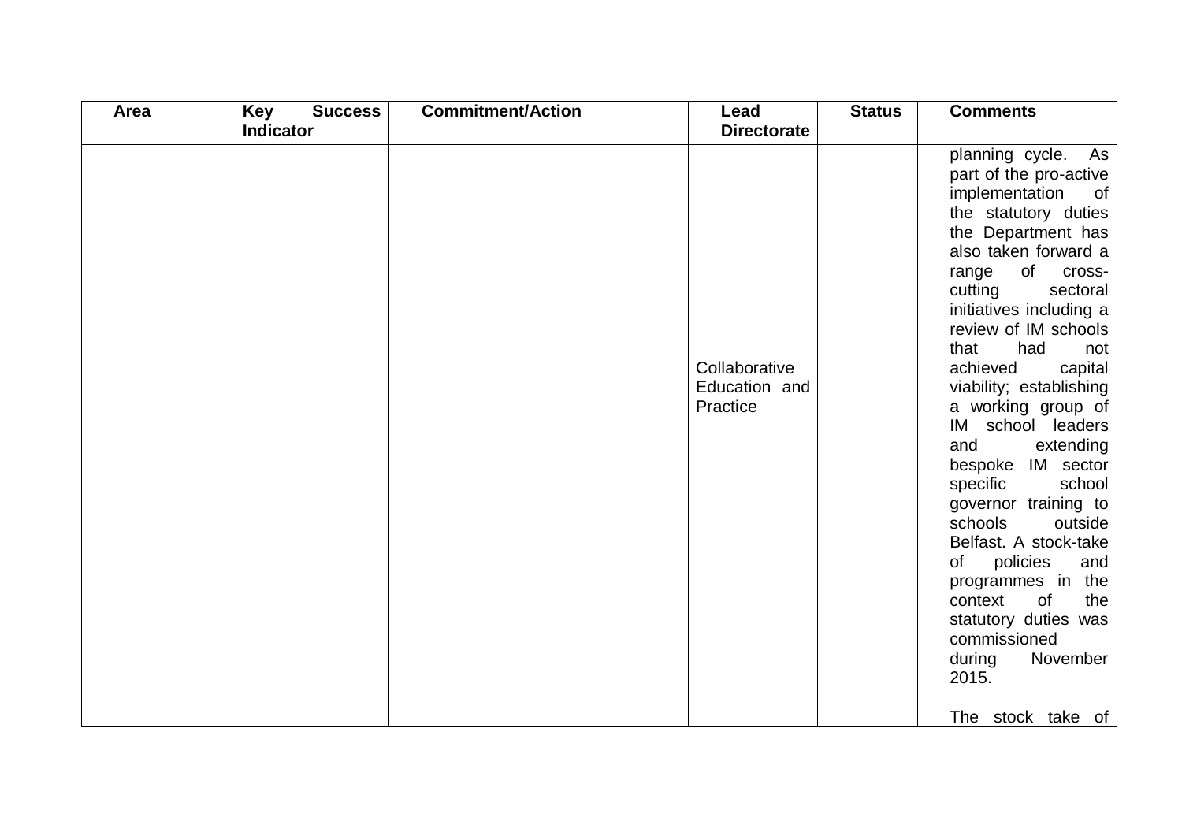| Area | Key Success Indicator | Commitment/Action | Lead Directorate | Status | Comments |
|---|---|---|---|---|---|
| | | | Collaborative Education and Practice | | planning cycle. As part of the pro-active implementation of the statutory duties the Department has also taken forward a range of cross-cutting sectoral initiatives including a review of IM schools that had not achieved capital viability; establishing a working group of IM school leaders and extending bespoke IM sector specific school governor training to schools outside Belfast. A stock-take of policies and programmes in the context of the statutory duties was commissioned during November 2015.<br><br>The stock take of |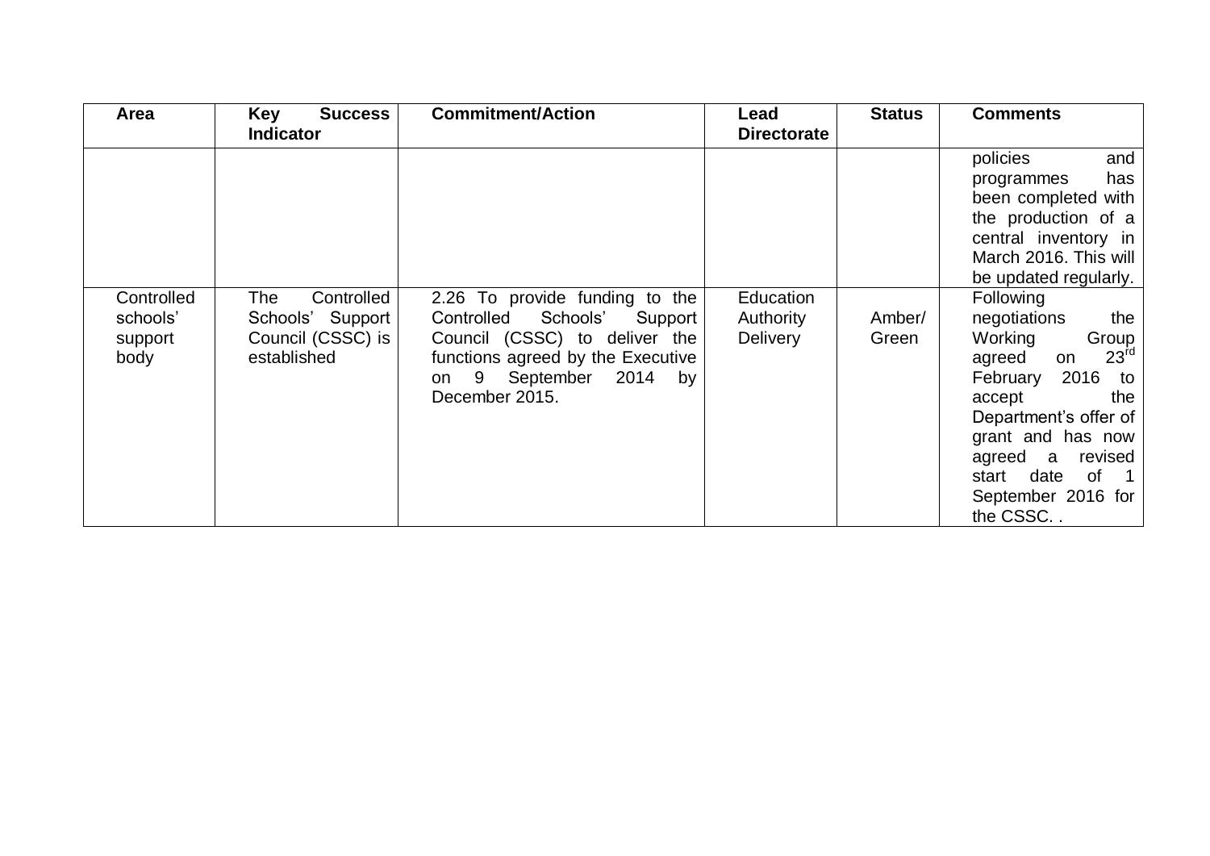| Area | Key Success Indicator | Commitment/Action | Lead Directorate | Status | Comments |
|---|---|---|---|---|---|
| | | | | | policies and programmes has been completed with the production of a central inventory in March 2016. This will be updated regularly. |
| Controlled schools' support body | The Controlled Schools' Support Council (CSSC) is established | 2.26 To provide funding to the Controlled Schools' Support Council (CSSC) to deliver the functions agreed by the Executive on 9 September 2014 by December 2015. | Education Authority Delivery | Amber/ Green | Following negotiations the Working Group agreed on 23rd February 2016 to accept the Department's offer of grant and has now agreed a revised start date of 1 September 2016 for the CSSC. . |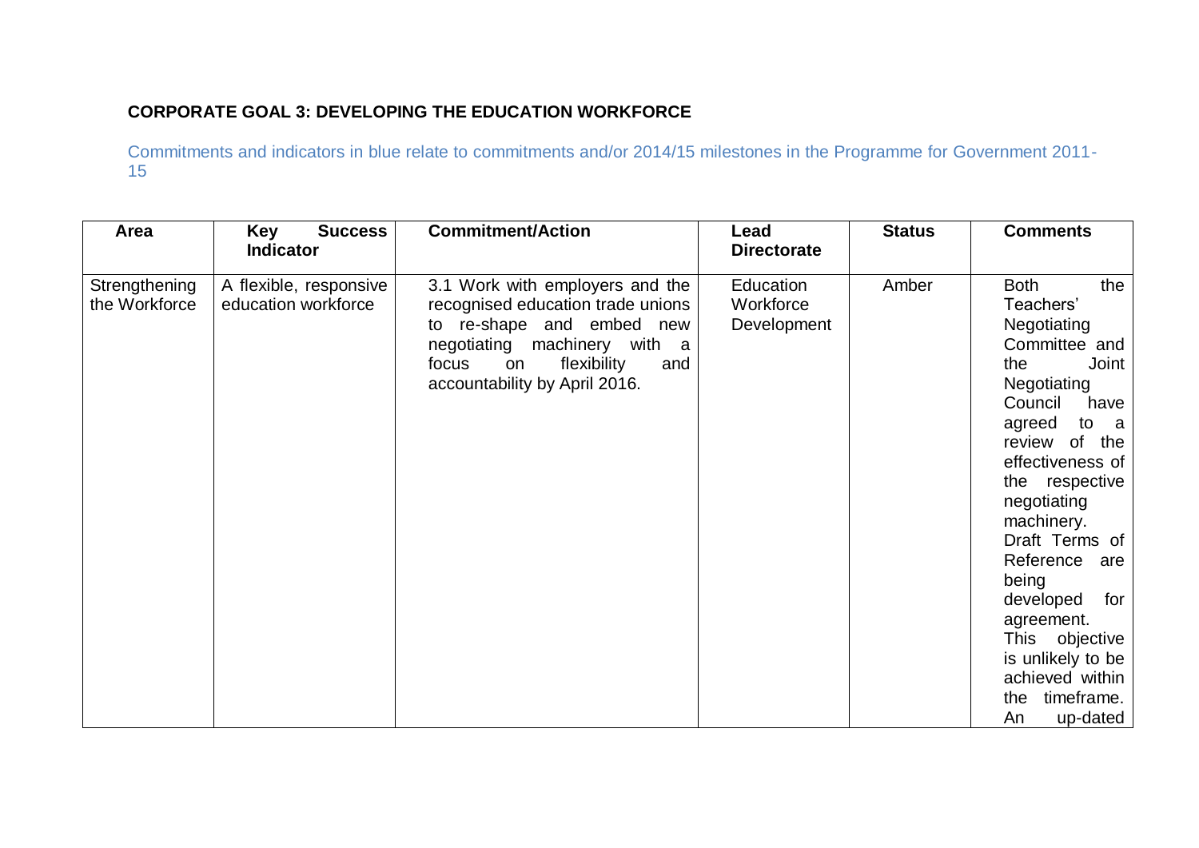**CORPORATE GOAL 3: DEVELOPING THE EDUCATION WORKFORCE**

Commitments and indicators in blue relate to commitments and/or 2014/15 milestones in the Programme for Government 2011-15

| Area | Key Success Indicator | Commitment/Action | Lead Directorate | Status | Comments |
| --- | --- | --- | --- | --- | --- |
| Strengthening the Workforce | A flexible, responsive education workforce | 3.1 Work with employers and the recognised education trade unions to re-shape and embed new negotiating machinery with a focus on flexibility and accountability by April 2016. | Education Workforce Development | Amber | Both the Teachers' Negotiating Committee and the Joint Negotiating Council have agreed to a review of the effectiveness of the respective negotiating machinery. Draft Terms of Reference are being developed for agreement. This objective is unlikely to be achieved within the timeframe. An up-dated |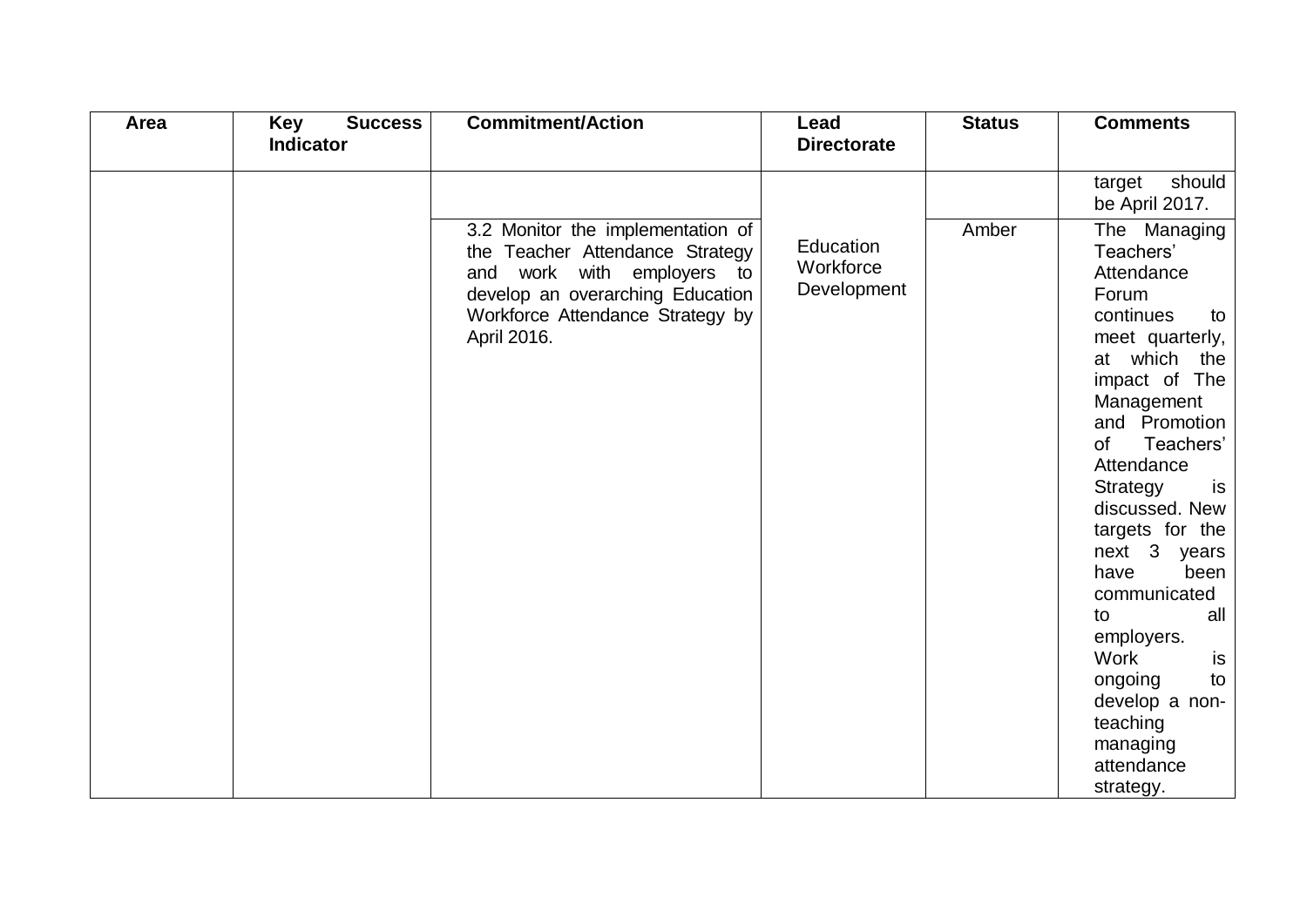| Area | Key Success Indicator | Commitment/Action | Lead Directorate | Status | Comments |
|---|---|---|---|---|---|
| | | | | | target should be April 2017. |
| | | 3.2 Monitor the implementation of the Teacher Attendance Strategy and work with employers to develop an overarching Education Workforce Attendance Strategy by April 2016. | Education Workforce Development | Amber | The Managing Teachers' Attendance Forum continues to meet quarterly, at which the impact of The Management and Promotion of Teachers' Attendance Strategy is discussed. New targets for the next 3 years have been communicated to all employers. Work is ongoing to develop a non-teaching managing attendance strategy. |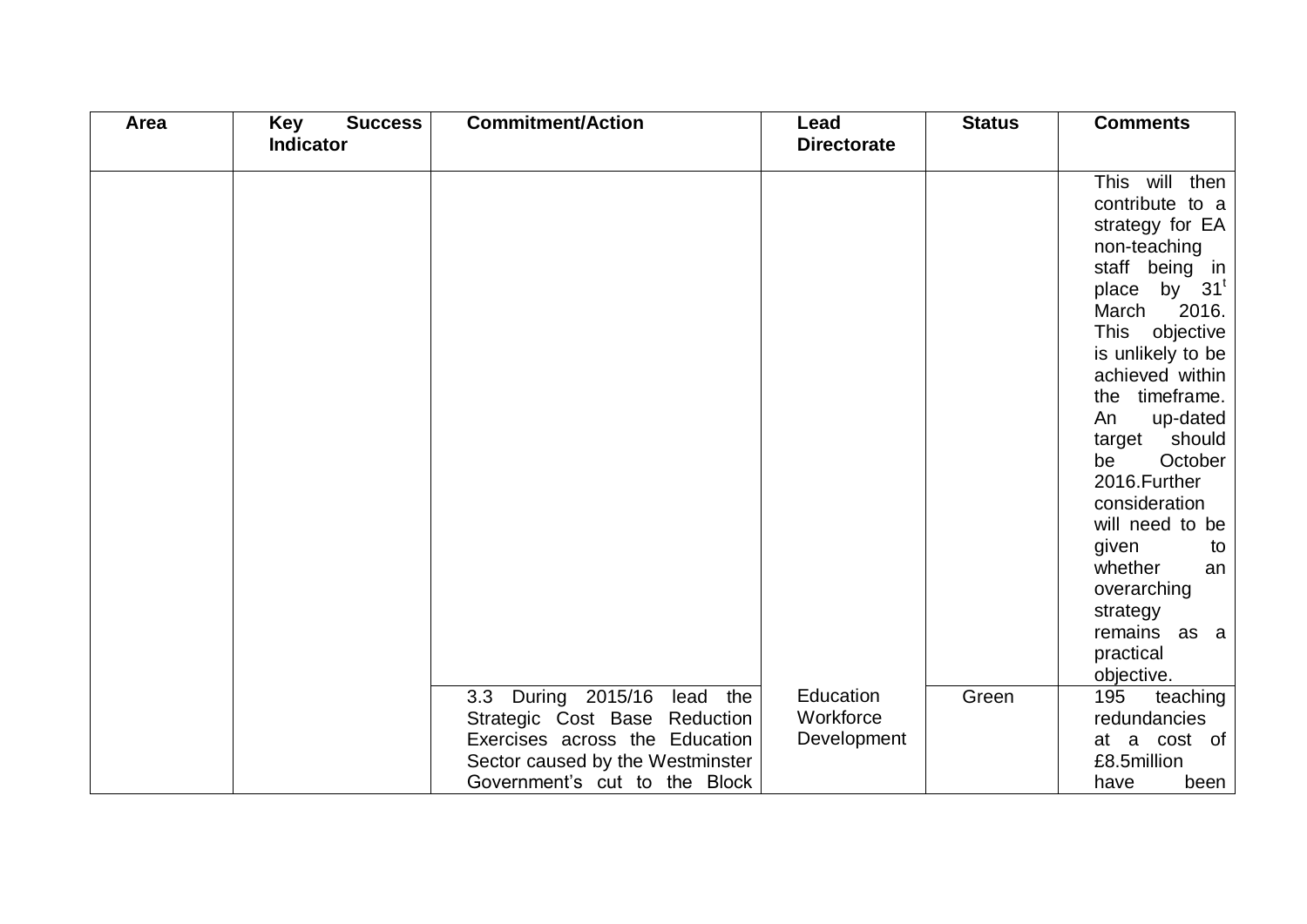| Area | Key Success Indicator | Commitment/Action | Lead Directorate | Status | Comments |
|---|---|---|---|---|---|
| | | | | | This will then contribute to a strategy for EA non-teaching staff being in place by 31[t] March 2016. This objective is unlikely to be achieved within the timeframe. An up-dated target should be October 2016.Further consideration will need to be given to whether an overarching strategy remains as a practical objective. |
| | | 3.3 During 2015/16 lead the Strategic Cost Base Reduction Exercises across the Education Sector caused by the Westminster Government's cut to the Block | Education Workforce Development | Green | 195 teaching redundancies at a cost of £8.5million have been |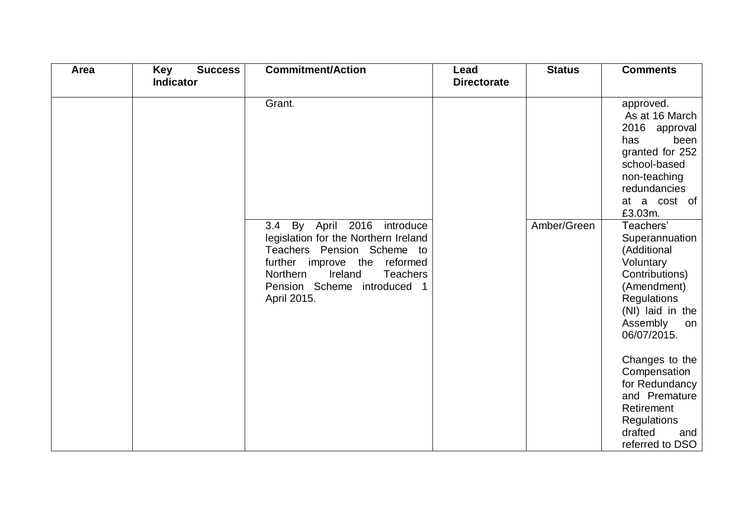| Area | Key Success Indicator | Commitment/Action | Lead Directorate | Status | Comments |
|---|---|---|---|---|---|
| | | Grant. | | | approved. As at 16 March 2016 approval has been granted for 252 school-based non-teaching redundancies at a cost of £3.03m. |
| | | 3.4 By April 2016 introduce legislation for the Northern Ireland Teachers Pension Scheme to further improve the reformed Northern Ireland Teachers Pension Scheme introduced 1 April 2015. | | Amber/Green | Teachers' Superannuation (Additional Voluntary Contributions) (Amendment) Regulations (NI) laid in the Assembly on 06/07/2015.<br><br>Changes to the Compensation for Redundancy and Premature Retirement Regulations drafted and referred to DSO |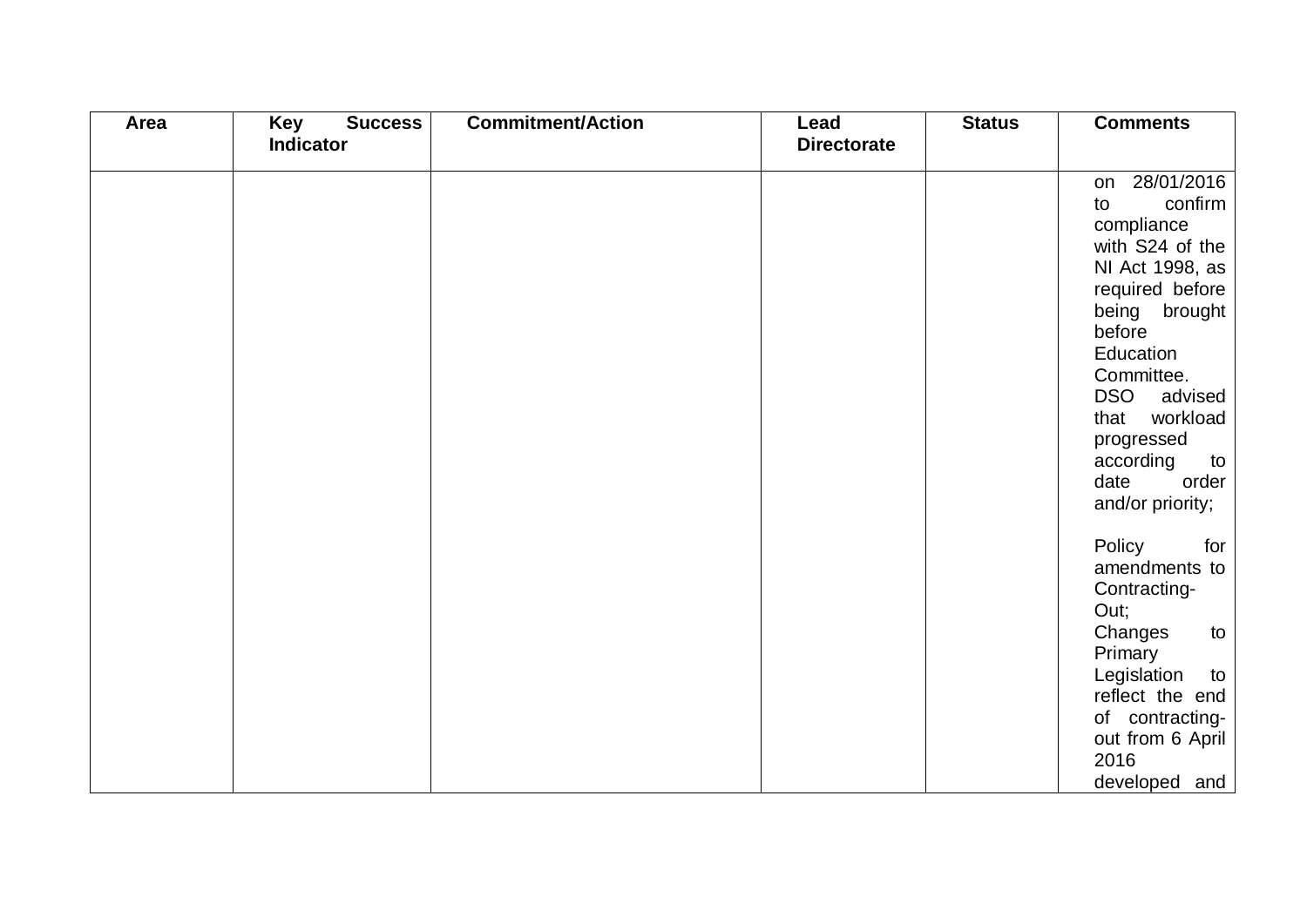| Area | Key Success Indicator | Commitment/Action | Lead Directorate | Status | Comments |
|---|---|---|---|---|---|
| | | | | | on 28/01/2016 to confirm compliance with S24 of the NI Act 1998, as required before being brought before Education Committee. DSO advised that workload progressed according to date order and/or priority;<br><br>Policy for amendments to Contracting-Out;<br>Changes to Primary Legislation to reflect the end of contracting-out from 6 April 2016 developed and |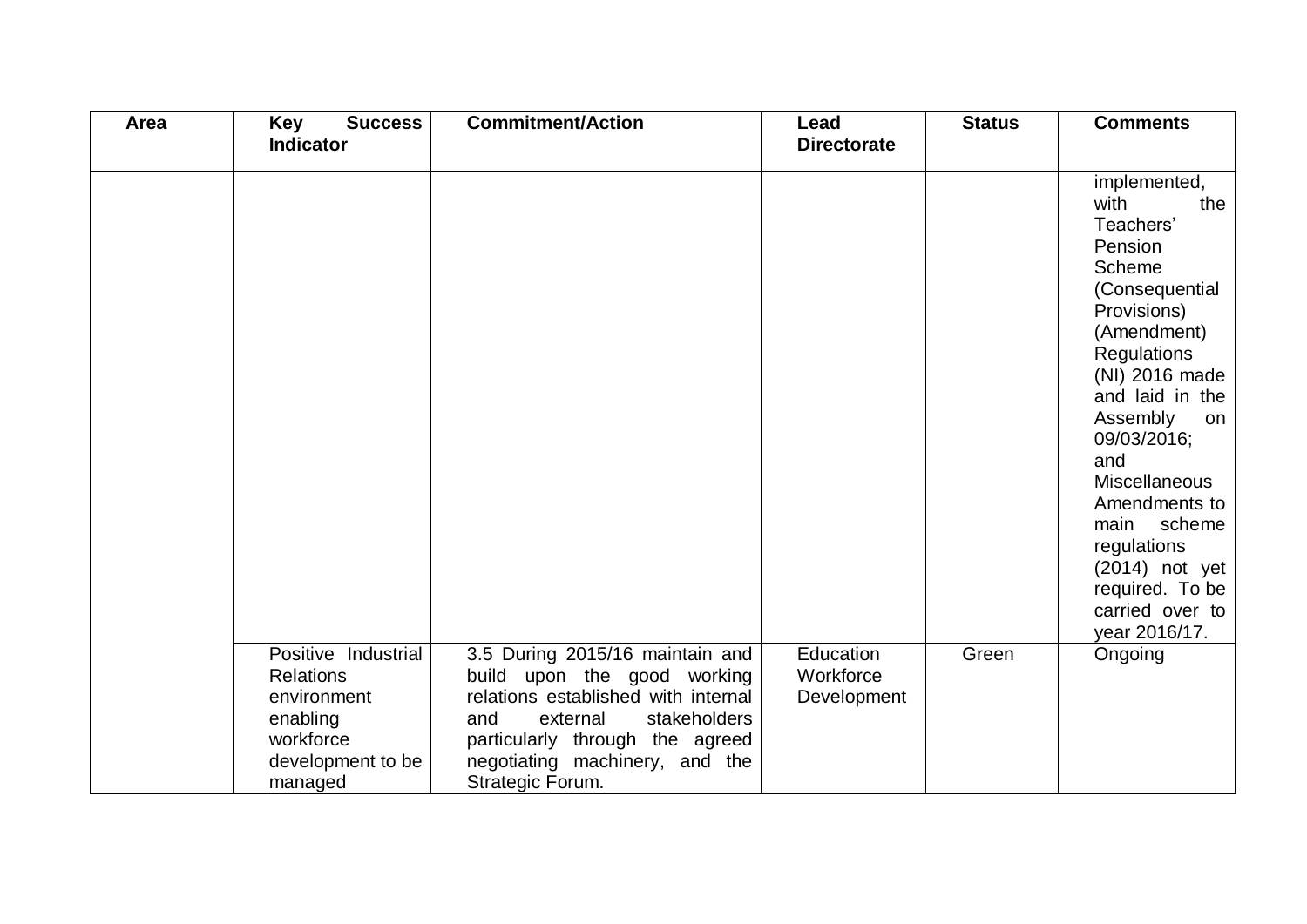| Area | Key Success Indicator | Commitment/Action | Lead Directorate | Status | Comments |
|---|---|---|---|---|---|
| | | | | | implemented, with the Teachers' Pension Scheme (Consequential Provisions) (Amendment) Regulations (NI) 2016 made and laid in the Assembly on 09/03/2016; and Miscellaneous Amendments to main scheme regulations (2014) not yet required. To be carried over to year 2016/17. |
| | Positive Industrial Relations environment enabling workforce development to be managed | 3.5 During 2015/16 maintain and build upon the good working relations established with internal and external stakeholders particularly through the agreed negotiating machinery, and the Strategic Forum. | Education Workforce Development | Green | Ongoing |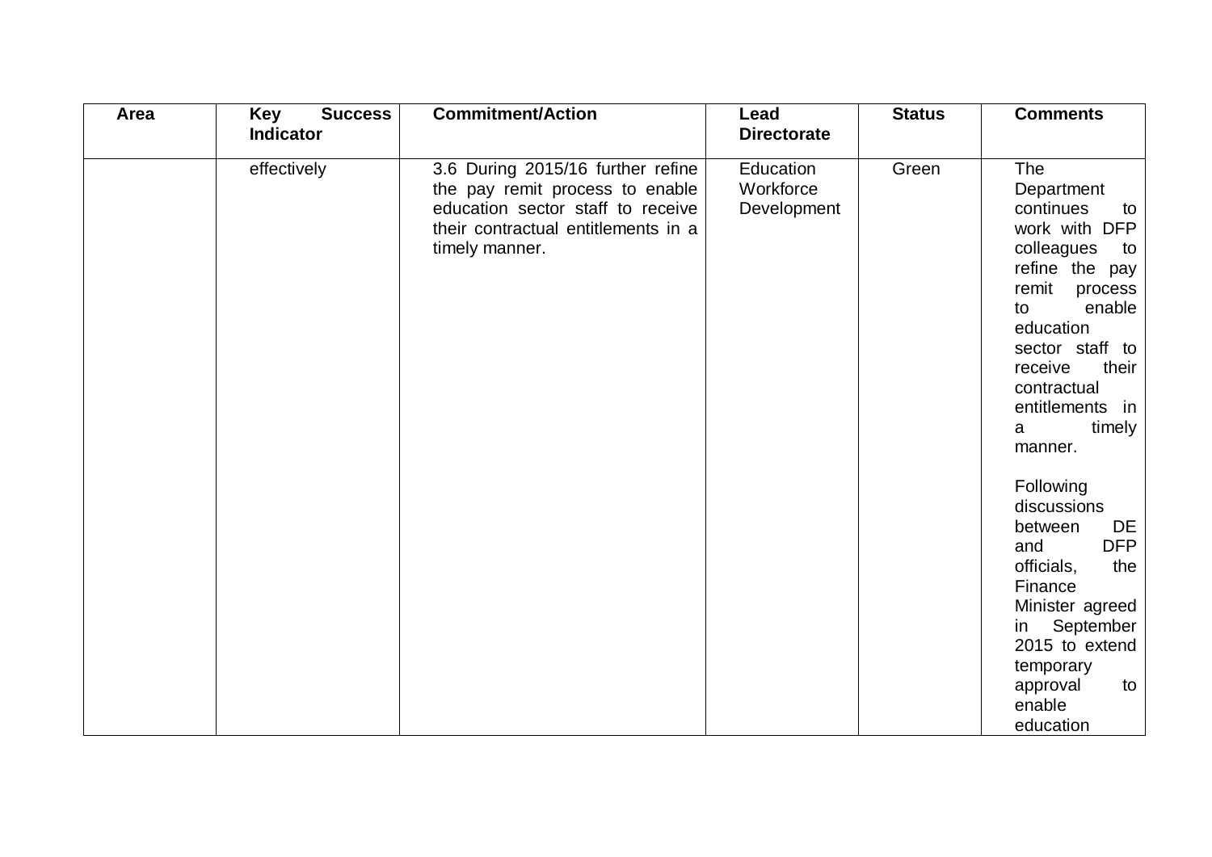| Area | Key Success Indicator | Commitment/Action | Lead Directorate | Status | Comments |
|---|---|---|---|---|---|
| | effectively | 3.6 During 2015/16 further refine the pay remit process to enable education sector staff to receive their contractual entitlements in a timely manner. | Education Workforce Development | Green | The Department continues to work with DFP colleagues to refine the pay remit process to enable education sector staff to receive their contractual entitlements in a timely manner.<br><br>Following discussions between DE and DFP officials, the Finance Minister agreed in September 2015 to extend temporary approval to enable education |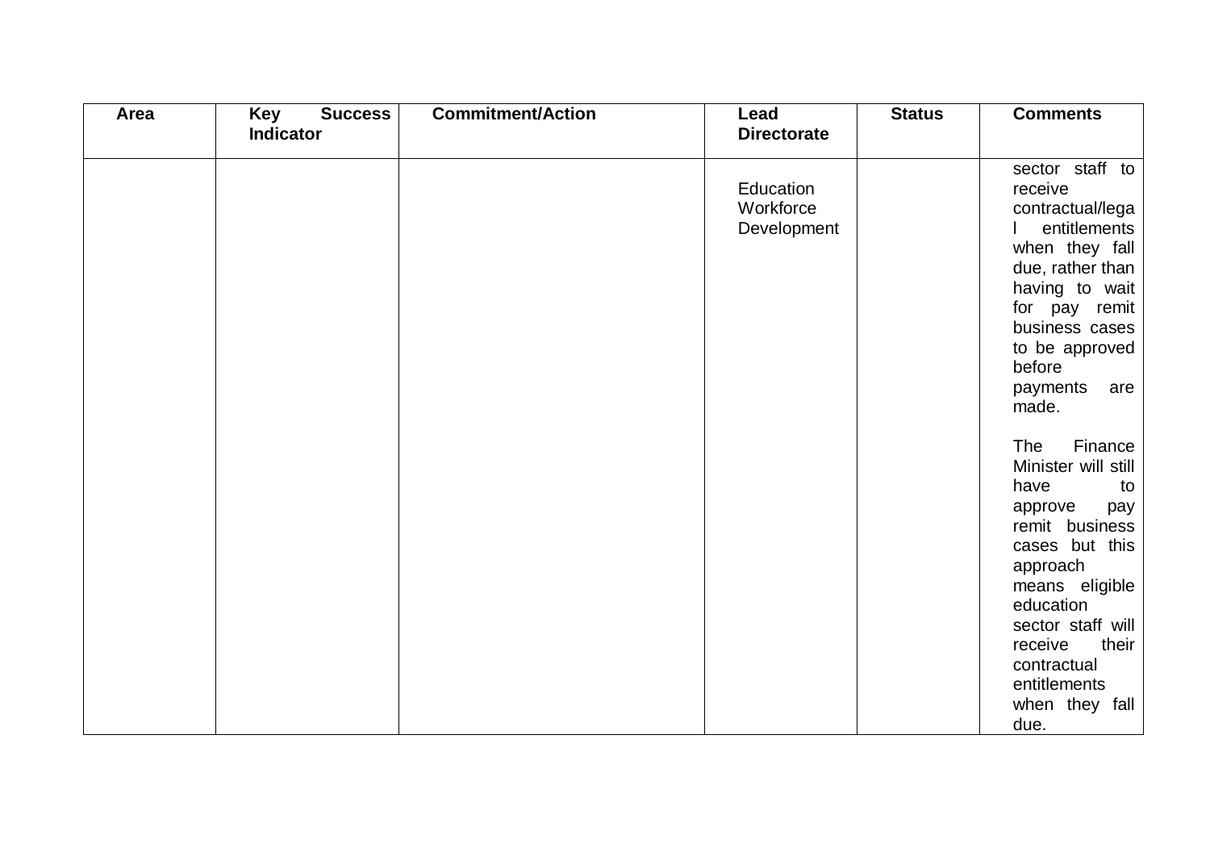| Area | Key Success Indicator | Commitment/Action | Lead Directorate | Status | Comments |
|---|---|---|---|---|---|
| | | | Education Workforce Development | | sector staff to receive contractual/legal entitlements when they fall due, rather than having to wait for pay remit business cases to be approved before payments are made.<br><br>The Finance Minister will still have to approve pay remit business cases but this approach means eligible education sector staff will receive their contractual entitlements when they fall due. |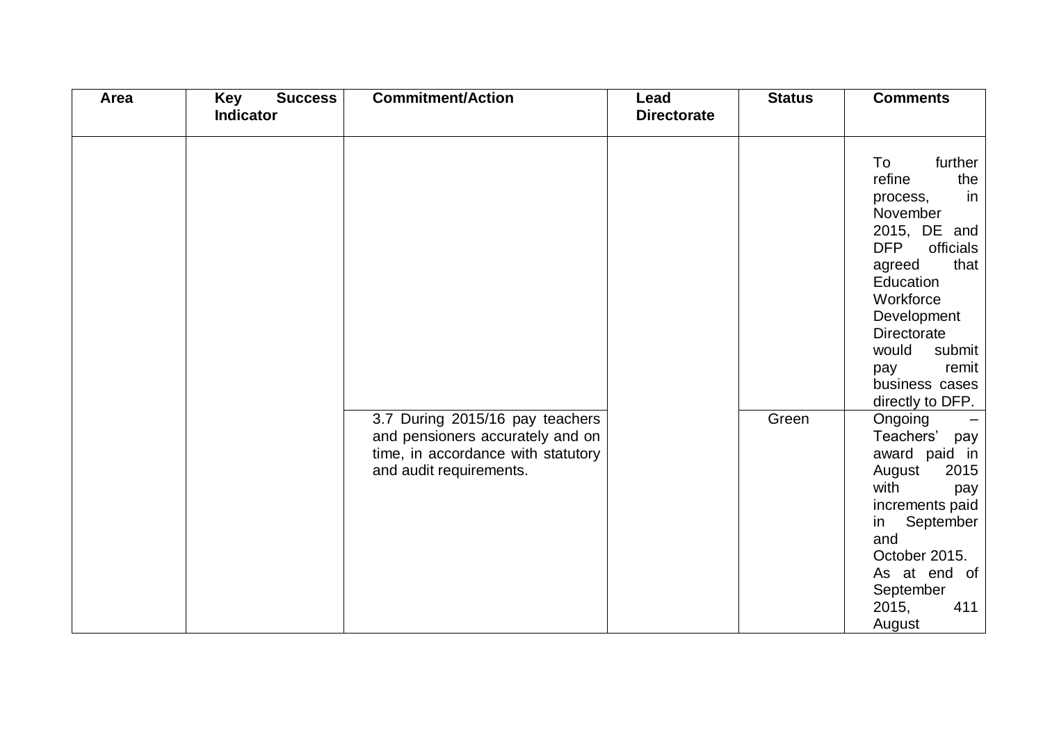| Area | Key Success Indicator | Commitment/Action | Lead Directorate | Status | Comments |
|---|---|---|---|---|---|
| | | | | | To further refine the process, in November 2015, DE and DFP officials agreed that Education Workforce Development Directorate would submit pay remit business cases directly to DFP. |
| | | 3.7 During 2015/16 pay teachers and pensioners accurately and on time, in accordance with statutory and audit requirements. | | Green | Ongoing – Teachers' pay award paid in August 2015 with pay increments paid in September and October 2015. As at end of September 2015, 411 August |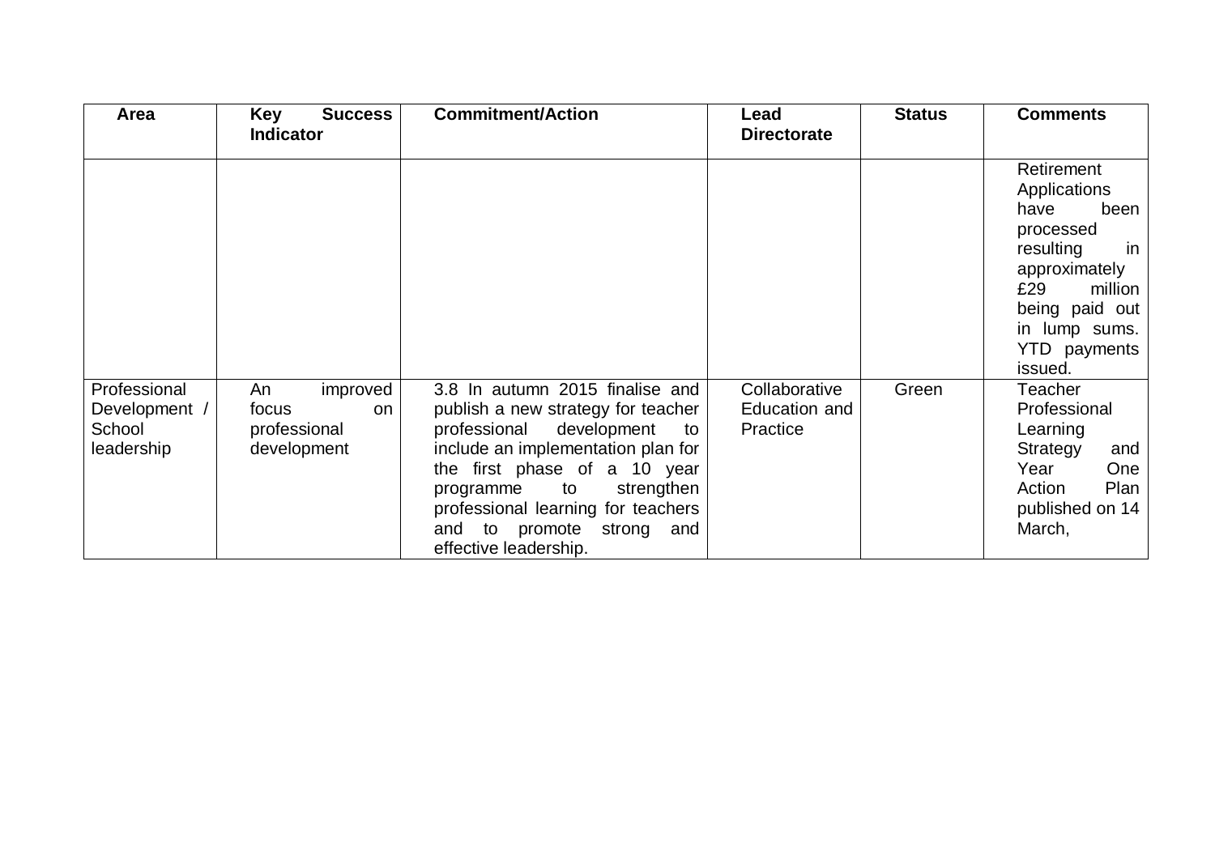| Area | Key Success Indicator | Commitment/Action | Lead Directorate | Status | Comments |
|---|---|---|---|---|---|
| | | | | | Retirement Applications have been processed resulting in approximately £29 million being paid out in lump sums. YTD payments issued. |
| Professional Development / School leadership | An improved focus on professional development | 3.8 In autumn 2015 finalise and publish a new strategy for teacher professional development to include an implementation plan for the first phase of a 10 year programme to strengthen professional learning for teachers and to promote strong and effective leadership. | Collaborative Education and Practice | Green | Teacher Professional Learning Strategy and Year One Action Plan published on 14 March, |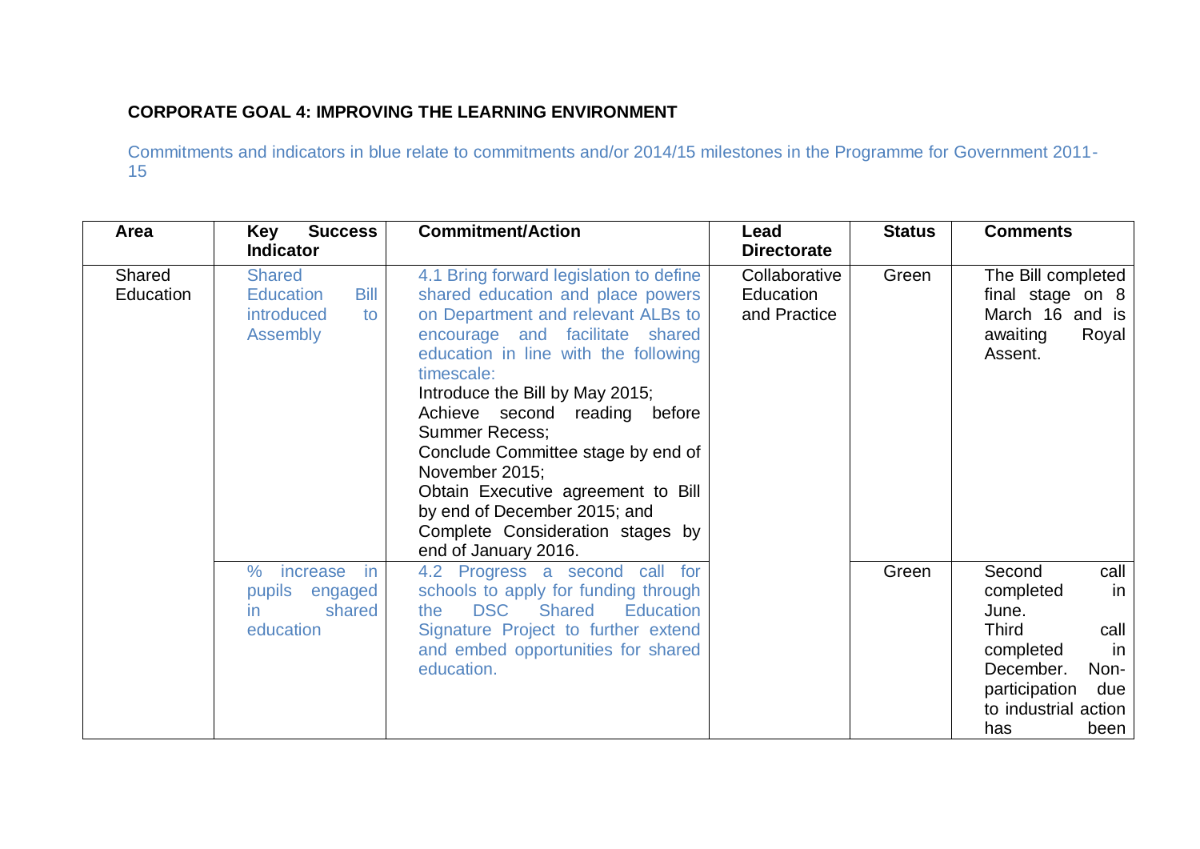**CORPORATE GOAL 4: IMPROVING THE LEARNING ENVIRONMENT**

Commitments and indicators in blue relate to commitments and/or 2014/15 milestones in the Programme for Government 2011-15

| Area | Key Success Indicator | Commitment/Action | Lead Directorate | Status | Comments |
|---|---|---|---|---|---|
| Shared Education | Shared Education Bill introduced to Assembly | 4.1 Bring forward legislation to define shared education and place powers on Department and relevant ALBs to encourage and facilitate shared education in line with the following timescale:<br>Introduce the Bill by May 2015;<br>Achieve second reading before Summer Recess;<br>Conclude Committee stage by end of November 2015;<br>Obtain Executive agreement to Bill by end of December 2015; and<br>Complete Consideration stages by end of January 2016. | Collaborative Education and Practice | Green | The Bill completed final stage on 8 March 16 and is awaiting Royal Assent. |
| | % increase in pupils engaged in shared education | 4.2 Progress a second call for schools to apply for funding through the DSC Shared Education Signature Project to further extend and embed opportunities for shared education. | | Green | Second call completed in June.<br>Third call completed in December. Non-participation due to industrial action has been |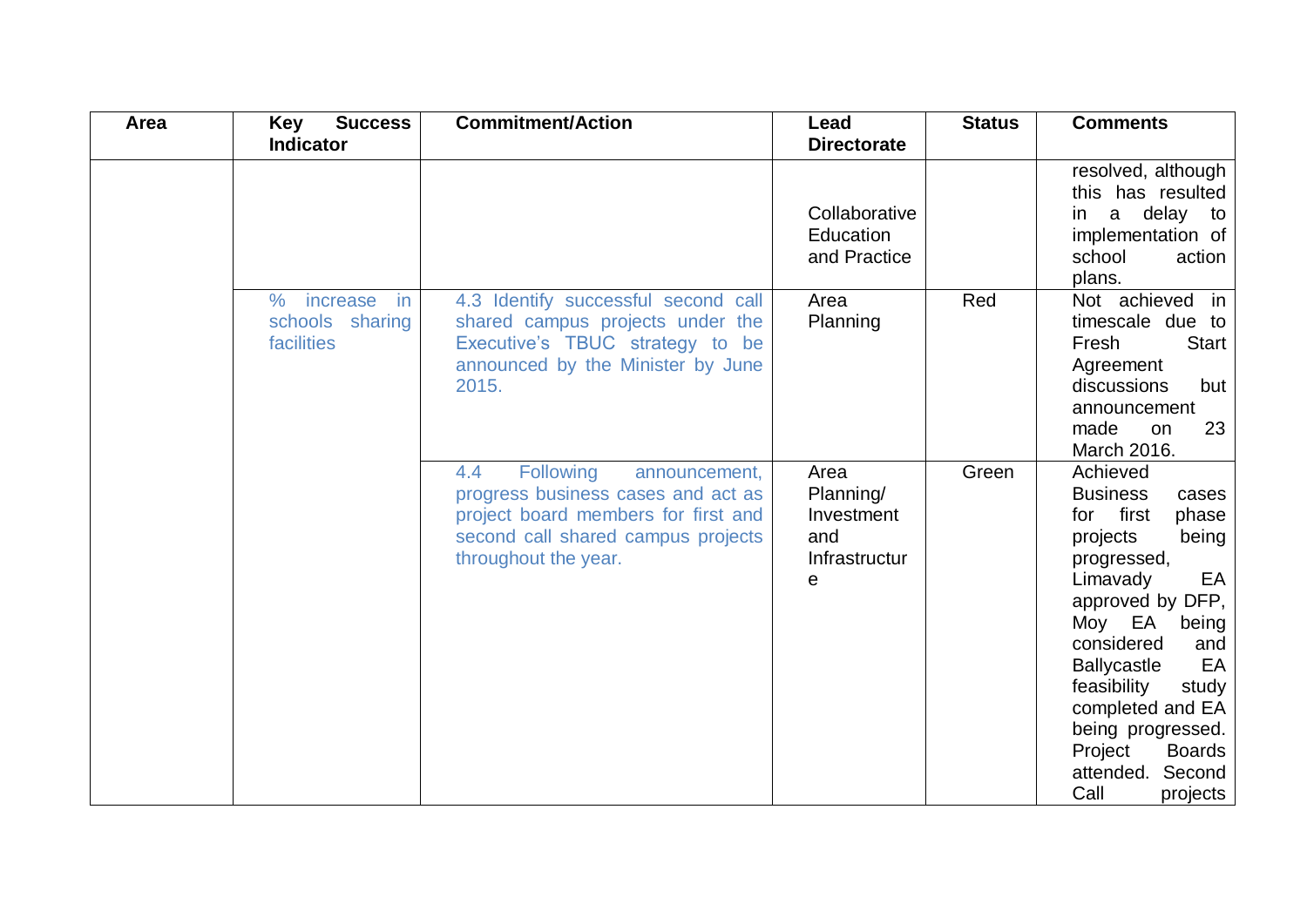| Area | Key Success Indicator | Commitment/Action | Lead Directorate | Status | Comments |
|---|---|---|---|---|---|
| | | | Collaborative Education and Practice | | resolved, although this has resulted in a delay to implementation of school action plans. |
| | % increase in schools sharing facilities | 4.3 Identify successful second call shared campus projects under the Executive's TBUC strategy to be announced by the Minister by June 2015. | Area Planning | Red | Not achieved in timescale due to Fresh Start Agreement discussions but announcement made on 23 March 2016. |
| | | 4.4 Following announcement, progress business cases and act as project board members for first and second call shared campus projects throughout the year. | Area Planning/ Investment and Infrastructure | Green | Achieved Business cases for first phase projects being progressed, Limavady EA approved by DFP, Moy EA being considered and Ballycastle EA feasibility study completed and EA being progressed. Project Boards attended. Second Call projects |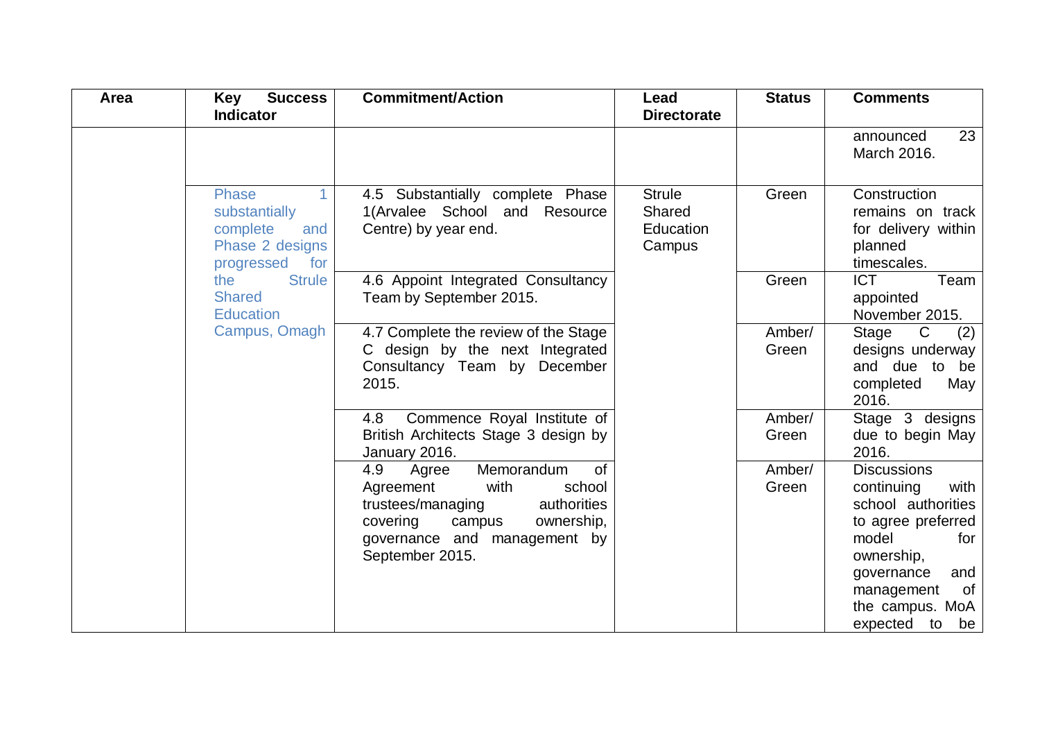| Area | Key Success Indicator | Commitment/Action | Lead Directorate | Status | Comments |
|---|---|---|---|---|---|
| | | | | | announced 23 March 2016. |
| | Phase 1 substantially complete and Phase 2 designs progressed for the Strule Shared Education Campus, Omagh | 4.5 Substantially complete Phase 1(Arvalee School and Resource Centre) by year end. | Strule Shared Education Campus | Green | Construction remains on track for delivery within planned timescales. |
| | | 4.6 Appoint Integrated Consultancy Team by September 2015. | | Green | ICT Team appointed November 2015. |
| | | 4.7 Complete the review of the Stage C design by the next Integrated Consultancy Team by December 2015. | | Amber/ Green | Stage C (2) designs underway and due to be completed May 2016. |
| | | 4.8 Commence Royal Institute of British Architects Stage 3 design by January 2016. | | Amber/ Green | Stage 3 designs due to begin May 2016. |
| | | 4.9 Agree Memorandum of Agreement with school trustees/managing authorities covering campus ownership, governance and management by September 2015. | | Amber/ Green | Discussions continuing with school authorities to agree preferred model for ownership, governance and management of the campus. MoA expected to be |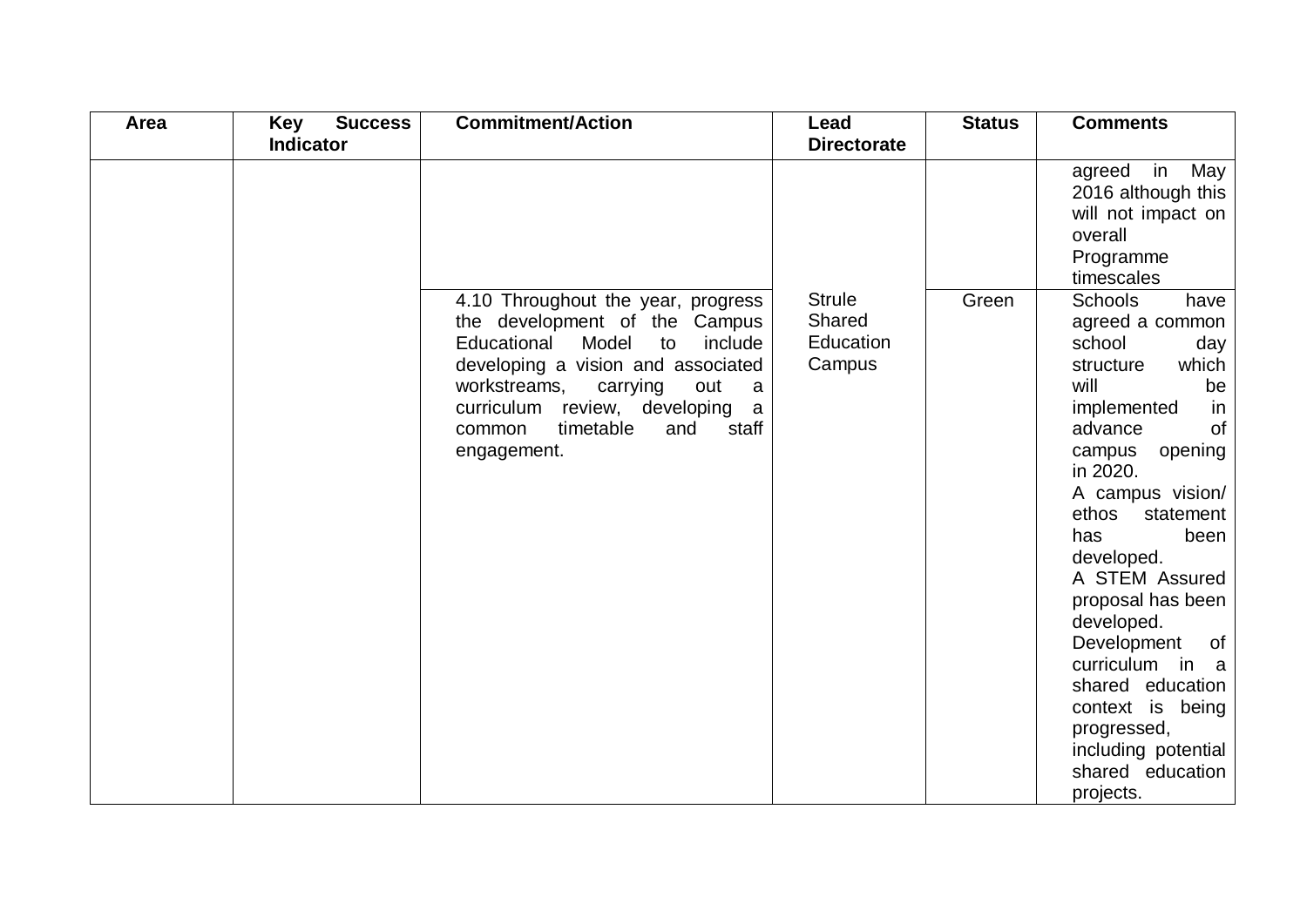| Area | Key Success Indicator | Commitment/Action | Lead Directorate | Status | Comments |
|---|---|---|---|---|---|
| | | | | | agreed in May 2016 although this will not impact on overall Programme timescales |
| | | 4.10 Throughout the year, progress the development of the Campus Educational Model to include developing a vision and associated workstreams, carrying out a curriculum review, developing a common timetable and staff engagement. | Strule Shared Education Campus | Green | Schools have agreed a common school day structure which will be implemented in advance of campus opening in 2020. A campus vision/ ethos statement has been developed. A STEM Assured proposal has been developed. Development of curriculum in a shared education context is being progressed, including potential shared education projects. |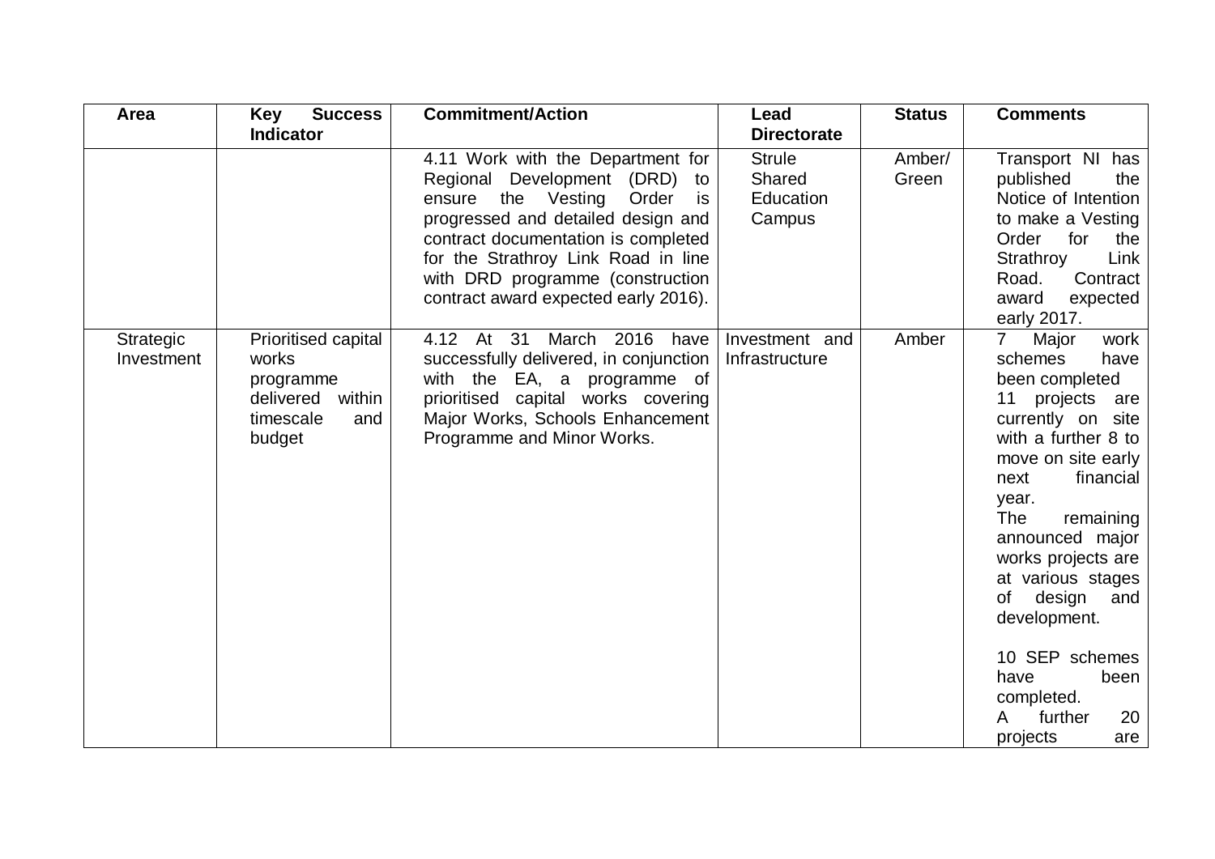| Area | Key Success Indicator | Commitment/Action | Lead Directorate | Status | Comments |
|---|---|---|---|---|---|
| | | 4.11 Work with the Department for Regional Development (DRD) to ensure the Vesting Order is progressed and detailed design and contract documentation is completed for the Strathroy Link Road in line with DRD programme (construction contract award expected early 2016). | Strule Shared Education Campus | Amber/ Green | Transport NI has published the Notice of Intention to make a Vesting Order for the Strathroy Link Road. Contract award expected early 2017. |
| Strategic Investment | Prioritised capital works programme delivered within timescale and budget | 4.12 At 31 March 2016 have successfully delivered, in conjunction with the EA, a programme of prioritised capital works covering Major Works, Schools Enhancement Programme and Minor Works. | Investment and Infrastructure | Amber | 7 Major work schemes have been completed<br>11 projects are currently on site with a further 8 to move on site early next financial year.<br>The remaining announced major works projects are at various stages of design and development.<br><br>10 SEP schemes have been completed.<br>A further 20 projects are |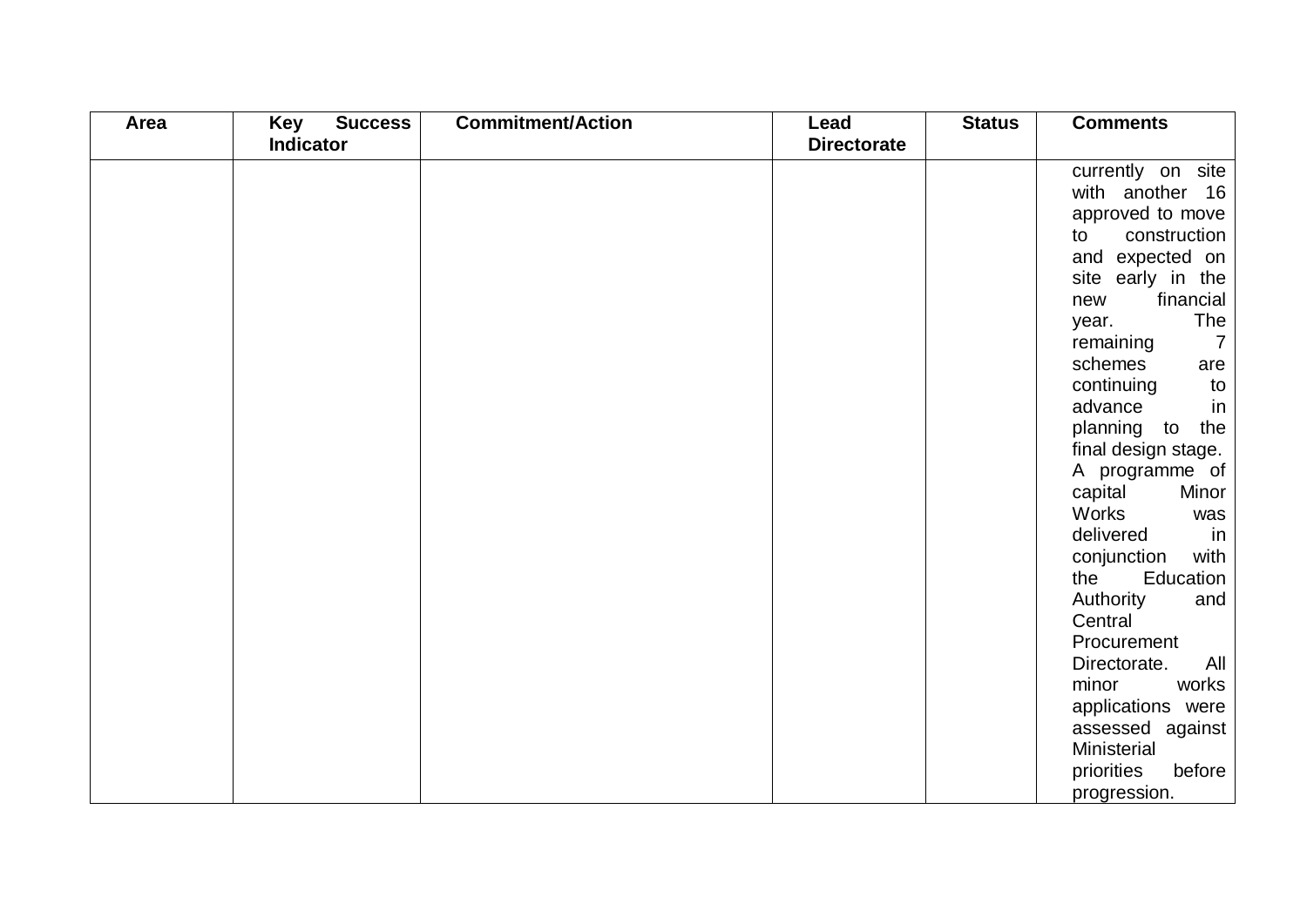| Area | Key Success Indicator | Commitment/Action | Lead Directorate | Status | Comments |
|---|---|---|---|---|---|
| | | | | | currently on site with another 16 approved to move to construction and expected on site early in the new financial year. The remaining 7 schemes are continuing to advance in planning to the final design stage. A programme of capital Minor Works was delivered in conjunction with the Education Authority and Central Procurement Directorate. All minor works applications were assessed against Ministerial priorities before progression. |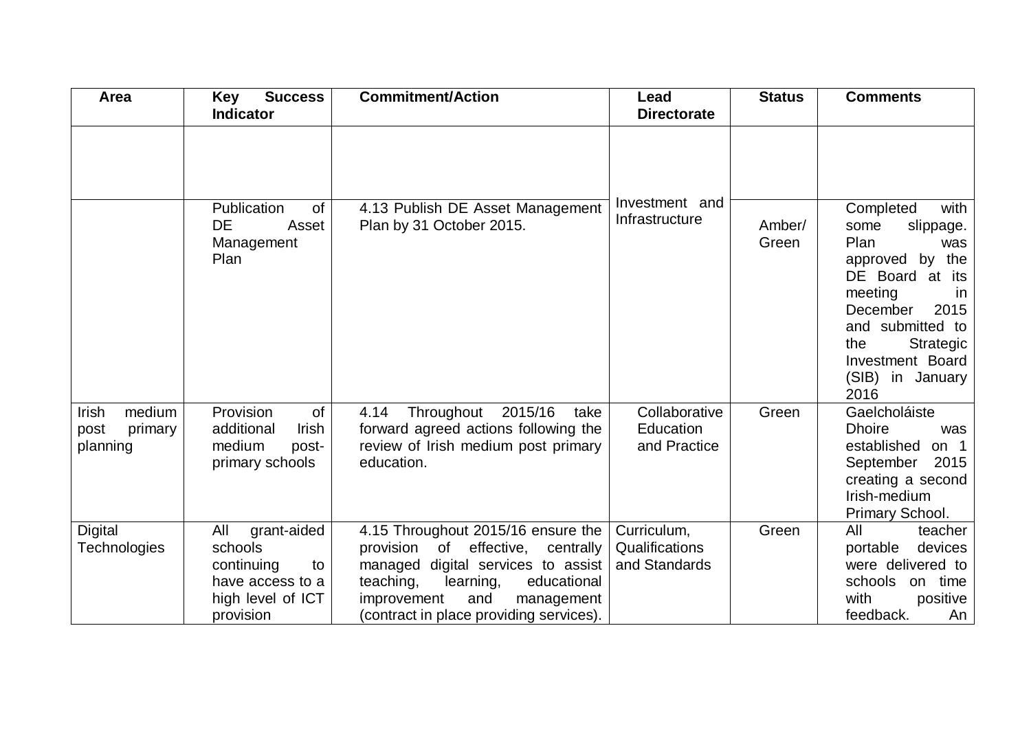| Area | Key Success Indicator | Commitment/Action | Lead Directorate | Status | Comments |
|---|---|---|---|---|---|
| | | | | | |
| | Publication of DE Asset Management Plan | 4.13 Publish DE Asset Management Plan by 31 October 2015. | Investment and Infrastructure | Amber/ Green | Completed with some slippage. Plan was approved by the DE Board at its meeting in December 2015 and submitted to the Strategic Investment Board (SIB) in January 2016 |
| Irish medium post primary planning | Provision of additional Irish medium post-primary schools | 4.14 Throughout 2015/16 take forward agreed actions following the review of Irish medium post primary education. | Collaborative Education and Practice | Green | Gaelcholáiste Dhoire was established on 1 September 2015 creating a second Irish-medium Primary School. |
| Digital Technologies | All grant-aided schools continuing to have access to a high level of ICT provision | 4.15 Throughout 2015/16 ensure the provision of effective, centrally managed digital services to assist teaching, learning, educational improvement and management (contract in place providing services). | Curriculum, Qualifications and Standards | Green | All teacher portable devices were delivered to schools on time with positive feedback. An |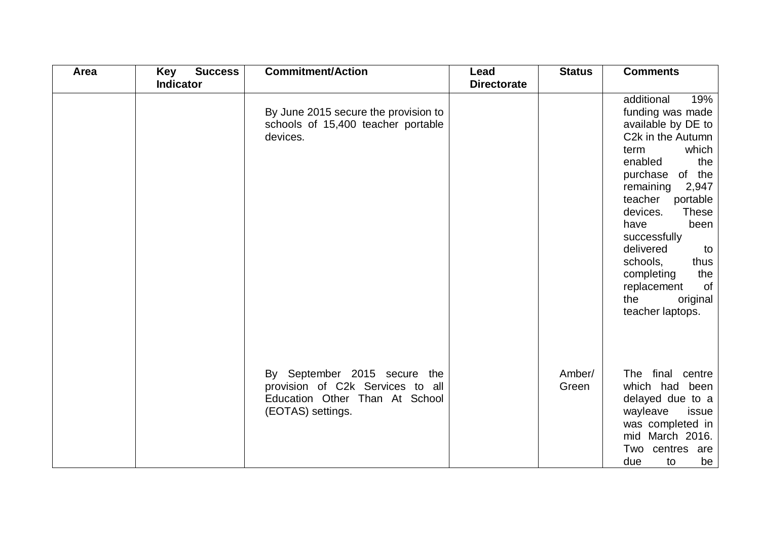| Area | Key Success Indicator | Commitment/Action | Lead Directorate | Status | Comments |
|---|---|---|---|---|---|
| | | By June 2015 secure the provision to schools of 15,400 teacher portable devices. | | | additional 19% funding was made available by DE to C2k in the Autumn term which enabled the purchase of the remaining 2,947 teacher portable devices. These have been successfully delivered to schools, thus completing the replacement of the original teacher laptops. |
| | | By September 2015 secure the provision of C2k Services to all Education Other Than At School (EOTAS) settings. | | Amber/ Green | The final centre which had been delayed due to a wayleave issue was completed in mid March 2016. Two centres are due to be |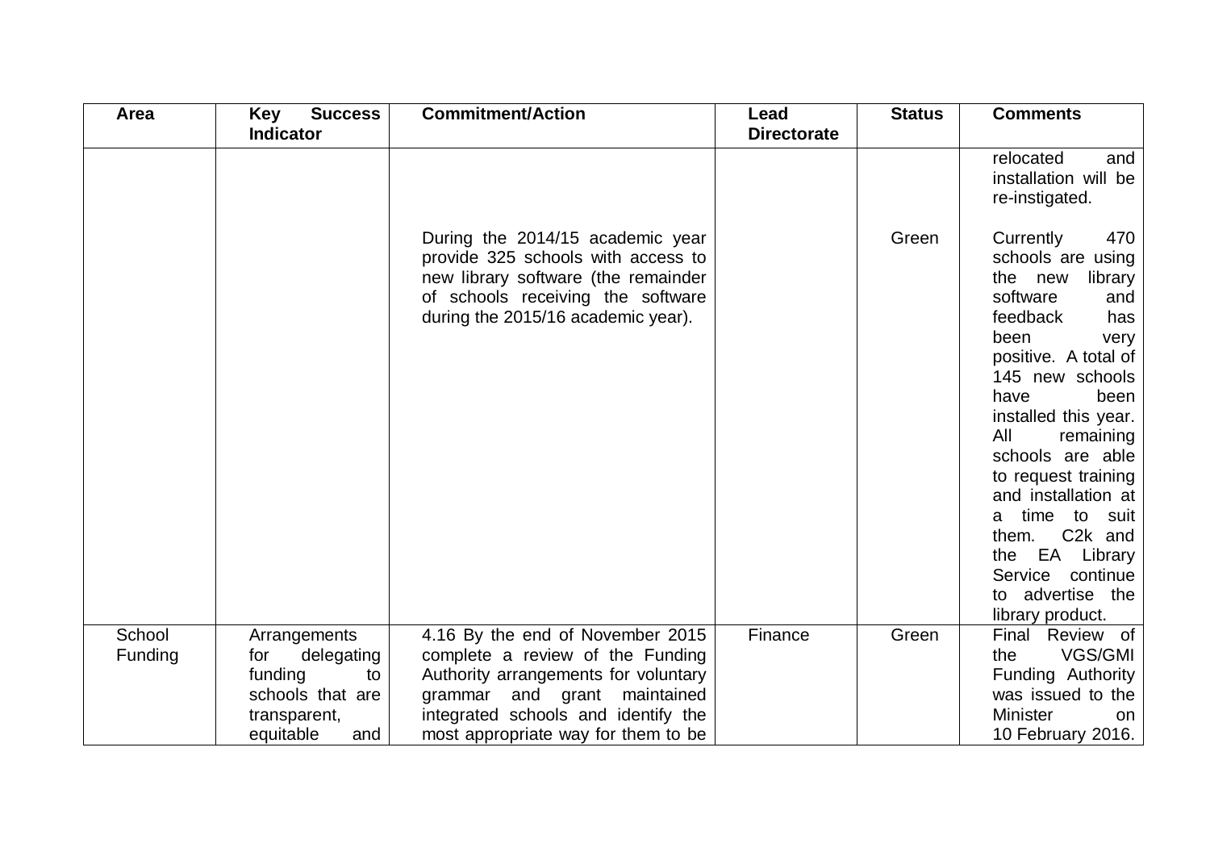| Area | Key Success Indicator | Commitment/Action | Lead Directorate | Status | Comments |
|---|---|---|---|---|---|
| | | | | | relocated and installation will be re-instigated. |
| | | During the 2014/15 academic year provide 325 schools with access to new library software (the remainder of schools receiving the software during the 2015/16 academic year). | | Green | Currently 470 schools are using the new library software and feedback has been very positive. A total of 145 new schools have been installed this year. All remaining schools are able to request training and installation at a time to suit them. C2k and the EA Library Service continue to advertise the library product. |
| School Funding | Arrangements for delegating funding to schools that are transparent, equitable and | 4.16 By the end of November 2015 complete a review of the Funding Authority arrangements for voluntary grammar and grant maintained integrated schools and identify the most appropriate way for them to be | Finance | Green | Final Review of the VGS/GMI Funding Authority was issued to the Minister on 10 February 2016. |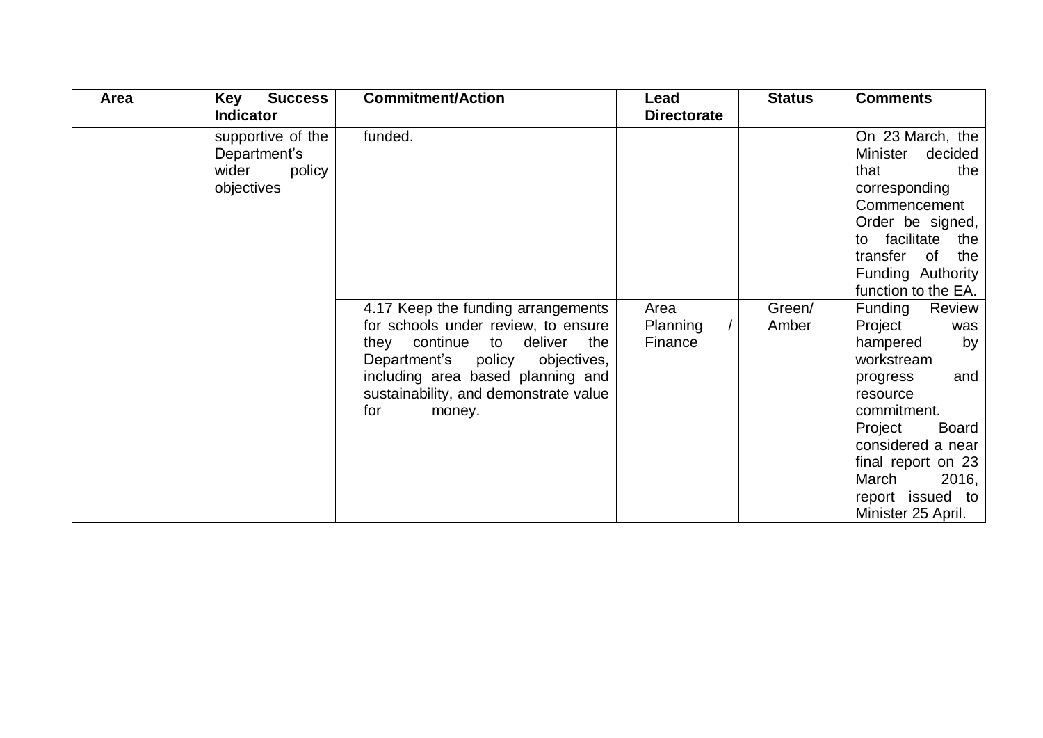| Area | Key Success Indicator | Commitment/Action | Lead Directorate | Status | Comments |
|---|---|---|---|---|---|
| | supportive of the Department's wider policy objectives | funded. | | | On 23 March, the Minister decided that the corresponding Commencement Order be signed, to facilitate the transfer of the Funding Authority function to the EA. |
| | | 4.17 Keep the funding arrangements for schools under review, to ensure they continue to deliver the Department's policy objectives, including area based planning and sustainability, and demonstrate value for money. | Area Planning / Finance | Green/ Amber | Funding Review Project was hampered by workstream progress and resource commitment. Project Board considered a near final report on 23 March 2016, report issued to Minister 25 April. |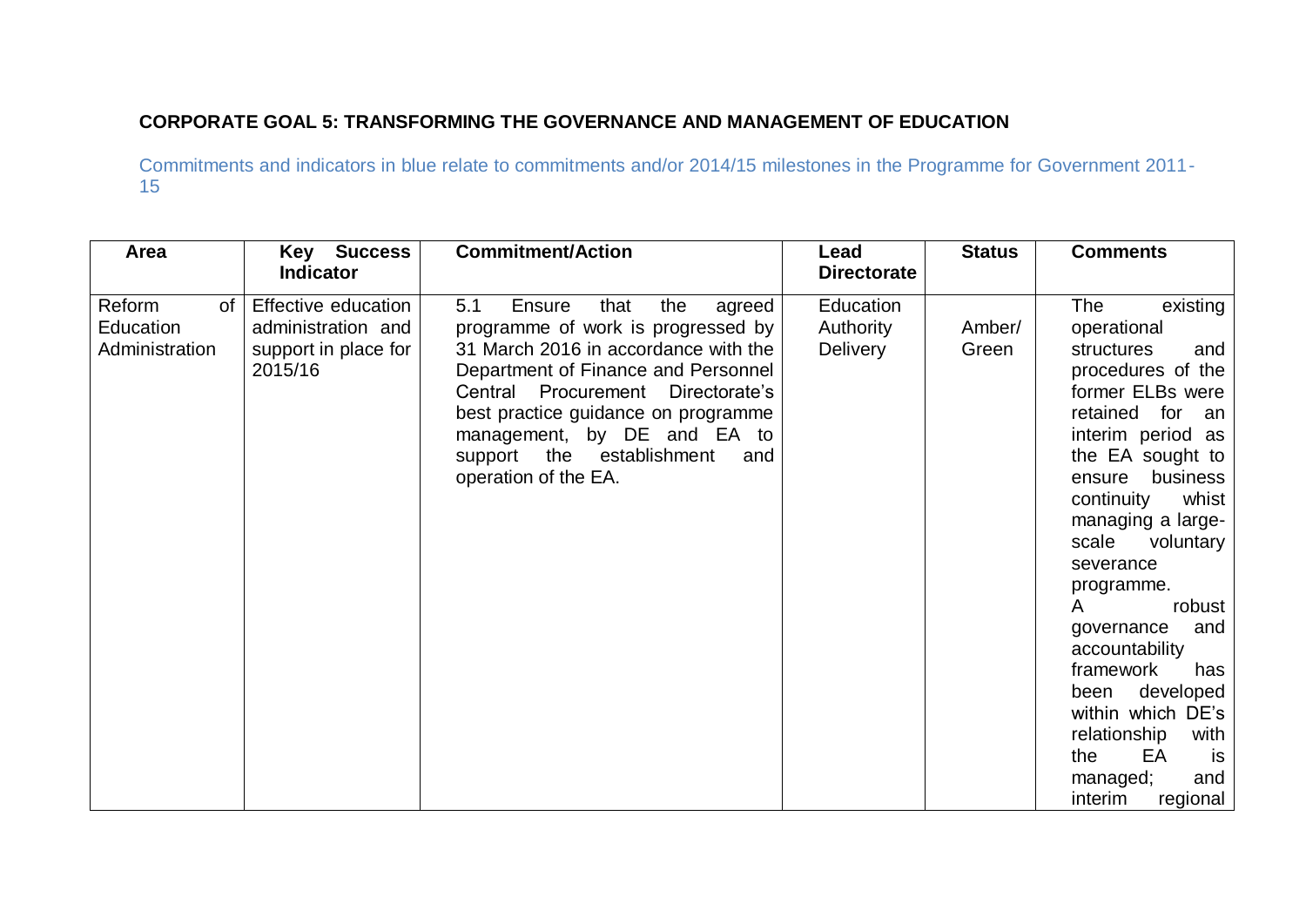**CORPORATE GOAL 5: TRANSFORMING THE GOVERNANCE AND MANAGEMENT OF EDUCATION**

Commitments and indicators in blue relate to commitments and/or 2014/15 milestones in the Programme for Government 2011-15

| Area | Key Success Indicator | Commitment/Action | Lead Directorate | Status | Comments |
|---|---|---|---|---|---|
| Reform of Education Administration | Effective education administration and support in place for 2015/16 | 5.1 Ensure that the agreed programme of work is progressed by 31 March 2016 in accordance with the Department of Finance and Personnel Central Procurement Directorate's best practice guidance on programme management, by DE and EA to support the establishment and operation of the EA. | Education Authority Delivery | Amber/ Green | The existing operational structures and procedures of the former ELBs were retained for an interim period as the EA sought to ensure business continuity whist managing a large-scale voluntary severance programme. A robust governance and accountability framework has been developed within which DE's relationship with the EA is managed; and interim regional |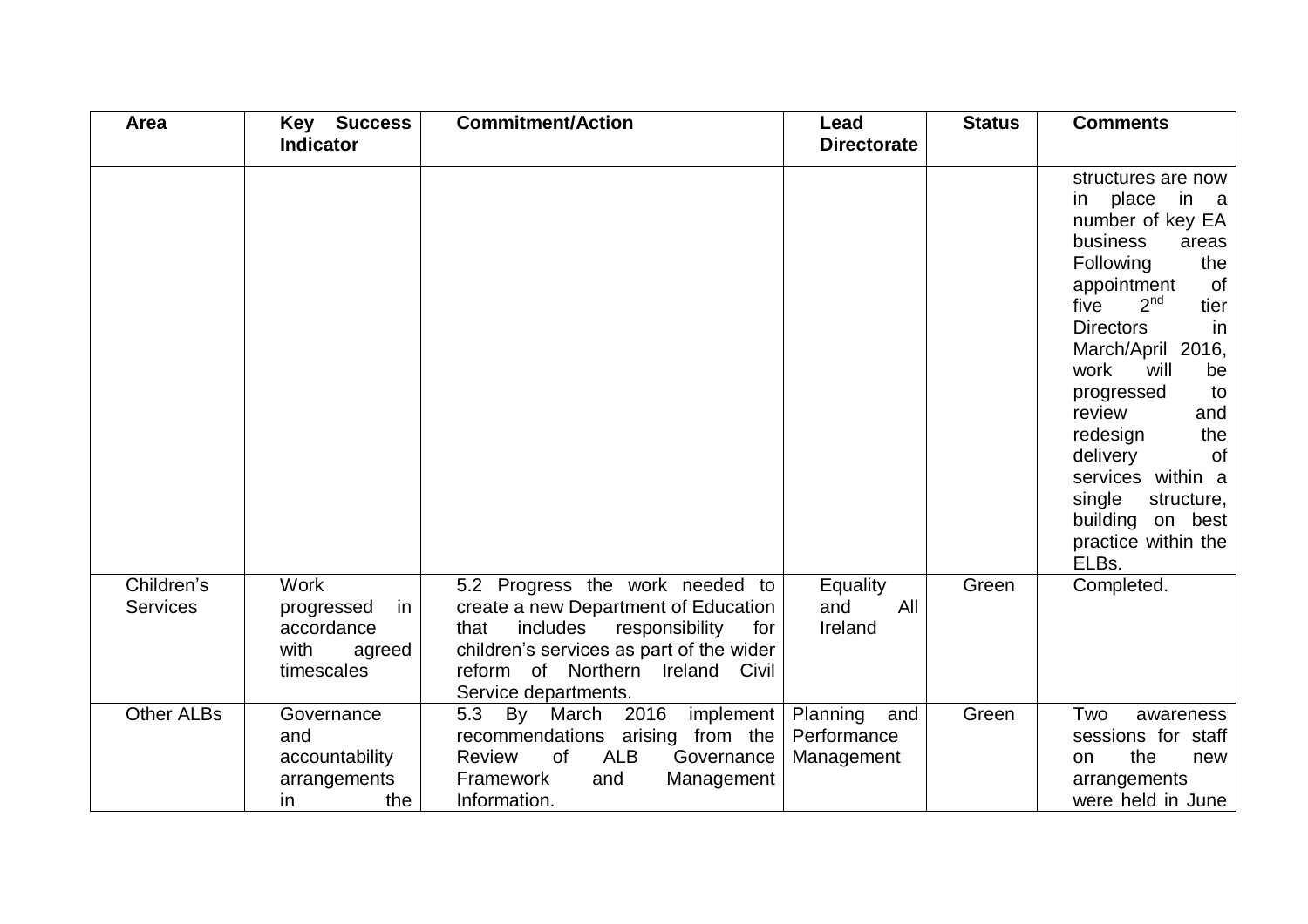| Area | Key Success Indicator | Commitment/Action | Lead Directorate | Status | Comments |
|---|---|---|---|---|---|
| | | | | | structures are now in place in a number of key EA business areas Following the appointment of five 2nd tier Directors in March/April 2016, work will be progressed to review and redesign the delivery of services within a single structure, building on best practice within the ELBs. |
| Children's Services | Work progressed in accordance with agreed timescales | 5.2 Progress the work needed to create a new Department of Education that includes responsibility for children's services as part of the wider reform of Northern Ireland Civil Service departments. | Equality and All Ireland | Green | Completed. |
| Other ALBs | Governance and accountability arrangements in the | 5.3 By March 2016 implement recommendations arising from the Review of ALB Governance Framework and Management Information. | Planning and Performance Management | Green | Two awareness sessions for staff on the new arrangements were held in June |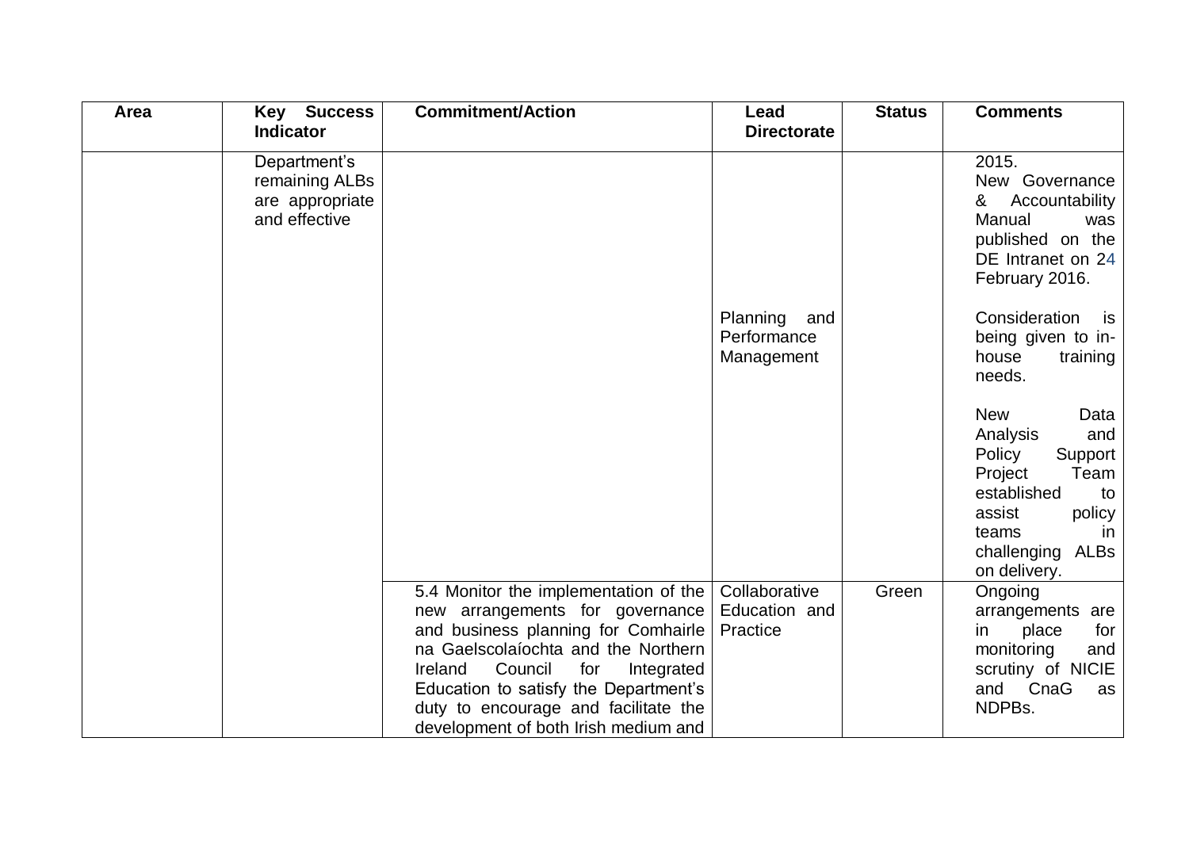| Area | Key Success Indicator | Commitment/Action | Lead Directorate | Status | Comments |
|---|---|---|---|---|---|
| | Department's remaining ALBs are appropriate and effective | | Planning and Performance Management | | 2015.<br>New Governance & Accountability Manual was published on the DE Intranet on 24 February 2016.<br><br>Consideration is being given to in-house training needs.<br><br>New Data Analysis and Policy Support Project Team established to assist policy teams in challenging ALBs on delivery. |
| | | 5.4 Monitor the implementation of the new arrangements for governance and business planning for Comhairle na Gaelscolaíochta and the Northern Ireland Council for Integrated Education to satisfy the Department's duty to encourage and facilitate the development of both Irish medium and | Collaborative Education and Practice | Green | Ongoing arrangements are in place for monitoring and scrutiny of NICIE and CnaG as NDPBs. |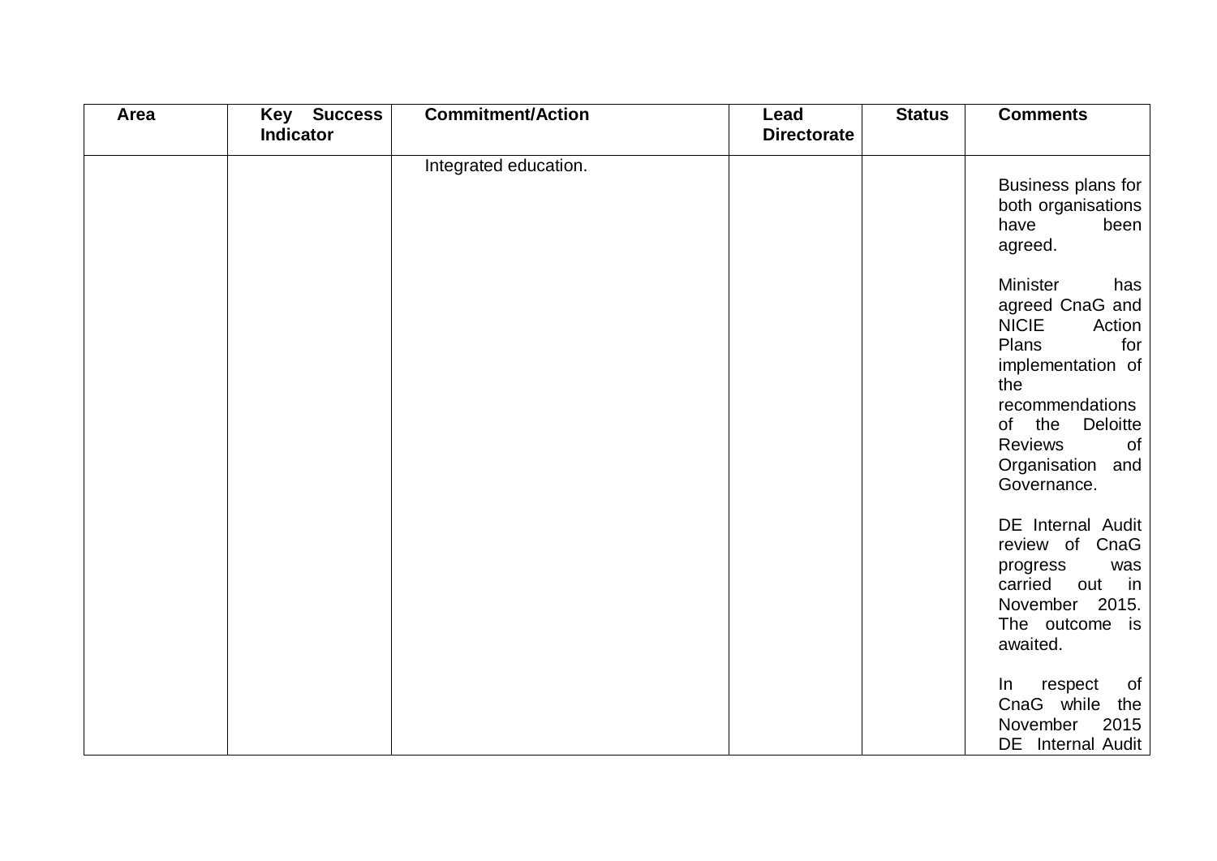| Area | Key Success Indicator | Commitment/Action | Lead Directorate | Status | Comments |
| --- | --- | --- | --- | --- | --- |
| | | Integrated education. | | | Business plans for both organisations have been agreed.<br><br>Minister has agreed CnaG and NICIE Action Plans for implementation of the recommendations of the Deloitte Reviews of Organisation and Governance.<br><br>DE Internal Audit review of CnaG progress was carried out in November 2015. The outcome is awaited.<br><br>In respect of CnaG while the November 2015 DE Internal Audit |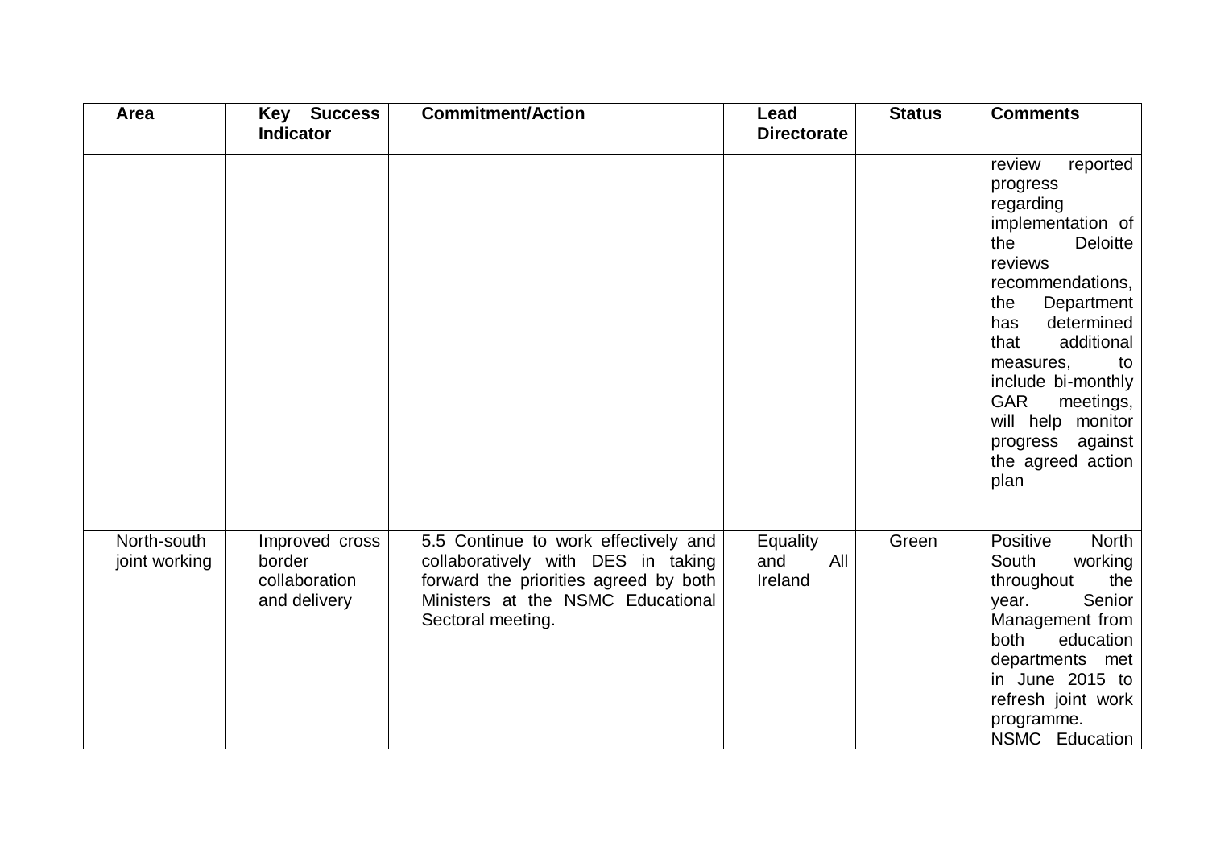| Area | Key Success Indicator | Commitment/Action | Lead Directorate | Status | Comments |
|---|---|---|---|---|---|
| | | | | | review reported progress regarding implementation of the Deloitte reviews recommendations, the Department has determined that additional measures, to include bi-monthly GAR meetings, will help monitor progress against the agreed action plan |
| North-south joint working | Improved cross border collaboration and delivery | 5.5 Continue to work effectively and collaboratively with DES in taking forward the priorities agreed by both Ministers at the NSMC Educational Sectoral meeting. | Equality and All Ireland | Green | Positive North South working throughout the year. Senior Management from both education departments met in June 2015 to refresh joint work programme. NSMC Education |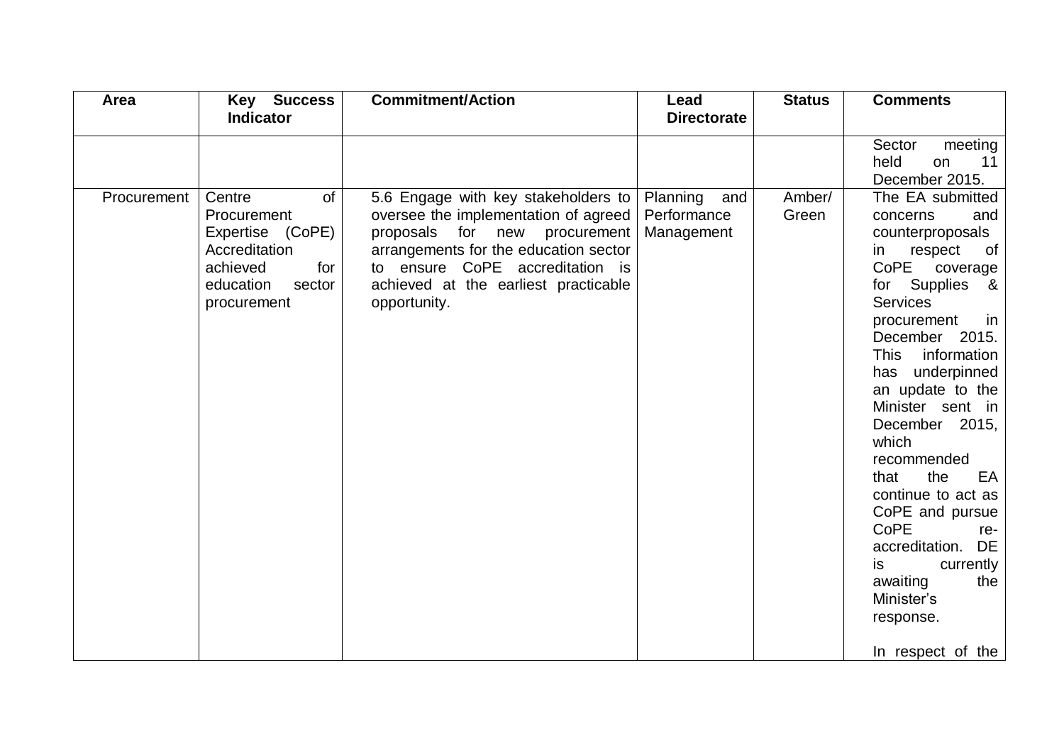| Area | Key Success Indicator | Commitment/Action | Lead Directorate | Status | Comments |
|---|---|---|---|---|---|
| | | | | | Sector meeting held on 11 December 2015. |
| Procurement | Centre of Procurement Expertise (CoPE) Accreditation achieved for education sector procurement | 5.6 Engage with key stakeholders to oversee the implementation of agreed proposals for new procurement arrangements for the education sector to ensure CoPE accreditation is achieved at the earliest practicable opportunity. | Planning and Performance Management | Amber/ Green | The EA submitted concerns and counterproposals in respect of CoPE coverage for Supplies & Services procurement in December 2015. This information has underpinned an update to the Minister sent in December 2015, which recommended that the EA continue to act as CoPE and pursue CoPE re-accreditation. DE is currently awaiting the Minister's response.<br><br>In respect of the |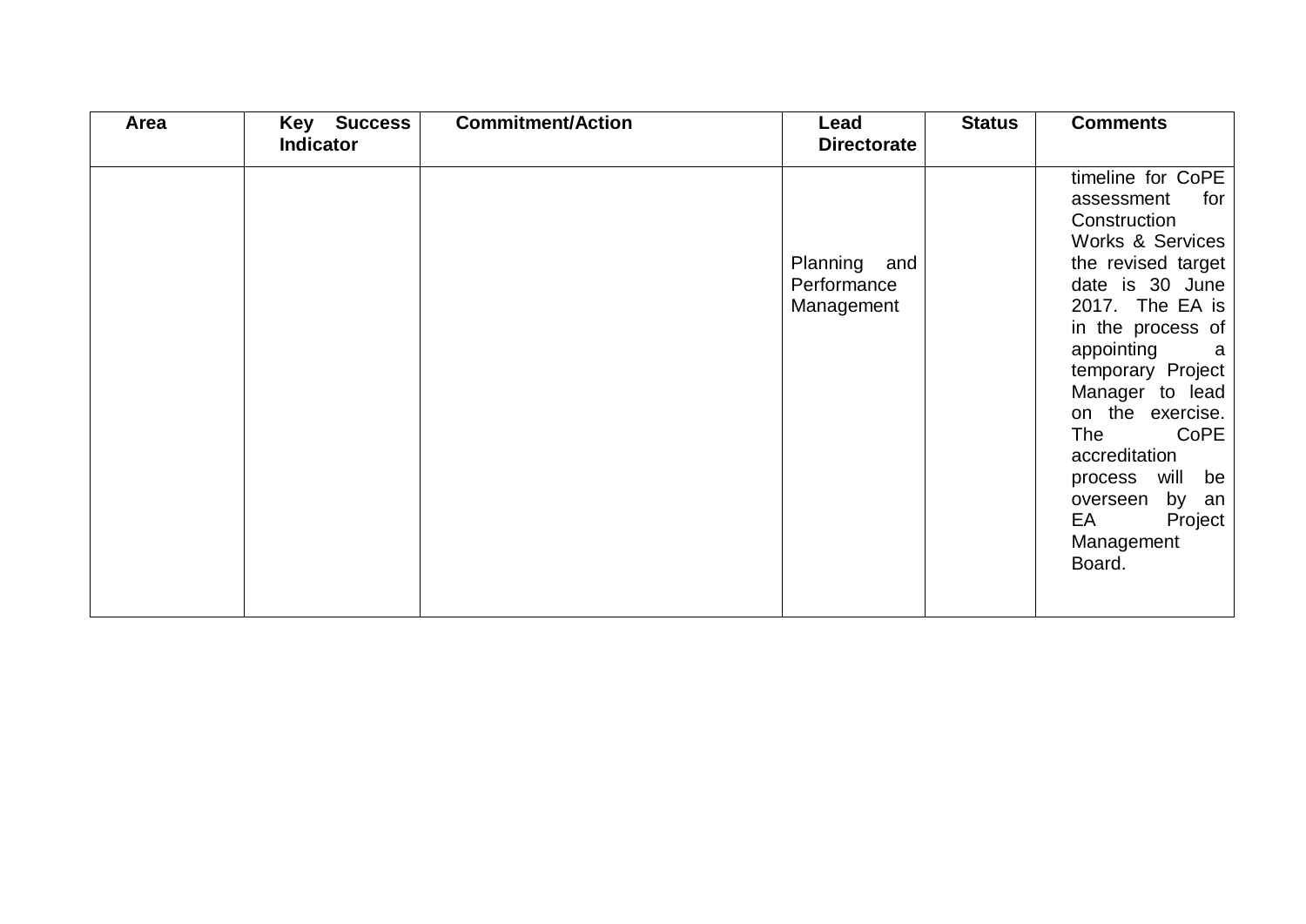| Area | Key Success Indicator | Commitment/Action | Lead Directorate | Status | Comments |
|---|---|---|---|---|---|
| | | | Planning and Performance Management | | timeline for CoPE assessment for Construction Works & Services the revised target date is 30 June 2017. The EA is in the process of appointing a temporary Project Manager to lead on the exercise. The CoPE accreditation process will be overseen by an EA Project Management Board. |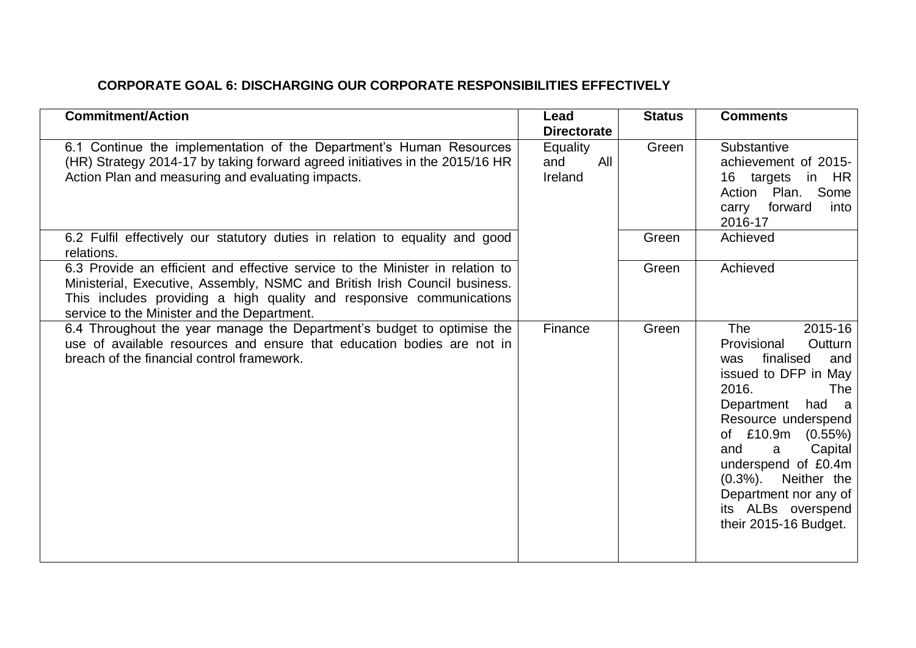**CORPORATE GOAL 6: DISCHARGING OUR CORPORATE RESPONSIBILITIES EFFECTIVELY**

| Commitment/Action | Lead Directorate | Status | Comments |
|---|---|---|---|
| 6.1 Continue the implementation of the Department's Human Resources (HR) Strategy 2014-17 by taking forward agreed initiatives in the 2015/16 HR Action Plan and measuring and evaluating impacts. | Equality and All Ireland | Green | Substantive achievement of 2015-16 targets in HR Action Plan. Some carry forward into 2016-17 |
| 6.2 Fulfil effectively our statutory duties in relation to equality and good relations. | | Green | Achieved |
| 6.3 Provide an efficient and effective service to the Minister in relation to Ministerial, Executive, Assembly, NSMC and British Irish Council business. This includes providing a high quality and responsive communications service to the Minister and the Department. | | Green | Achieved |
| 6.4 Throughout the year manage the Department's budget to optimise the use of available resources and ensure that education bodies are not in breach of the financial control framework. | Finance | Green | The 2015-16 Provisional Outturn was finalised and issued to DFP in May 2016. The Department had a Resource underspend of £10.9m (0.55%) and a Capital underspend of £0.4m (0.3%). Neither the Department nor any of its ALBs overspend their 2015-16 Budget. |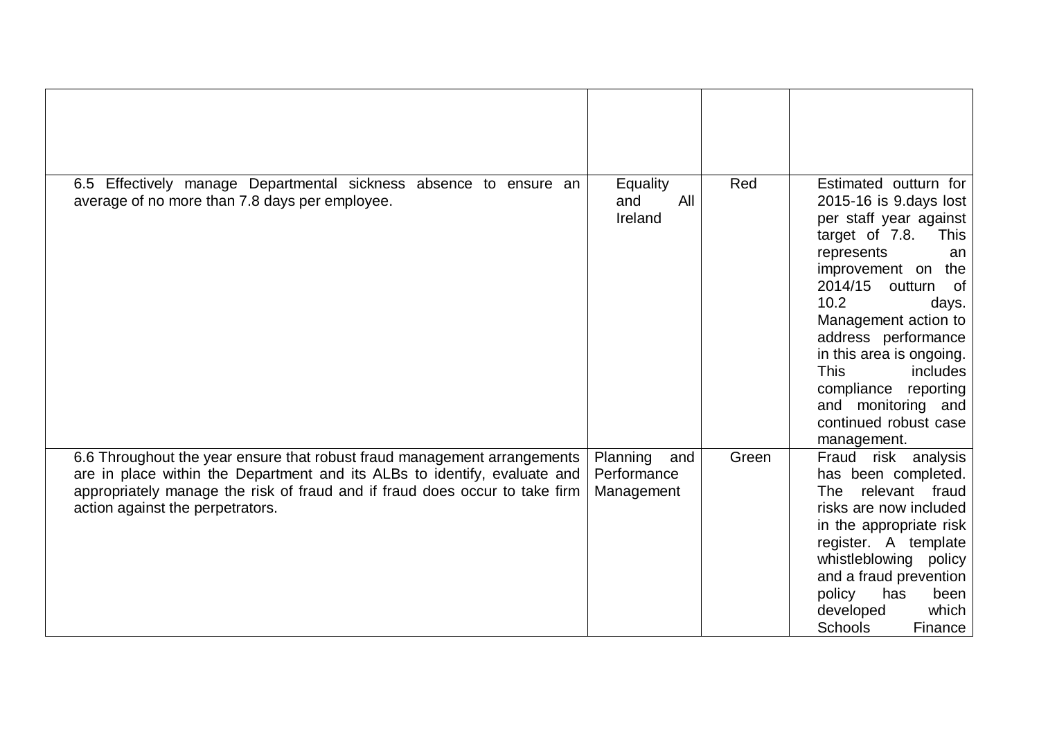| | | | |
|---|---|---|---|
| 6.5 Effectively manage Departmental sickness absence to ensure an average of no more than 7.8 days per employee. | Equality and All Ireland | Red | Estimated outturn for 2015-16 is 9.days lost per staff year against target of 7.8. This represents an improvement on the 2014/15 outturn of 10.2 days. Management action to address performance in this area is ongoing. This includes compliance reporting and monitoring and continued robust case management. |
| 6.6 Throughout the year ensure that robust fraud management arrangements are in place within the Department and its ALBs to identify, evaluate and appropriately manage the risk of fraud and if fraud does occur to take firm action against the perpetrators. | Planning and Performance Management | Green | Fraud risk analysis has been completed. The relevant fraud risks are now included in the appropriate risk register. A template whistleblowing policy and a fraud prevention policy has been developed which Schools Finance |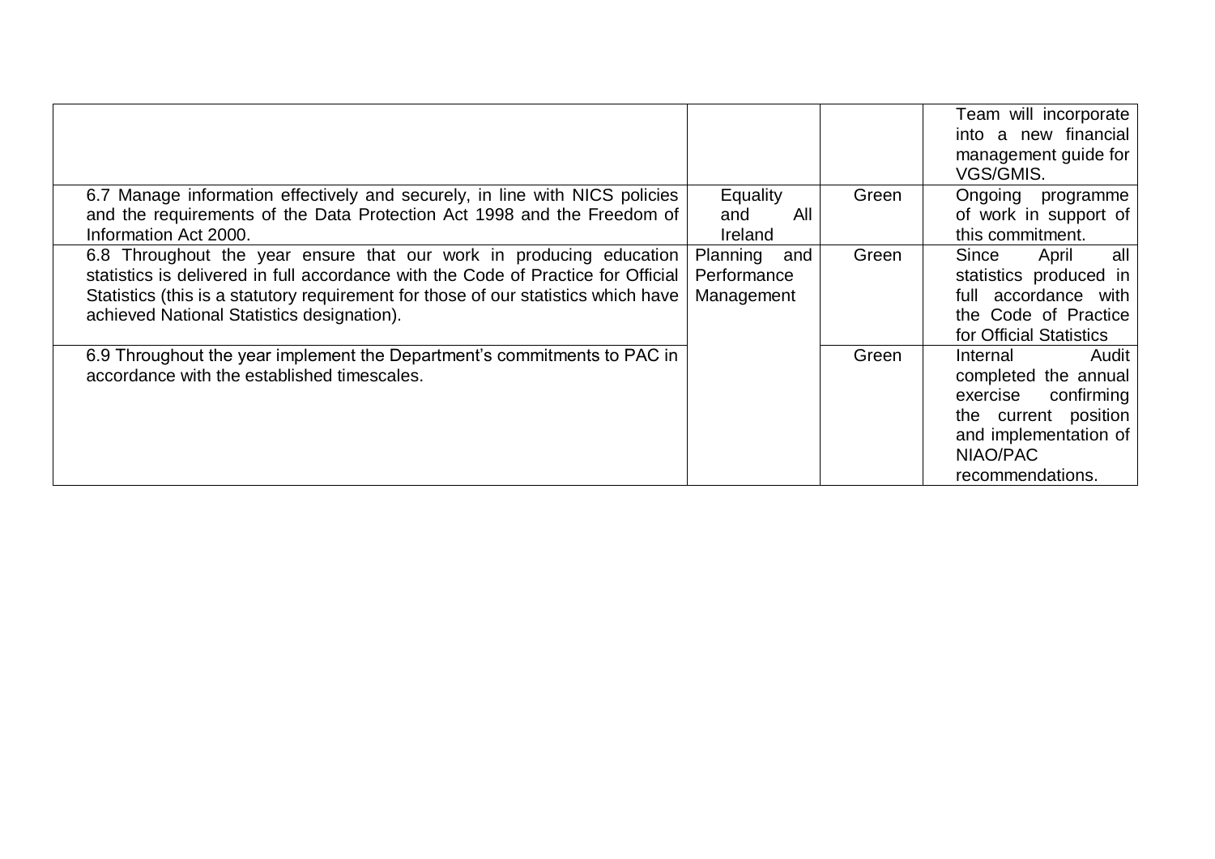| | | | |
|---|---|---|---|
| | | | Team will incorporate into a new financial management guide for VGS/GMIS. |
| 6.7 Manage information effectively and securely, in line with NICS policies and the requirements of the Data Protection Act 1998 and the Freedom of Information Act 2000. | Equality and All Ireland | Green | Ongoing programme of work in support of this commitment. |
| 6.8 Throughout the year ensure that our work in producing education statistics is delivered in full accordance with the Code of Practice for Official Statistics (this is a statutory requirement for those of our statistics which have achieved National Statistics designation). | Planning and Performance Management | Green | Since April all statistics produced in full accordance with the Code of Practice for Official Statistics |
| 6.9 Throughout the year implement the Department's commitments to PAC in accordance with the established timescales. | | Green | Internal Audit completed the annual exercise confirming the current position and implementation of NIAO/PAC recommendations. |